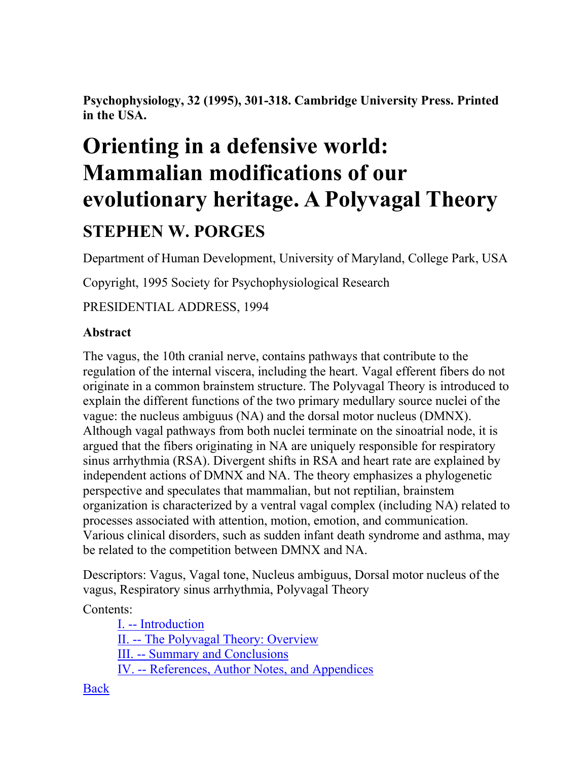**Psychophysiology, 32 (1995), 301-318. Cambridge University Press. Printed in the USA.**

# Orienting in a defensive world: Mammalian modifications of our evolutionary heritage. A Polyvagal Theory

## STEPHEN W. PORGES

Department of Human Development, University of Maryland, College Park, USA

Copyright, 1995 Society for Psychophysiological Research

PRESIDENTIAL ADDRESS, 1994

### Abstract

The vagus, the 10th cranial nerve, contains pathways that contribute to the regulation of the internal viscera, including the heart. Vagal efferent fibers do not originate in a common brainstem structure. The Polyvagal Theory is introduced to explain the different functions of the two primary medullary source nuclei of the vague: the nucleus ambiguus (NA) and the dorsal motor nucleus (DMNX). Although vagal pathways from both nuclei terminate on the sinoatrial node, it is argued that the fibers originating in NA are uniquely responsible for respiratory sinus arrhythmia (RSA). Divergent shifts in RSA and heart rate are explained by independent actions of DMNX and NA. The theory emphasizes a phylogenetic perspective and speculates that mammalian, but not reptilian, brainstem organization is characterized by a ventral vagal complex (including NA) related to processes associated with attention, motion, emotion, and communication. Various clinical disorders, such as sudden infant death syndrome and asthma, may be related to the competition between DMNX and NA.

Descriptors: Vagus, Vagal tone, Nucleus ambiguus, Dorsal motor nucleus of the vagus, Respiratory sinus arrhythmia, Polyvagal Theory

Contents:

- I. -- Introduction
- II. -- The Polyvagal Theory: Overview
- III. -- Summary and Conclusions
- IV. -- References, Author Notes, and Appendices

Back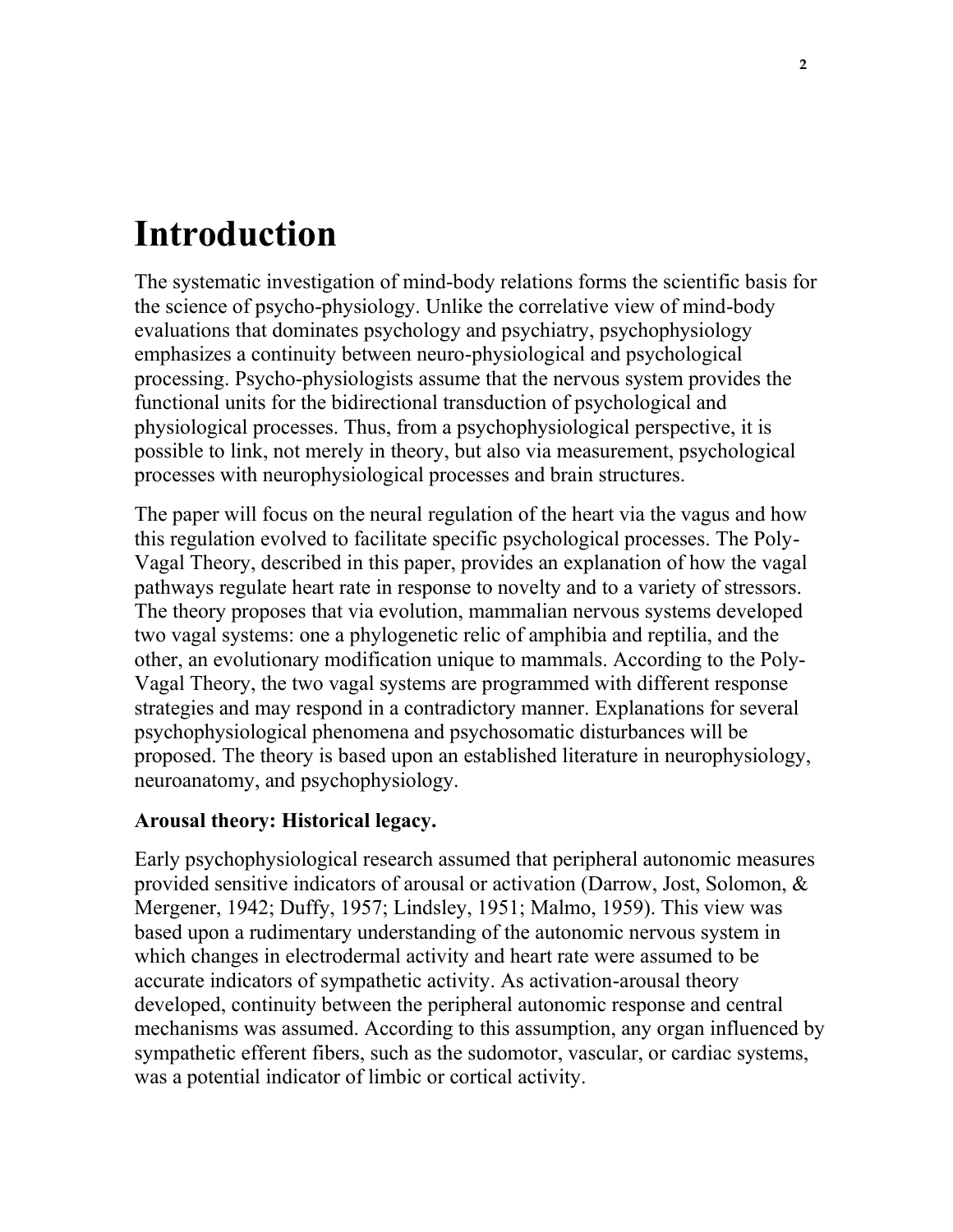# Introduction

The systematic investigation of mind-body relations forms the scientific basis for the science of psycho-physiology. Unlike the correlative view of mind-body evaluations that dominates psychology and psychiatry, psychophysiology emphasizes a continuity between neuro-physiological and psychological processing. Psycho-physiologists assume that the nervous system provides the functional units for the bidirectional transduction of psychological and physiological processes. Thus, from a psychophysiological perspective, it is possible to link, not merely in theory, but also via measurement, psychological processes with neurophysiological processes and brain structures.

The paper will focus on the neural regulation of the heart via the vagus and how this regulation evolved to facilitate specific psychological processes. The Poly-Vagal Theory, described in this paper, provides an explanation of how the vagal pathways regulate heart rate in response to novelty and to a variety of stressors. The theory proposes that via evolution, mammalian nervous systems developed two vagal systems: one a phylogenetic relic of amphibia and reptilia, and the other, an evolutionary modification unique to mammals. According to the Poly-Vagal Theory, the two vagal systems are programmed with different response strategies and may respond in a contradictory manner. Explanations for several psychophysiological phenomena and psychosomatic disturbances will be proposed. The theory is based upon an established literature in neurophysiology, neuroanatomy, and psychophysiology.

### Arousal theory: Historical legacy.

Early psychophysiological research assumed that peripheral autonomic measures provided sensitive indicators of arousal or activation (Darrow, Jost, Solomon, & Mergener, 1942; Duffy, 1957; Lindsley, 1951; Malmo, 1959). This view was based upon a rudimentary understanding of the autonomic nervous system in which changes in electrodermal activity and heart rate were assumed to be accurate indicators of sympathetic activity. As activation-arousal theory developed, continuity between the peripheral autonomic response and central mechanisms was assumed. According to this assumption, any organ influenced by sympathetic efferent fibers, such as the sudomotor, vascular, or cardiac systems, was a potential indicator of limbic or cortical activity.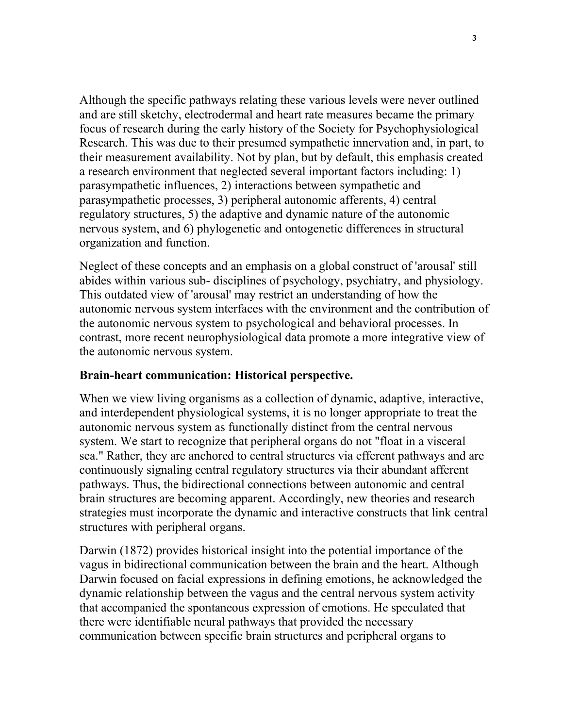Although the specific pathways relating these various levels were never outlined and are still sketchy, electrodermal and heart rate measures became the primary focus of research during the early history of the Society for Psychophysiological Research. This was due to their presumed sympathetic innervation and, in part, to their measurement availability. Not by plan, but by default, this emphasis created a research environment that neglected several important factors including: 1) parasympathetic influences, 2) interactions between sympathetic and parasympathetic processes, 3) peripheral autonomic afferents, 4) central regulatory structures, 5) the adaptive and dynamic nature of the autonomic nervous system, and 6) phylogenetic and ontogenetic differences in structural organization and function.

Neglect of these concepts and an emphasis on a global construct of 'arousal' still abides within various sub- disciplines of psychology, psychiatry, and physiology. This outdated view of 'arousal' may restrict an understanding of how the autonomic nervous system interfaces with the environment and the contribution of the autonomic nervous system to psychological and behavioral processes. In contrast, more recent neurophysiological data promote a more integrative view of the autonomic nervous system.

**Brain-heart communication: Historical perspective.**

When we view living organisms as a collection of dynamic, adaptive, interactive, and interdependent physiological systems, it is no longer appropriate to treat the autonomic nervous system as functionally distinct from the central nervous system. We start to recognize that peripheral organs do not "float in a visceral sea." Rather, they are anchored to central structures via efferent pathways and are continuously signaling central regulatory structures via their abundant afferent pathways. Thus, the bidirectional connections between autonomic and central brain structures are becoming apparent. Accordingly, new theories and research strategies must incorporate the dynamic and interactive constructs that link central structures with peripheral organs.

Darwin (1872) provides historical insight into the potential importance of the vagus in bidirectional communication between the brain and the heart. Although Darwin focused on facial expressions in defining emotions, he acknowledged the dynamic relationship between the vagus and the central nervous system activity that accompanied the spontaneous expression of emotions. He speculated that there were identifiable neural pathways that provided the necessary communication between specific brain structures and peripheral organs to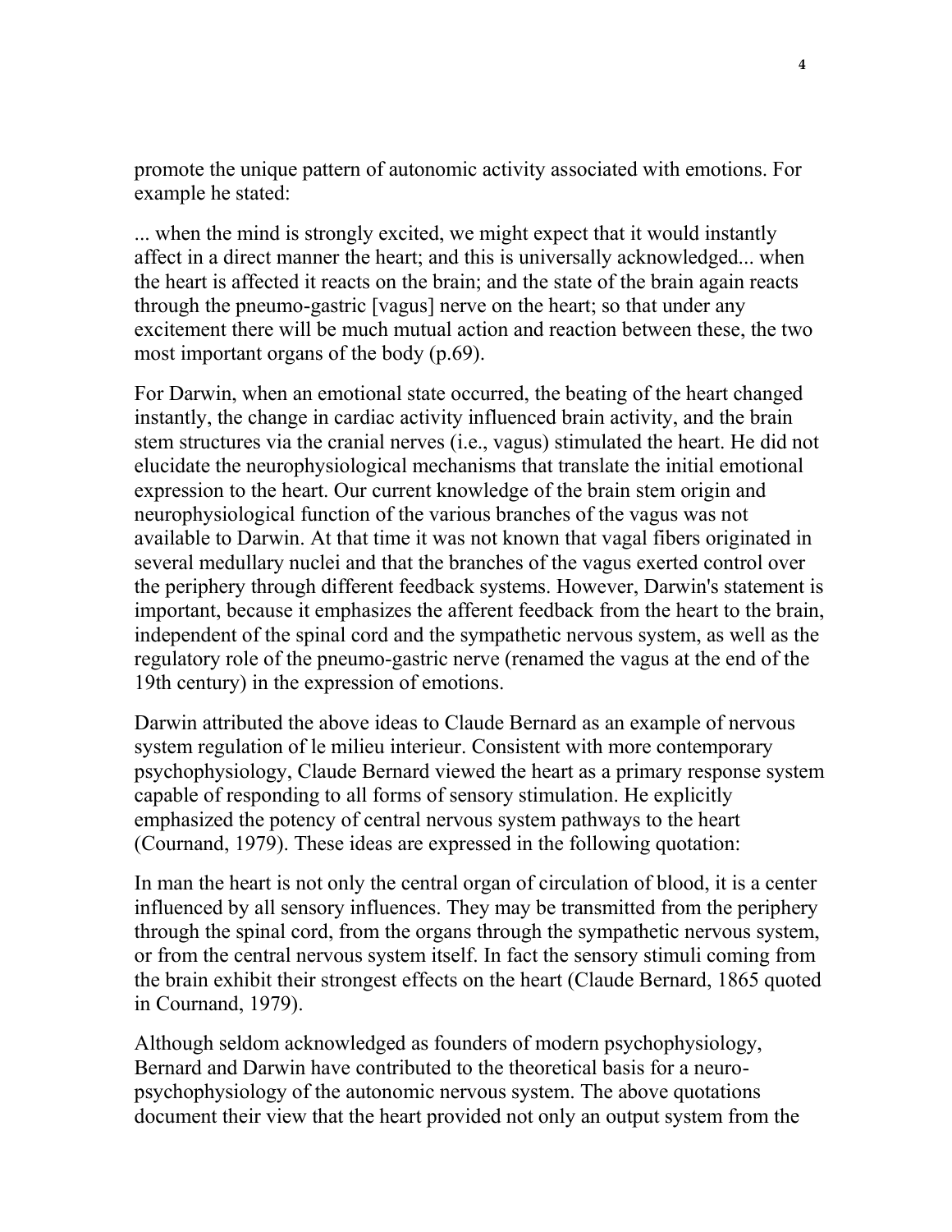promote the unique pattern of autonomic activity associated with emotions. For example he stated:

... when the mind is strongly excited, we might expect that it would instantly affect in a direct manner the heart; and this is universally acknowledged... when the heart is affected it reacts on the brain; and the state of the brain again reacts through the pneumo-gastric [vagus] nerve on the heart; so that under any excitement there will be much mutual action and reaction between these, the two most important organs of the body (p.69).

For Darwin, when an emotional state occurred, the beating of the heart changed instantly, the change in cardiac activity influenced brain activity, and the brain stem structures via the cranial nerves (i.e., vagus) stimulated the heart. He did not elucidate the neurophysiological mechanisms that translate the initial emotional expression to the heart. Our current knowledge of the brain stem origin and neurophysiological function of the various branches of the vagus was not available to Darwin. At that time it was not known that vagal fibers originated in several medullary nuclei and that the branches of the vagus exerted control over the periphery through different feedback systems. However, Darwin's statement is important, because it emphasizes the afferent feedback from the heart to the brain, independent of the spinal cord and the sympathetic nervous system, as well as the regulatory role of the pneumo-gastric nerve (renamed the vagus at the end of the 19th century) in the expression of emotions.

Darwin attributed the above ideas to Claude Bernard as an example of nervous system regulation of le milieu interieur. Consistent with more contemporary psychophysiology, Claude Bernard viewed the heart as a primary response system capable of responding to all forms of sensory stimulation. He explicitly emphasized the potency of central nervous system pathways to the heart (Cournand, 1979). These ideas are expressed in the following quotation:

In man the heart is not only the central organ of circulation of blood, it is a center influenced by all sensory influences. They may be transmitted from the periphery through the spinal cord, from the organs through the sympathetic nervous system, or from the central nervous system itself. In fact the sensory stimuli coming from the brain exhibit their strongest effects on the heart (Claude Bernard, 1865 quoted in Cournand, 1979).

Although seldom acknowledged as founders of modern psychophysiology, Bernard and Darwin have contributed to the theoretical basis for a neuro-psychophysiology of the autonomic nervous system. The above quotations document their view that the heart provided not only an output system from the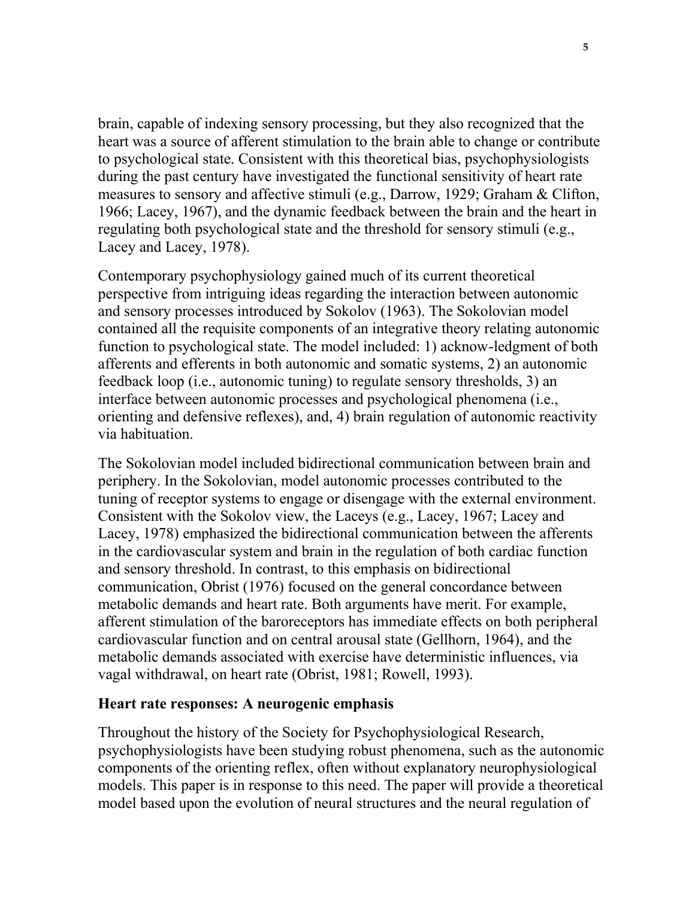brain, capable of indexing sensory processing, but they also recognized that the heart was a source of afferent stimulation to the brain able to change or contribute to psychological state. Consistent with this theoretical bias, psychophysiologists during the past century have investigated the functional sensitivity of heart rate measures to sensory and affective stimuli (e.g., Darrow, 1929; Graham & Clifton, 1966; Lacey, 1967), and the dynamic feedback between the brain and the heart in regulating both psychological state and the threshold for sensory stimuli (e.g., Lacey and Lacey, 1978).

Contemporary psychophysiology gained much of its current theoretical perspective from intriguing ideas regarding the interaction between autonomic and sensory processes introduced by Sokolov (1963). The Sokolovian model contained all the requisite components of an integrative theory relating autonomic function to psychological state. The model included: 1) acknow-ledgment of both afferents and efferents in both autonomic and somatic systems, 2) an autonomic feedback loop (i.e., autonomic tuning) to regulate sensory thresholds, 3) an interface between autonomic processes and psychological phenomena (i.e., orienting and defensive reflexes), and, 4) brain regulation of autonomic reactivity via habituation.

The Sokolovian model included bidirectional communication between brain and periphery. In the Sokolovian, model autonomic processes contributed to the tuning of receptor systems to engage or disengage with the external environment. Consistent with the Sokolov view, the Laceys (e.g., Lacey, 1967; Lacey and Lacey, 1978) emphasized the bidirectional communication between the afferents in the cardiovascular system and brain in the regulation of both cardiac function and sensory threshold. In contrast, to this emphasis on bidirectional communication, Obrist (1976) focused on the general concordance between metabolic demands and heart rate. Both arguments have merit. For example, afferent stimulation of the baroreceptors has immediate effects on both peripheral cardiovascular function and on central arousal state (Gellhorn, 1964), and the metabolic demands associated with exercise have deterministic influences, via vagal withdrawal, on heart rate (Obrist, 1981; Rowell, 1993).

## Heart rate responses: A neurogenic emphasis

Throughout the history of the Society for Psychophysiological Research, psychophysiologists have been studying robust phenomena, such as the autonomic components of the orienting reflex, often without explanatory neurophysiological models. This paper is in response to this need. The paper will provide a theoretical model based upon the evolution of neural structures and the neural regulation of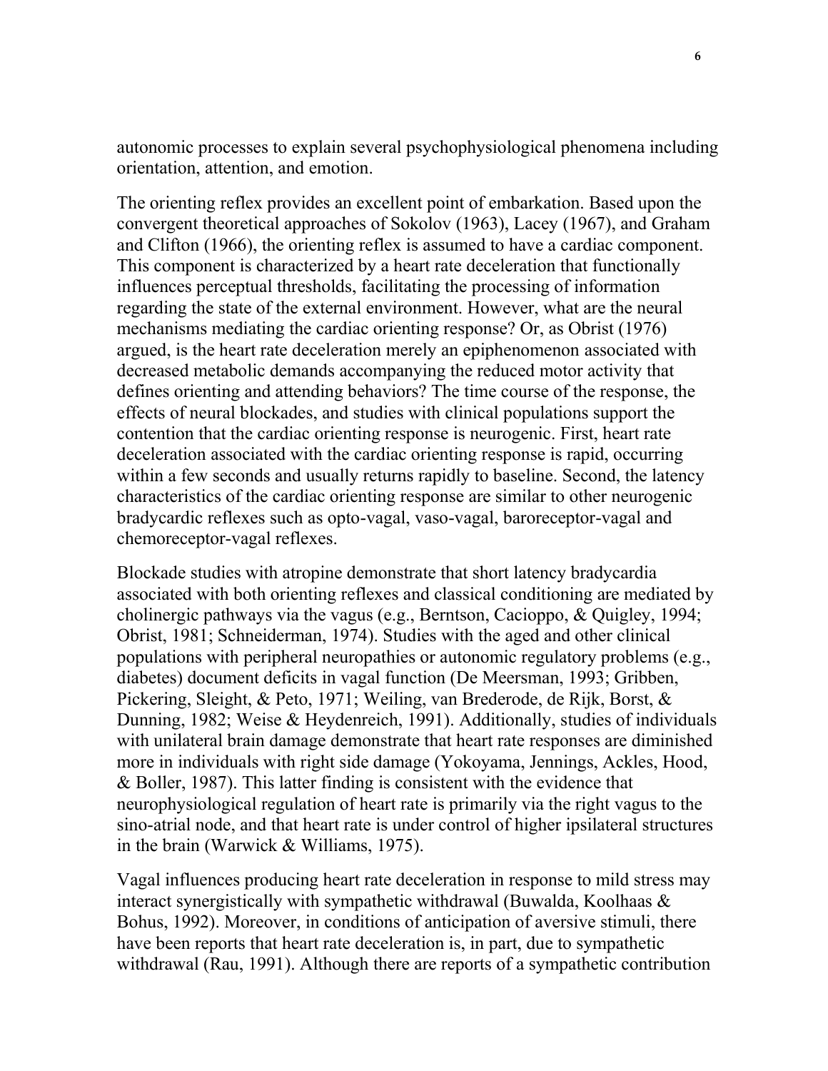autonomic processes to explain several psychophysiological phenomena including orientation, attention, and emotion.

The orienting reflex provides an excellent point of embarkation. Based upon the convergent theoretical approaches of Sokolov (1963), Lacey (1967), and Graham and Clifton (1966), the orienting reflex is assumed to have a cardiac component. This component is characterized by a heart rate deceleration that functionally influences perceptual thresholds, facilitating the processing of information regarding the state of the external environment. However, what are the neural mechanisms mediating the cardiac orienting response? Or, as Obrist (1976) argued, is the heart rate deceleration merely an epiphenomenon associated with decreased metabolic demands accompanying the reduced motor activity that defines orienting and attending behaviors? The time course of the response, the effects of neural blockades, and studies with clinical populations support the contention that the cardiac orienting response is neurogenic. First, heart rate deceleration associated with the cardiac orienting response is rapid, occurring within a few seconds and usually returns rapidly to baseline. Second, the latency characteristics of the cardiac orienting response are similar to other neurogenic bradycardic reflexes such as opto-vagal, vaso-vagal, baroreceptor-vagal and chemoreceptor-vagal reflexes.

Blockade studies with atropine demonstrate that short latency bradycardia associated with both orienting reflexes and classical conditioning are mediated by cholinergic pathways via the vagus (e.g., Berntson, Cacioppo, & Quigley, 1994; Obrist, 1981; Schneiderman, 1974). Studies with the aged and other clinical populations with peripheral neuropathies or autonomic regulatory problems (e.g., diabetes) document deficits in vagal function (De Meersman, 1993; Gribben, Pickering, Sleight, & Peto, 1971; Weiling, van Brederode, de Rijk, Borst, & Dunning, 1982; Weise & Heydenreich, 1991). Additionally, studies of individuals with unilateral brain damage demonstrate that heart rate responses are diminished more in individuals with right side damage (Yokoyama, Jennings, Ackles, Hood, & Boller, 1987). This latter finding is consistent with the evidence that neurophysiological regulation of heart rate is primarily via the right vagus to the sino-atrial node, and that heart rate is under control of higher ipsilateral structures in the brain (Warwick & Williams, 1975).

Vagal influences producing heart rate deceleration in response to mild stress may interact synergistically with sympathetic withdrawal (Buwalda, Koolhaas & Bohus, 1992). Moreover, in conditions of anticipation of aversive stimuli, there have been reports that heart rate deceleration is, in part, due to sympathetic withdrawal (Rau, 1991). Although there are reports of a sympathetic contribution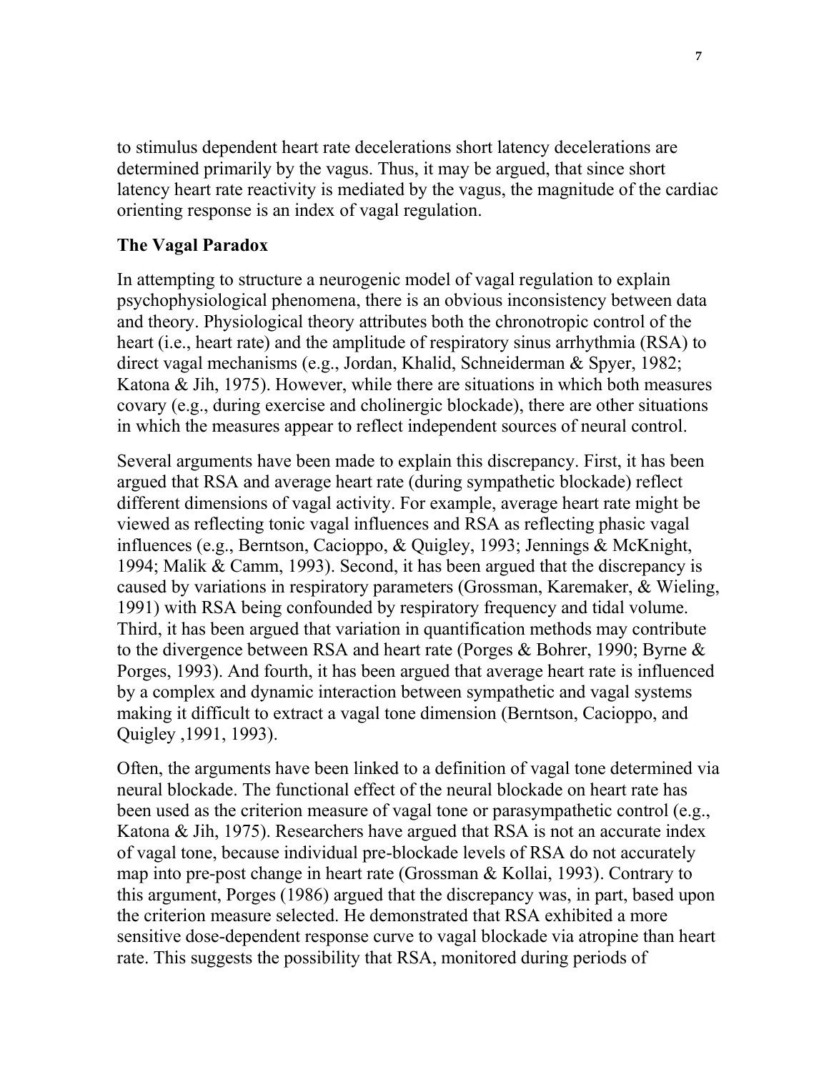to stimulus dependent heart rate decelerations short latency decelerations are determined primarily by the vagus. Thus, it may be argued, that since short latency heart rate reactivity is mediated by the vagus, the magnitude of the cardiac orienting response is an index of vagal regulation.

### The Vagal Paradox

In attempting to structure a neurogenic model of vagal regulation to explain psychophysiological phenomena, there is an obvious inconsistency between data and theory. Physiological theory attributes both the chronotropic control of the heart (i.e., heart rate) and the amplitude of respiratory sinus arrhythmia (RSA) to direct vagal mechanisms (e.g., Jordan, Khalid, Schneiderman & Spyer, 1982; Katona & Jih, 1975). However, while there are situations in which both measures covary (e.g., during exercise and cholinergic blockade), there are other situations in which the measures appear to reflect independent sources of neural control.

Several arguments have been made to explain this discrepancy. First, it has been argued that RSA and average heart rate (during sympathetic blockade) reflect different dimensions of vagal activity. For example, average heart rate might be viewed as reflecting tonic vagal influences and RSA as reflecting phasic vagal influences (e.g., Berntson, Cacioppo, & Quigley, 1993; Jennings & McKnight, 1994; Malik & Camm, 1993). Second, it has been argued that the discrepancy is caused by variations in respiratory parameters (Grossman, Karemaker, & Wieling, 1991) with RSA being confounded by respiratory frequency and tidal volume. Third, it has been argued that variation in quantification methods may contribute to the divergence between RSA and heart rate (Porges & Bohrer, 1990; Byrne & Porges, 1993). And fourth, it has been argued that average heart rate is influenced by a complex and dynamic interaction between sympathetic and vagal systems making it difficult to extract a vagal tone dimension (Berntson, Cacioppo, and Quigley ,1991, 1993).

Often, the arguments have been linked to a definition of vagal tone determined via neural blockade. The functional effect of the neural blockade on heart rate has been used as the criterion measure of vagal tone or parasympathetic control (e.g., Katona & Jih, 1975). Researchers have argued that RSA is not an accurate index of vagal tone, because individual pre-blockade levels of RSA do not accurately map into pre-post change in heart rate (Grossman & Kollai, 1993). Contrary to this argument, Porges (1986) argued that the discrepancy was, in part, based upon the criterion measure selected. He demonstrated that RSA exhibited a more sensitive dose-dependent response curve to vagal blockade via atropine than heart rate. This suggests the possibility that RSA, monitored during periods of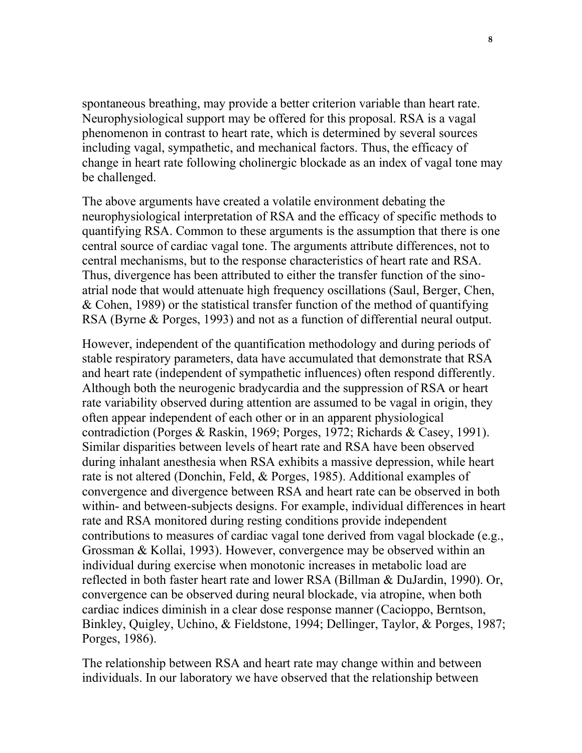spontaneous breathing, may provide a better criterion variable than heart rate. Neurophysiological support may be offered for this proposal. RSA is a vagal phenomenon in contrast to heart rate, which is determined by several sources including vagal, sympathetic, and mechanical factors. Thus, the efficacy of change in heart rate following cholinergic blockade as an index of vagal tone may be challenged.

The above arguments have created a volatile environment debating the neurophysiological interpretation of RSA and the efficacy of specific methods to quantifying RSA. Common to these arguments is the assumption that there is one central source of cardiac vagal tone. The arguments attribute differences, not to central mechanisms, but to the response characteristics of heart rate and RSA. Thus, divergence has been attributed to either the transfer function of the sino-atrial node that would attenuate high frequency oscillations (Saul, Berger, Chen, & Cohen, 1989) or the statistical transfer function of the method of quantifying RSA (Byrne & Porges, 1993) and not as a function of differential neural output.

However, independent of the quantification methodology and during periods of stable respiratory parameters, data have accumulated that demonstrate that RSA and heart rate (independent of sympathetic influences) often respond differently. Although both the neurogenic bradycardia and the suppression of RSA or heart rate variability observed during attention are assumed to be vagal in origin, they often appear independent of each other or in an apparent physiological contradiction (Porges & Raskin, 1969; Porges, 1972; Richards & Casey, 1991). Similar disparities between levels of heart rate and RSA have been observed during inhalant anesthesia when RSA exhibits a massive depression, while heart rate is not altered (Donchin, Feld, & Porges, 1985). Additional examples of convergence and divergence between RSA and heart rate can be observed in both within- and between-subjects designs. For example, individual differences in heart rate and RSA monitored during resting conditions provide independent contributions to measures of cardiac vagal tone derived from vagal blockade (e.g., Grossman & Kollai, 1993). However, convergence may be observed within an individual during exercise when monotonic increases in metabolic load are reflected in both faster heart rate and lower RSA (Billman & DuJardin, 1990). Or, convergence can be observed during neural blockade, via atropine, when both cardiac indices diminish in a clear dose response manner (Cacioppo, Berntson, Binkley, Quigley, Uchino, & Fieldstone, 1994; Dellinger, Taylor, & Porges, 1987; Porges, 1986).

The relationship between RSA and heart rate may change within and between individuals. In our laboratory we have observed that the relationship between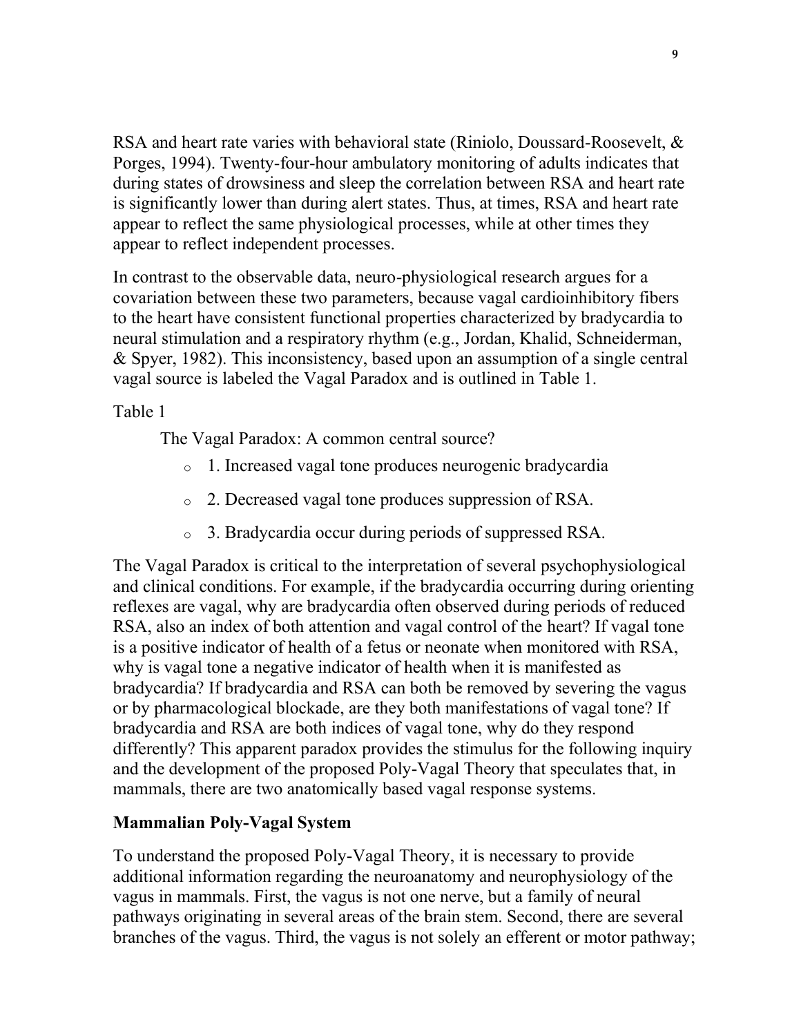RSA and heart rate varies with behavioral state (Riniolo, Doussard-Roosevelt, & Porges, 1994). Twenty-four-hour ambulatory monitoring of adults indicates that during states of drowsiness and sleep the correlation between RSA and heart rate is significantly lower than during alert states. Thus, at times, RSA and heart rate appear to reflect the same physiological processes, while at other times they appear to reflect independent processes.

In contrast to the observable data, neuro-physiological research argues for a covariation between these two parameters, because vagal cardioinhibitory fibers to the heart have consistent functional properties characterized by bradycardia to neural stimulation and a respiratory rhythm (e.g., Jordan, Khalid, Schneiderman, & Spyer, 1982). This inconsistency, based upon an assumption of a single central vagal source is labeled the Vagal Paradox and is outlined in Table 1.

Table 1

The Vagal Paradox: A common central source?

- 1. Increased vagal tone produces neurogenic bradycardia
- 2. Decreased vagal tone produces suppression of RSA.
- 3. Bradycardia occur during periods of suppressed RSA.

The Vagal Paradox is critical to the interpretation of several psychophysiological and clinical conditions. For example, if the bradycardia occurring during orienting reflexes are vagal, why are bradycardia often observed during periods of reduced RSA, also an index of both attention and vagal control of the heart? If vagal tone is a positive indicator of health of a fetus or neonate when monitored with RSA, why is vagal tone a negative indicator of health when it is manifested as bradycardia? If bradycardia and RSA can both be removed by severing the vagus or by pharmacological blockade, are they both manifestations of vagal tone? If bradycardia and RSA are both indices of vagal tone, why do they respond differently? This apparent paradox provides the stimulus for the following inquiry and the development of the proposed Poly-Vagal Theory that speculates that, in mammals, there are two anatomically based vagal response systems.

## Mammalian Poly-Vagal System

To understand the proposed Poly-Vagal Theory, it is necessary to provide additional information regarding the neuroanatomy and neurophysiology of the vagus in mammals. First, the vagus is not one nerve, but a family of neural pathways originating in several areas of the brain stem. Second, there are several branches of the vagus. Third, the vagus is not solely an efferent or motor pathway;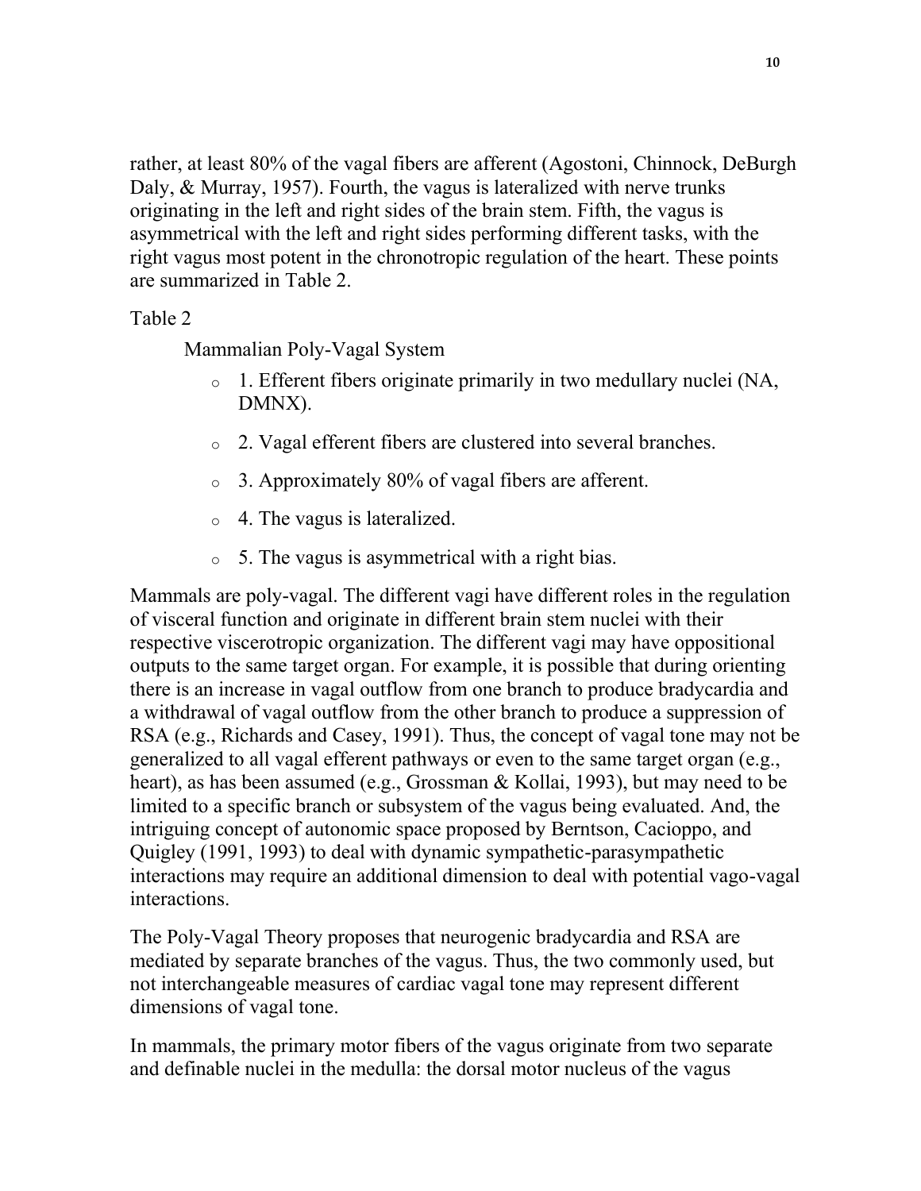rather, at least 80% of the vagal fibers are afferent (Agostoni, Chinnock, DeBurgh Daly, & Murray, 1957). Fourth, the vagus is lateralized with nerve trunks originating in the left and right sides of the brain stem. Fifth, the vagus is asymmetrical with the left and right sides performing different tasks, with the right vagus most potent in the chronotropic regulation of the heart. These points are summarized in Table 2.

Table 2

Mammalian Poly-Vagal System

- 1. Efferent fibers originate primarily in two medullary nuclei (NA, DMNX).
- 2. Vagal efferent fibers are clustered into several branches.
- 3. Approximately 80% of vagal fibers are afferent.
- 4. The vagus is lateralized.
- 5. The vagus is asymmetrical with a right bias.

Mammals are poly-vagal. The different vagi have different roles in the regulation of visceral function and originate in different brain stem nuclei with their respective viscerotropic organization. The different vagi may have oppositional outputs to the same target organ. For example, it is possible that during orienting there is an increase in vagal outflow from one branch to produce bradycardia and a withdrawal of vagal outflow from the other branch to produce a suppression of RSA (e.g., Richards and Casey, 1991). Thus, the concept of vagal tone may not be generalized to all vagal efferent pathways or even to the same target organ (e.g., heart), as has been assumed (e.g., Grossman & Kollai, 1993), but may need to be limited to a specific branch or subsystem of the vagus being evaluated. And, the intriguing concept of autonomic space proposed by Berntson, Cacioppo, and Quigley (1991, 1993) to deal with dynamic sympathetic-parasympathetic interactions may require an additional dimension to deal with potential vago-vagal interactions.

The Poly-Vagal Theory proposes that neurogenic bradycardia and RSA are mediated by separate branches of the vagus. Thus, the two commonly used, but not interchangeable measures of cardiac vagal tone may represent different dimensions of vagal tone.

In mammals, the primary motor fibers of the vagus originate from two separate and definable nuclei in the medulla: the dorsal motor nucleus of the vagus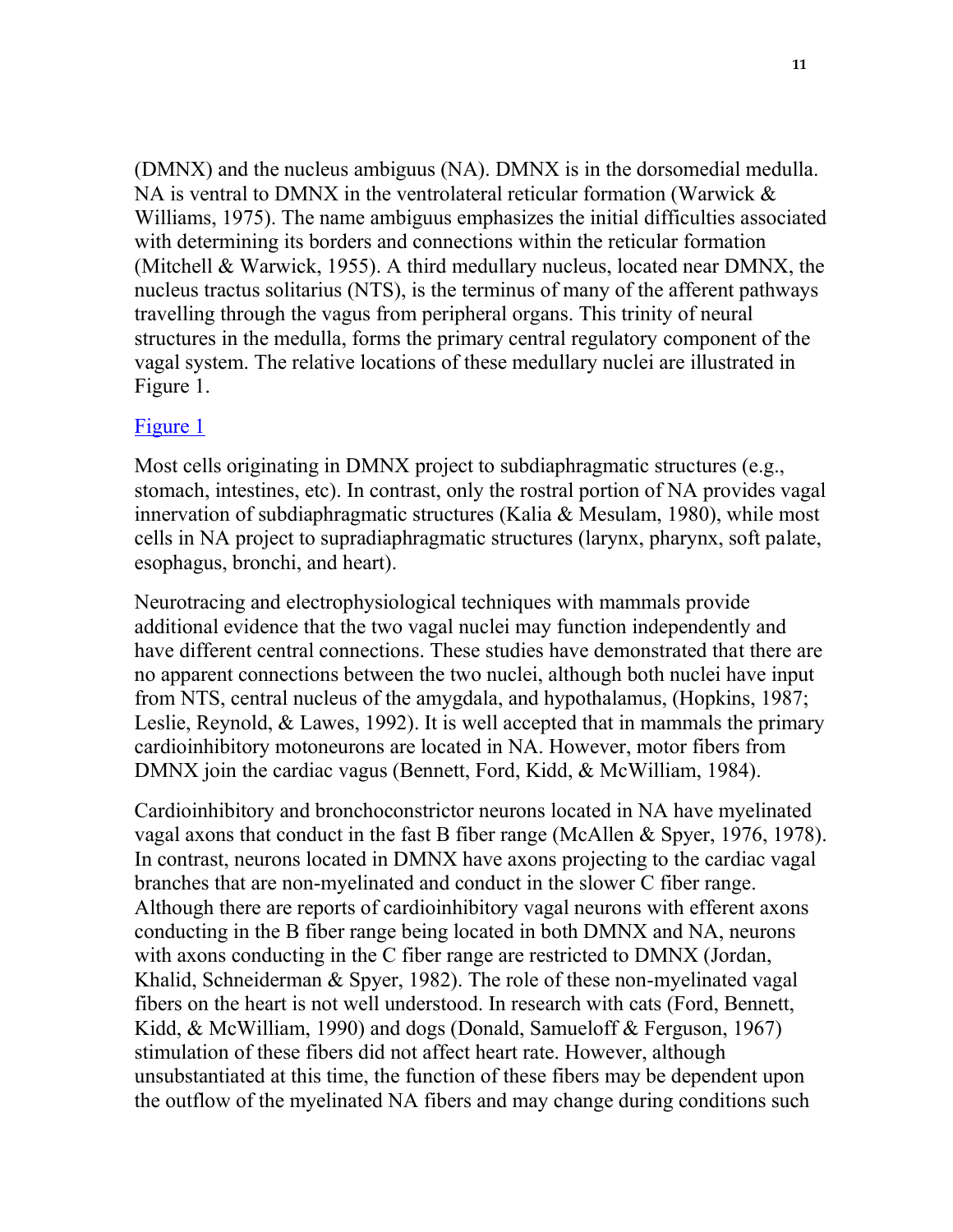(DMNX) and the nucleus ambiguus (NA). DMNX is in the dorsomedial medulla. NA is ventral to DMNX in the ventrolateral reticular formation (Warwick & Williams, 1975). The name ambiguus emphasizes the initial difficulties associated with determining its borders and connections within the reticular formation (Mitchell & Warwick, 1955). A third medullary nucleus, located near DMNX, the nucleus tractus solitarius (NTS), is the terminus of many of the afferent pathways travelling through the vagus from peripheral organs. This trinity of neural structures in the medulla, forms the primary central regulatory component of the vagal system. The relative locations of these medullary nuclei are illustrated in Figure 1.

Figure 1

Most cells originating in DMNX project to subdiaphragmatic structures (e.g., stomach, intestines, etc). In contrast, only the rostral portion of NA provides vagal innervation of subdiaphragmatic structures (Kalia & Mesulam, 1980), while most cells in NA project to supradiaphragmatic structures (larynx, pharynx, soft palate, esophagus, bronchi, and heart).

Neurotracing and electrophysiological techniques with mammals provide additional evidence that the two vagal nuclei may function independently and have different central connections. These studies have demonstrated that there are no apparent connections between the two nuclei, although both nuclei have input from NTS, central nucleus of the amygdala, and hypothalamus, (Hopkins, 1987; Leslie, Reynold, & Lawes, 1992). It is well accepted that in mammals the primary cardioinhibitory motoneurons are located in NA. However, motor fibers from DMNX join the cardiac vagus (Bennett, Ford, Kidd, & McWilliam, 1984).

Cardioinhibitory and bronchoconstrictor neurons located in NA have myelinated vagal axons that conduct in the fast B fiber range (McAllen & Spyer, 1976, 1978). In contrast, neurons located in DMNX have axons projecting to the cardiac vagal branches that are non-myelinated and conduct in the slower C fiber range. Although there are reports of cardioinhibitory vagal neurons with efferent axons conducting in the B fiber range being located in both DMNX and NA, neurons with axons conducting in the C fiber range are restricted to DMNX (Jordan, Khalid, Schneiderman & Spyer, 1982). The role of these non-myelinated vagal fibers on the heart is not well understood. In research with cats (Ford, Bennett, Kidd, & McWilliam, 1990) and dogs (Donald, Samueloff & Ferguson, 1967) stimulation of these fibers did not affect heart rate. However, although unsubstantiated at this time, the function of these fibers may be dependent upon the outflow of the myelinated NA fibers and may change during conditions such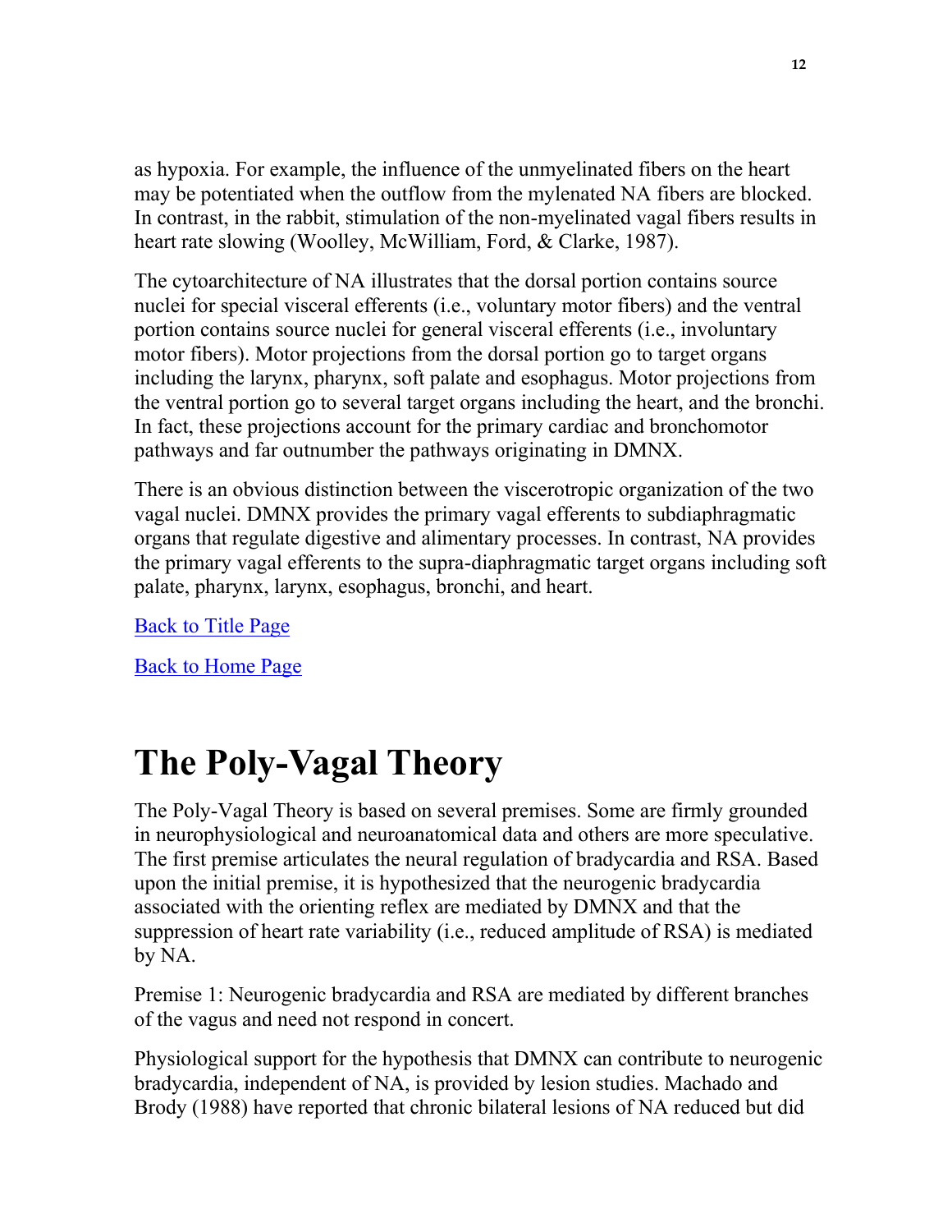as hypoxia. For example, the influence of the unmyelinated fibers on the heart may be potentiated when the outflow from the mylenated NA fibers are blocked. In contrast, in the rabbit, stimulation of the non-myelinated vagal fibers results in heart rate slowing (Woolley, McWilliam, Ford, & Clarke, 1987).

The cytoarchitecture of NA illustrates that the dorsal portion contains source nuclei for special visceral efferents (i.e., voluntary motor fibers) and the ventral portion contains source nuclei for general visceral efferents (i.e., involuntary motor fibers). Motor projections from the dorsal portion go to target organs including the larynx, pharynx, soft palate and esophagus. Motor projections from the ventral portion go to several target organs including the heart, and the bronchi. In fact, these projections account for the primary cardiac and bronchomotor pathways and far outnumber the pathways originating in DMNX.

There is an obvious distinction between the viscerotropic organization of the two vagal nuclei. DMNX provides the primary vagal efferents to subdiaphragmatic organs that regulate digestive and alimentary processes. In contrast, NA provides the primary vagal efferents to the supra-diaphragmatic target organs including soft palate, pharynx, larynx, esophagus, bronchi, and heart.

Back to Title Page

Back to Home Page

# The Poly-Vagal Theory

The Poly-Vagal Theory is based on several premises. Some are firmly grounded in neurophysiological and neuroanatomical data and others are more speculative. The first premise articulates the neural regulation of bradycardia and RSA. Based upon the initial premise, it is hypothesized that the neurogenic bradycardia associated with the orienting reflex are mediated by DMNX and that the suppression of heart rate variability (i.e., reduced amplitude of RSA) is mediated by NA.

Premise 1: Neurogenic bradycardia and RSA are mediated by different branches of the vagus and need not respond in concert.

Physiological support for the hypothesis that DMNX can contribute to neurogenic bradycardia, independent of NA, is provided by lesion studies. Machado and Brody (1988) have reported that chronic bilateral lesions of NA reduced but did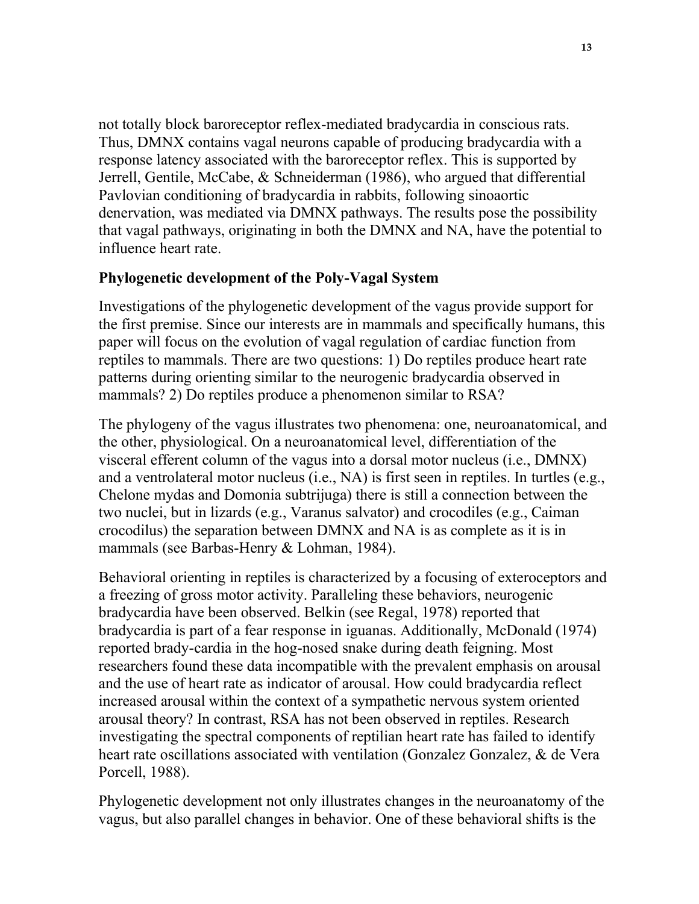not totally block baroreceptor reflex-mediated bradycardia in conscious rats. Thus, DMNX contains vagal neurons capable of producing bradycardia with a response latency associated with the baroreceptor reflex. This is supported by Jerrell, Gentile, McCabe, & Schneiderman (1986), who argued that differential Pavlovian conditioning of bradycardia in rabbits, following sinoaortic denervation, was mediated via DMNX pathways. The results pose the possibility that vagal pathways, originating in both the DMNX and NA, have the potential to influence heart rate.

## Phylogenetic development of the Poly-Vagal System

Investigations of the phylogenetic development of the vagus provide support for the first premise. Since our interests are in mammals and specifically humans, this paper will focus on the evolution of vagal regulation of cardiac function from reptiles to mammals. There are two questions: 1) Do reptiles produce heart rate patterns during orienting similar to the neurogenic bradycardia observed in mammals? 2) Do reptiles produce a phenomenon similar to RSA?

The phylogeny of the vagus illustrates two phenomena: one, neuroanatomical, and the other, physiological. On a neuroanatomical level, differentiation of the visceral efferent column of the vagus into a dorsal motor nucleus (i.e., DMNX) and a ventrolateral motor nucleus (i.e., NA) is first seen in reptiles. In turtles (e.g., Chelone mydas and Domonia subtrijuga) there is still a connection between the two nuclei, but in lizards (e.g., Varanus salvator) and crocodiles (e.g., Caiman crocodilus) the separation between DMNX and NA is as complete as it is in mammals (see Barbas-Henry & Lohman, 1984).

Behavioral orienting in reptiles is characterized by a focusing of exteroceptors and a freezing of gross motor activity. Paralleling these behaviors, neurogenic bradycardia have been observed. Belkin (see Regal, 1978) reported that bradycardia is part of a fear response in iguanas. Additionally, McDonald (1974) reported brady-cardia in the hog-nosed snake during death feigning. Most researchers found these data incompatible with the prevalent emphasis on arousal and the use of heart rate as indicator of arousal. How could bradycardia reflect increased arousal within the context of a sympathetic nervous system oriented arousal theory? In contrast, RSA has not been observed in reptiles. Research investigating the spectral components of reptilian heart rate has failed to identify heart rate oscillations associated with ventilation (Gonzalez Gonzalez, & de Vera Porcell, 1988).

Phylogenetic development not only illustrates changes in the neuroanatomy of the vagus, but also parallel changes in behavior. One of these behavioral shifts is the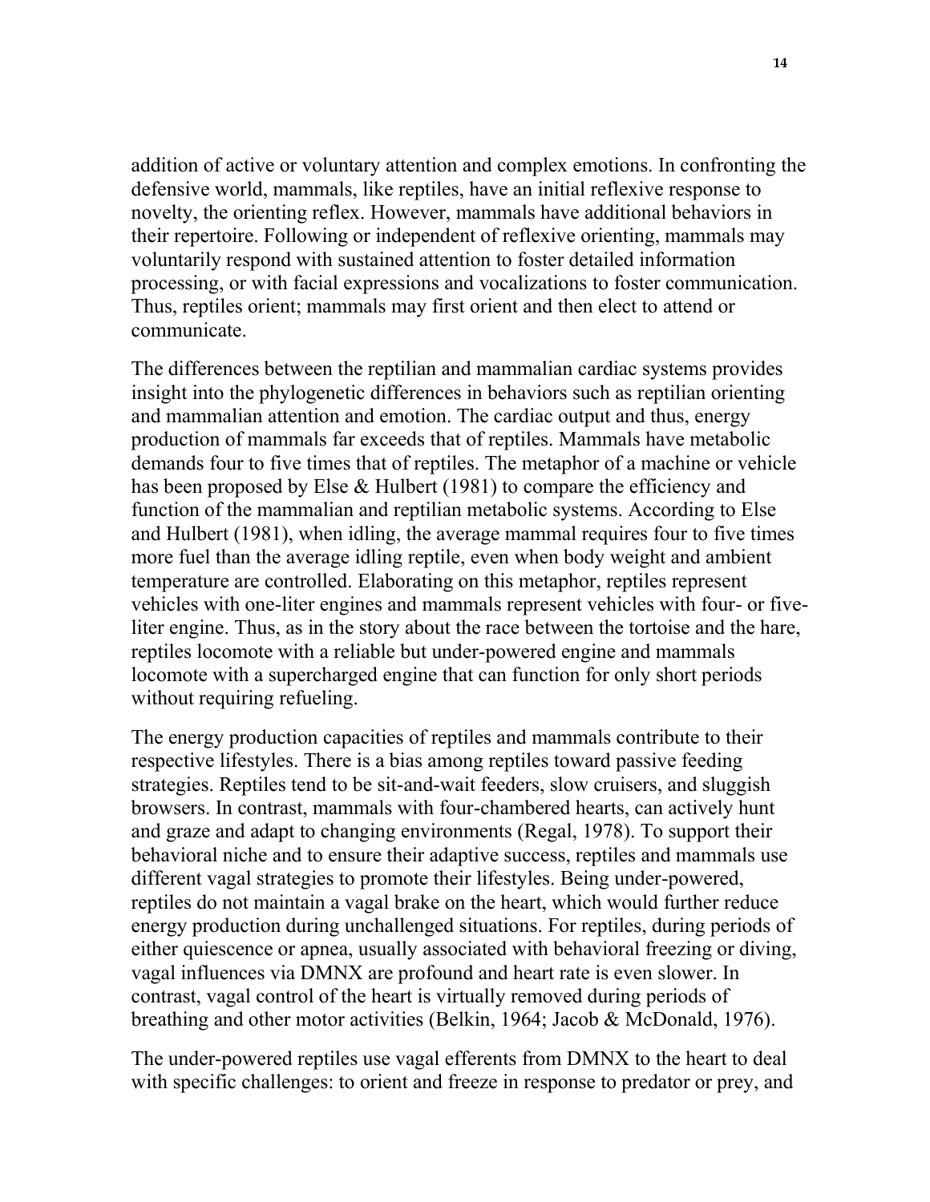addition of active or voluntary attention and complex emotions. In confronting the defensive world, mammals, like reptiles, have an initial reflexive response to novelty, the orienting reflex. However, mammals have additional behaviors in their repertoire. Following or independent of reflexive orienting, mammals may voluntarily respond with sustained attention to foster detailed information processing, or with facial expressions and vocalizations to foster communication. Thus, reptiles orient; mammals may first orient and then elect to attend or communicate.

The differences between the reptilian and mammalian cardiac systems provides insight into the phylogenetic differences in behaviors such as reptilian orienting and mammalian attention and emotion. The cardiac output and thus, energy production of mammals far exceeds that of reptiles. Mammals have metabolic demands four to five times that of reptiles. The metaphor of a machine or vehicle has been proposed by Else & Hulbert (1981) to compare the efficiency and function of the mammalian and reptilian metabolic systems. According to Else and Hulbert (1981), when idling, the average mammal requires four to five times more fuel than the average idling reptile, even when body weight and ambient temperature are controlled. Elaborating on this metaphor, reptiles represent vehicles with one-liter engines and mammals represent vehicles with four- or five-liter engine. Thus, as in the story about the race between the tortoise and the hare, reptiles locomote with a reliable but under-powered engine and mammals locomote with a supercharged engine that can function for only short periods without requiring refueling.

The energy production capacities of reptiles and mammals contribute to their respective lifestyles. There is a bias among reptiles toward passive feeding strategies. Reptiles tend to be sit-and-wait feeders, slow cruisers, and sluggish browsers. In contrast, mammals with four-chambered hearts, can actively hunt and graze and adapt to changing environments (Regal, 1978). To support their behavioral niche and to ensure their adaptive success, reptiles and mammals use different vagal strategies to promote their lifestyles. Being under-powered, reptiles do not maintain a vagal brake on the heart, which would further reduce energy production during unchallenged situations. For reptiles, during periods of either quiescence or apnea, usually associated with behavioral freezing or diving, vagal influences via DMNX are profound and heart rate is even slower. In contrast, vagal control of the heart is virtually removed during periods of breathing and other motor activities (Belkin, 1964; Jacob & McDonald, 1976).

The under-powered reptiles use vagal efferents from DMNX to the heart to deal with specific challenges: to orient and freeze in response to predator or prey, and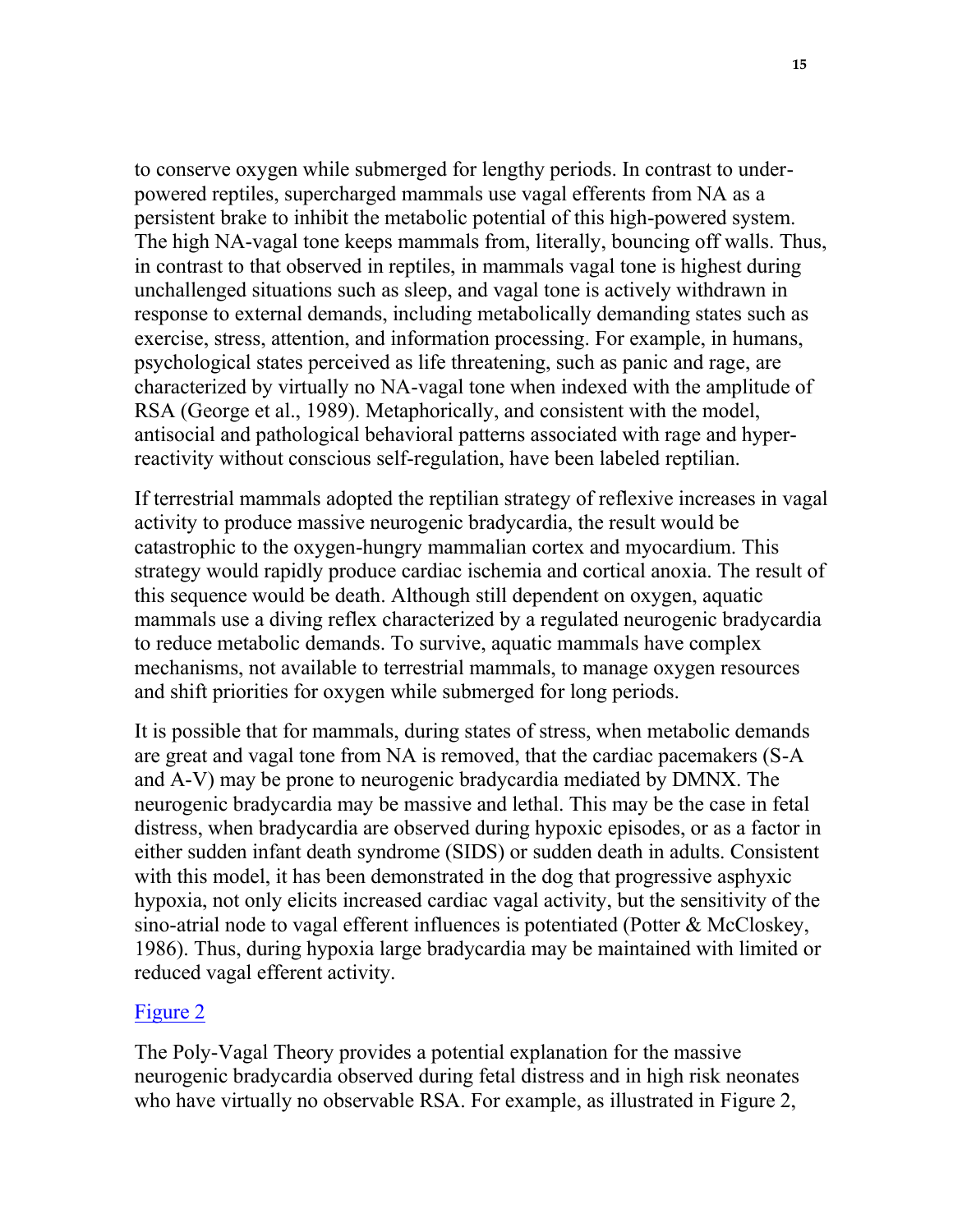to conserve oxygen while submerged for lengthy periods. In contrast to under-powered reptiles, supercharged mammals use vagal efferents from NA as a persistent brake to inhibit the metabolic potential of this high-powered system. The high NA-vagal tone keeps mammals from, literally, bouncing off walls. Thus, in contrast to that observed in reptiles, in mammals vagal tone is highest during unchallenged situations such as sleep, and vagal tone is actively withdrawn in response to external demands, including metabolically demanding states such as exercise, stress, attention, and information processing. For example, in humans, psychological states perceived as life threatening, such as panic and rage, are characterized by virtually no NA-vagal tone when indexed with the amplitude of RSA (George et al., 1989). Metaphorically, and consistent with the model, antisocial and pathological behavioral patterns associated with rage and hyper-reactivity without conscious self-regulation, have been labeled reptilian.

If terrestrial mammals adopted the reptilian strategy of reflexive increases in vagal activity to produce massive neurogenic bradycardia, the result would be catastrophic to the oxygen-hungry mammalian cortex and myocardium. This strategy would rapidly produce cardiac ischemia and cortical anoxia. The result of this sequence would be death. Although still dependent on oxygen, aquatic mammals use a diving reflex characterized by a regulated neurogenic bradycardia to reduce metabolic demands. To survive, aquatic mammals have complex mechanisms, not available to terrestrial mammals, to manage oxygen resources and shift priorities for oxygen while submerged for long periods.

It is possible that for mammals, during states of stress, when metabolic demands are great and vagal tone from NA is removed, that the cardiac pacemakers (S-A and A-V) may be prone to neurogenic bradycardia mediated by DMNX. The neurogenic bradycardia may be massive and lethal. This may be the case in fetal distress, when bradycardia are observed during hypoxic episodes, or as a factor in either sudden infant death syndrome (SIDS) or sudden death in adults. Consistent with this model, it has been demonstrated in the dog that progressive asphyxic hypoxia, not only elicits increased cardiac vagal activity, but the sensitivity of the sino-atrial node to vagal efferent influences is potentiated (Potter & McCloskey, 1986). Thus, during hypoxia large bradycardia may be maintained with limited or reduced vagal efferent activity.

[Figure 2]

The Poly-Vagal Theory provides a potential explanation for the massive neurogenic bradycardia observed during fetal distress and in high risk neonates who have virtually no observable RSA. For example, as illustrated in Figure 2,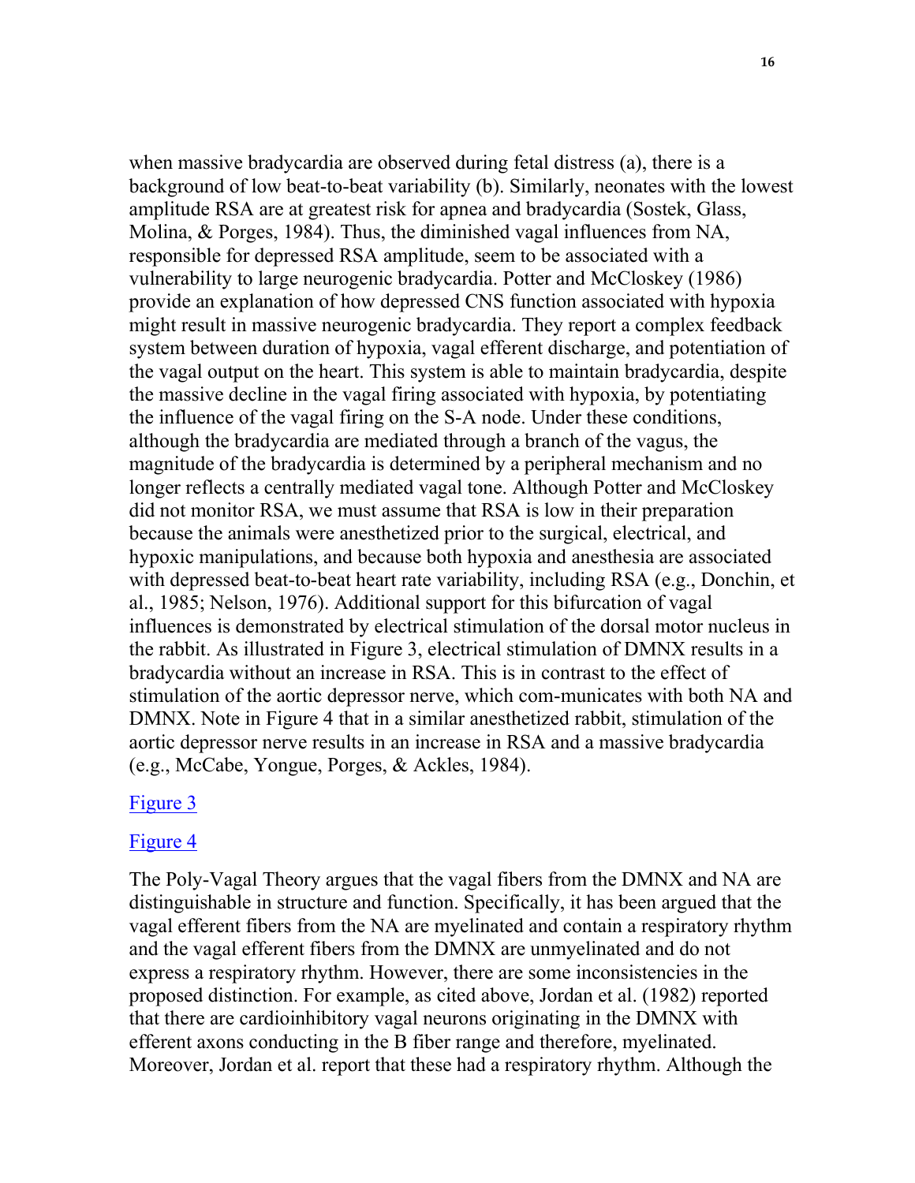when massive bradycardia are observed during fetal distress (a), there is a background of low beat-to-beat variability (b). Similarly, neonates with the lowest amplitude RSA are at greatest risk for apnea and bradycardia (Sostek, Glass, Molina, & Porges, 1984). Thus, the diminished vagal influences from NA, responsible for depressed RSA amplitude, seem to be associated with a vulnerability to large neurogenic bradycardia. Potter and McCloskey (1986) provide an explanation of how depressed CNS function associated with hypoxia might result in massive neurogenic bradycardia. They report a complex feedback system between duration of hypoxia, vagal efferent discharge, and potentiation of the vagal output on the heart. This system is able to maintain bradycardia, despite the massive decline in the vagal firing associated with hypoxia, by potentiating the influence of the vagal firing on the S-A node. Under these conditions, although the bradycardia are mediated through a branch of the vagus, the magnitude of the bradycardia is determined by a peripheral mechanism and no longer reflects a centrally mediated vagal tone. Although Potter and McCloskey did not monitor RSA, we must assume that RSA is low in their preparation because the animals were anesthetized prior to the surgical, electrical, and hypoxic manipulations, and because both hypoxia and anesthesia are associated with depressed beat-to-beat heart rate variability, including RSA (e.g., Donchin, et al., 1985; Nelson, 1976). Additional support for this bifurcation of vagal influences is demonstrated by electrical stimulation of the dorsal motor nucleus in the rabbit. As illustrated in Figure 3, electrical stimulation of DMNX results in a bradycardia without an increase in RSA. This is in contrast to the effect of stimulation of the aortic depressor nerve, which com-municates with both NA and DMNX. Note in Figure 4 that in a similar anesthetized rabbit, stimulation of the aortic depressor nerve results in an increase in RSA and a massive bradycardia (e.g., McCabe, Yongue, Porges, & Ackles, 1984).

Figure 3

Figure 4

The Poly-Vagal Theory argues that the vagal fibers from the DMNX and NA are distinguishable in structure and function. Specifically, it has been argued that the vagal efferent fibers from the NA are myelinated and contain a respiratory rhythm and the vagal efferent fibers from the DMNX are unmyelinated and do not express a respiratory rhythm. However, there are some inconsistencies in the proposed distinction. For example, as cited above, Jordan et al. (1982) reported that there are cardioinhibitory vagal neurons originating in the DMNX with efferent axons conducting in the B fiber range and therefore, myelinated. Moreover, Jordan et al. report that these had a respiratory rhythm. Although the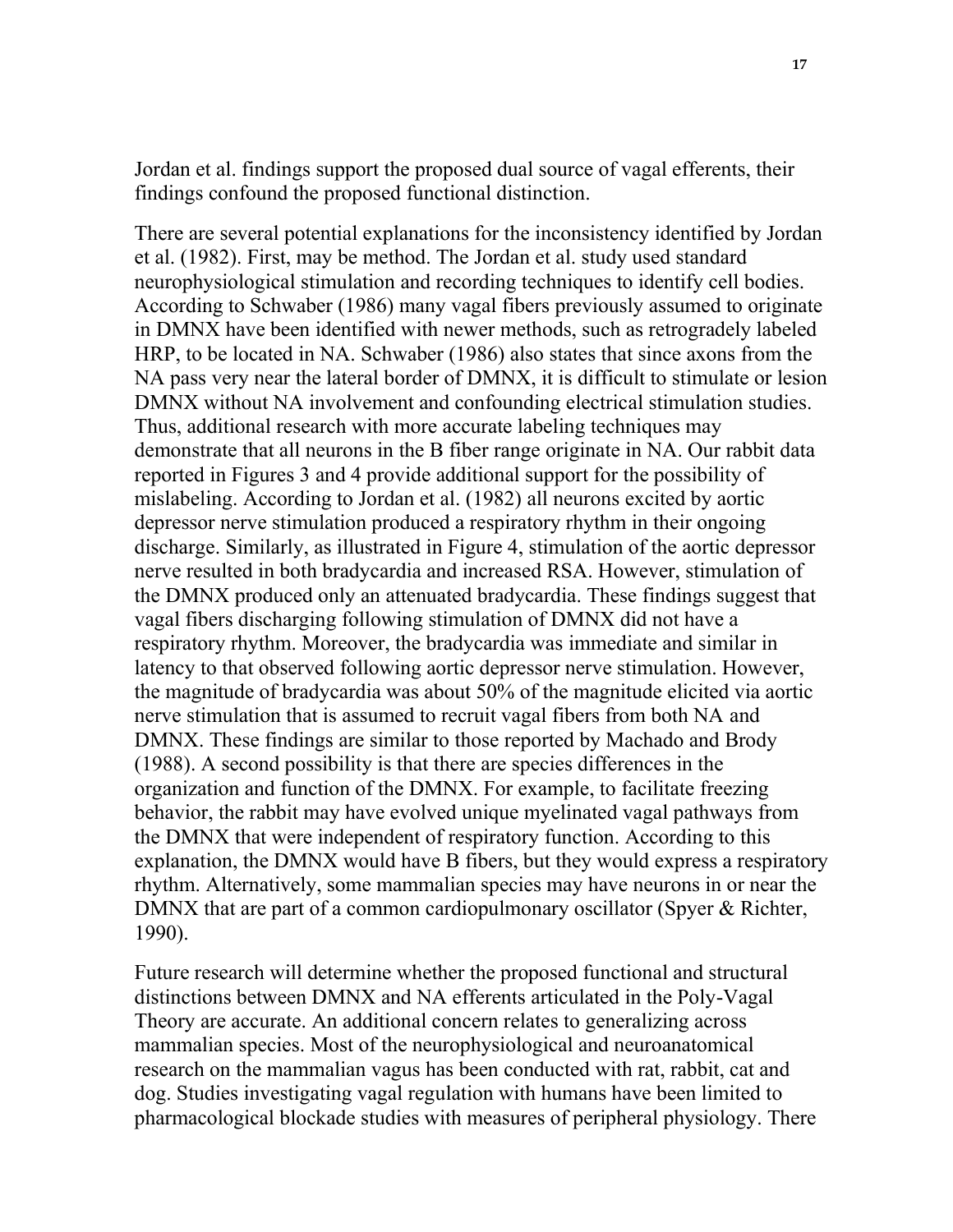Jordan et al. findings support the proposed dual source of vagal efferents, their findings confound the proposed functional distinction.

There are several potential explanations for the inconsistency identified by Jordan et al. (1982). First, may be method. The Jordan et al. study used standard neurophysiological stimulation and recording techniques to identify cell bodies. According to Schwaber (1986) many vagal fibers previously assumed to originate in DMNX have been identified with newer methods, such as retrogradely labeled HRP, to be located in NA. Schwaber (1986) also states that since axons from the NA pass very near the lateral border of DMNX, it is difficult to stimulate or lesion DMNX without NA involvement and confounding electrical stimulation studies. Thus, additional research with more accurate labeling techniques may demonstrate that all neurons in the B fiber range originate in NA. Our rabbit data reported in Figures 3 and 4 provide additional support for the possibility of mislabeling. According to Jordan et al. (1982) all neurons excited by aortic depressor nerve stimulation produced a respiratory rhythm in their ongoing discharge. Similarly, as illustrated in Figure 4, stimulation of the aortic depressor nerve resulted in both bradycardia and increased RSA. However, stimulation of the DMNX produced only an attenuated bradycardia. These findings suggest that vagal fibers discharging following stimulation of DMNX did not have a respiratory rhythm. Moreover, the bradycardia was immediate and similar in latency to that observed following aortic depressor nerve stimulation. However, the magnitude of bradycardia was about 50% of the magnitude elicited via aortic nerve stimulation that is assumed to recruit vagal fibers from both NA and DMNX. These findings are similar to those reported by Machado and Brody (1988). A second possibility is that there are species differences in the organization and function of the DMNX. For example, to facilitate freezing behavior, the rabbit may have evolved unique myelinated vagal pathways from the DMNX that were independent of respiratory function. According to this explanation, the DMNX would have B fibers, but they would express a respiratory rhythm. Alternatively, some mammalian species may have neurons in or near the DMNX that are part of a common cardiopulmonary oscillator (Spyer & Richter, 1990).

Future research will determine whether the proposed functional and structural distinctions between DMNX and NA efferents articulated in the Poly-Vagal Theory are accurate. An additional concern relates to generalizing across mammalian species. Most of the neurophysiological and neuroanatomical research on the mammalian vagus has been conducted with rat, rabbit, cat and dog. Studies investigating vagal regulation with humans have been limited to pharmacological blockade studies with measures of peripheral physiology. There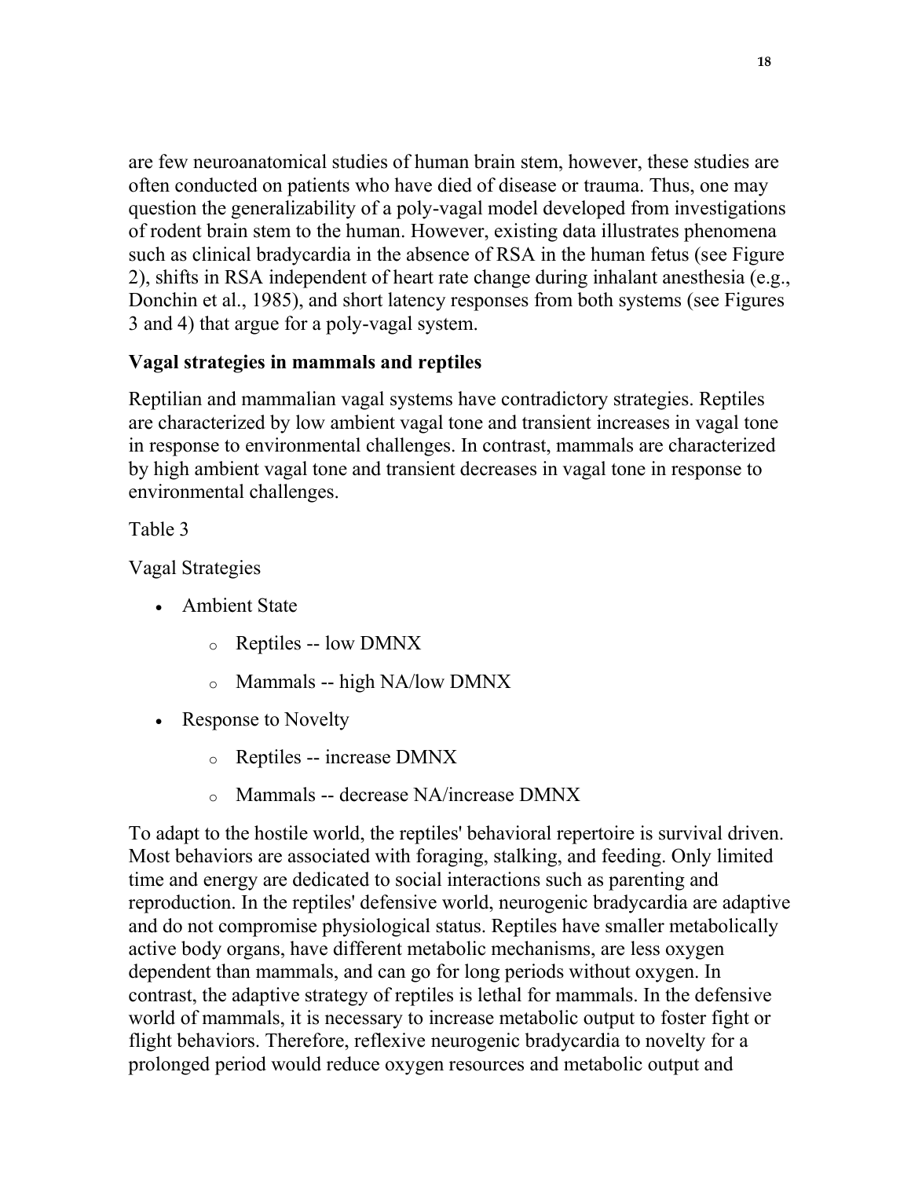are few neuroanatomical studies of human brain stem, however, these studies are often conducted on patients who have died of disease or trauma. Thus, one may question the generalizability of a poly-vagal model developed from investigations of rodent brain stem to the human. However, existing data illustrates phenomena such as clinical bradycardia in the absence of RSA in the human fetus (see Figure 2), shifts in RSA independent of heart rate change during inhalant anesthesia (e.g., Donchin et al., 1985), and short latency responses from both systems (see Figures 3 and 4) that argue for a poly-vagal system.

### Vagal strategies in mammals and reptiles

Reptilian and mammalian vagal systems have contradictory strategies. Reptiles are characterized by low ambient vagal tone and transient increases in vagal tone in response to environmental challenges. In contrast, mammals are characterized by high ambient vagal tone and transient decreases in vagal tone in response to environmental challenges.

Table 3

Vagal Strategies

- Ambient State
    - Reptiles -- low DMNX
    - Mammals -- high NA/low DMNX
- Response to Novelty
    - Reptiles -- increase DMNX
    - Mammals -- decrease NA/increase DMNX

To adapt to the hostile world, the reptiles' behavioral repertoire is survival driven. Most behaviors are associated with foraging, stalking, and feeding. Only limited time and energy are dedicated to social interactions such as parenting and reproduction. In the reptiles' defensive world, neurogenic bradycardia are adaptive and do not compromise physiological status. Reptiles have smaller metabolically active body organs, have different metabolic mechanisms, are less oxygen dependent than mammals, and can go for long periods without oxygen. In contrast, the adaptive strategy of reptiles is lethal for mammals. In the defensive world of mammals, it is necessary to increase metabolic output to foster fight or flight behaviors. Therefore, reflexive neurogenic bradycardia to novelty for a prolonged period would reduce oxygen resources and metabolic output and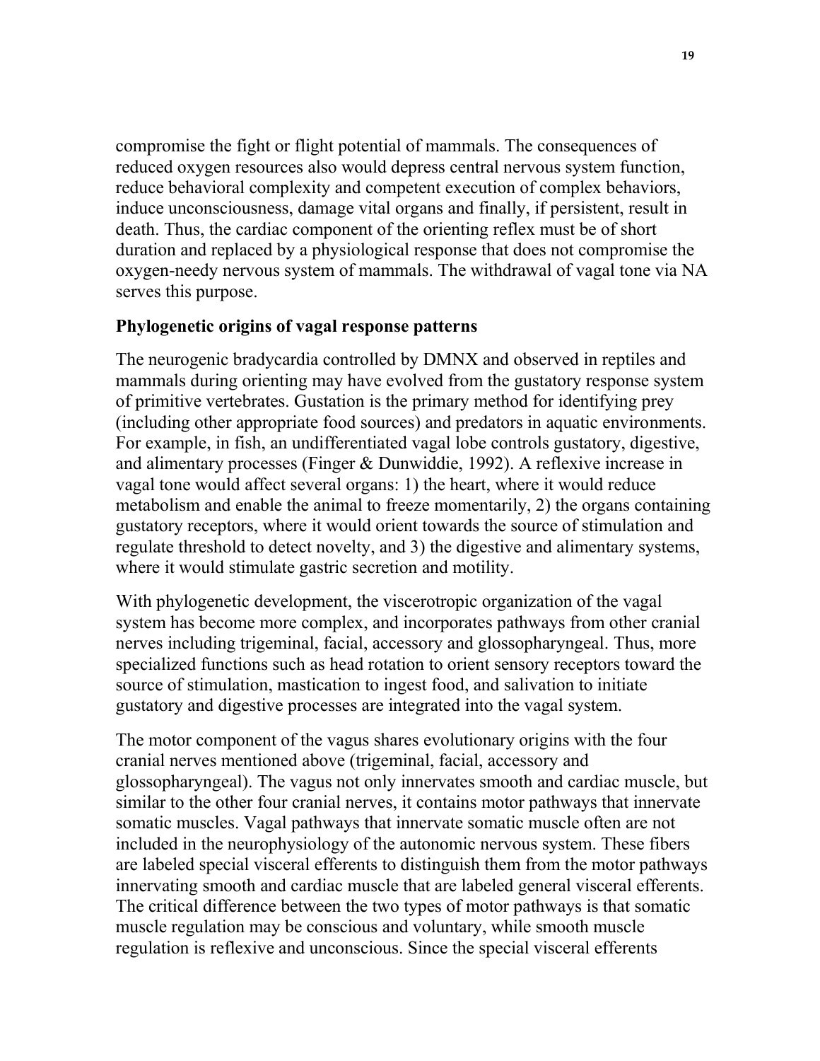compromise the fight or flight potential of mammals. The consequences of reduced oxygen resources also would depress central nervous system function, reduce behavioral complexity and competent execution of complex behaviors, induce unconsciousness, damage vital organs and finally, if persistent, result in death. Thus, the cardiac component of the orienting reflex must be of short duration and replaced by a physiological response that does not compromise the oxygen-needy nervous system of mammals. The withdrawal of vagal tone via NA serves this purpose.

## Phylogenetic origins of vagal response patterns

The neurogenic bradycardia controlled by DMNX and observed in reptiles and mammals during orienting may have evolved from the gustatory response system of primitive vertebrates. Gustation is the primary method for identifying prey (including other appropriate food sources) and predators in aquatic environments. For example, in fish, an undifferentiated vagal lobe controls gustatory, digestive, and alimentary processes (Finger & Dunwiddie, 1992). A reflexive increase in vagal tone would affect several organs: 1) the heart, where it would reduce metabolism and enable the animal to freeze momentarily, 2) the organs containing gustatory receptors, where it would orient towards the source of stimulation and regulate threshold to detect novelty, and 3) the digestive and alimentary systems, where it would stimulate gastric secretion and motility.

With phylogenetic development, the viscerotropic organization of the vagal system has become more complex, and incorporates pathways from other cranial nerves including trigeminal, facial, accessory and glossopharyngeal. Thus, more specialized functions such as head rotation to orient sensory receptors toward the source of stimulation, mastication to ingest food, and salivation to initiate gustatory and digestive processes are integrated into the vagal system.

The motor component of the vagus shares evolutionary origins with the four cranial nerves mentioned above (trigeminal, facial, accessory and glossopharyngeal). The vagus not only innervates smooth and cardiac muscle, but similar to the other four cranial nerves, it contains motor pathways that innervate somatic muscles. Vagal pathways that innervate somatic muscle often are not included in the neurophysiology of the autonomic nervous system. These fibers are labeled special visceral efferents to distinguish them from the motor pathways innervating smooth and cardiac muscle that are labeled general visceral efferents. The critical difference between the two types of motor pathways is that somatic muscle regulation may be conscious and voluntary, while smooth muscle regulation is reflexive and unconscious. Since the special visceral efferents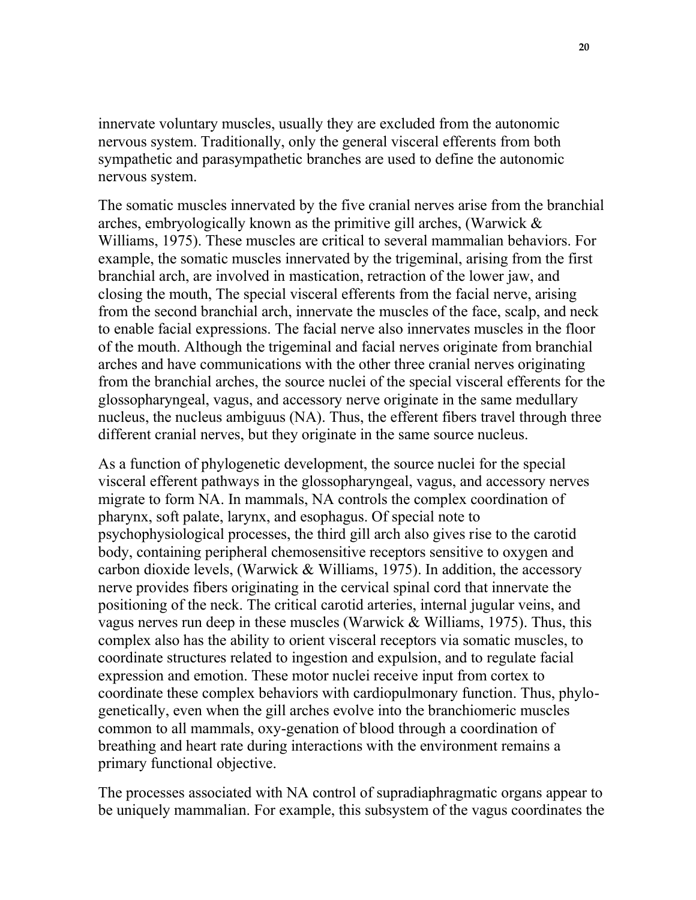innervate voluntary muscles, usually they are excluded from the autonomic nervous system. Traditionally, only the general visceral efferents from both sympathetic and parasympathetic branches are used to define the autonomic nervous system.

The somatic muscles innervated by the five cranial nerves arise from the branchial arches, embryologically known as the primitive gill arches, (Warwick & Williams, 1975). These muscles are critical to several mammalian behaviors. For example, the somatic muscles innervated by the trigeminal, arising from the first branchial arch, are involved in mastication, retraction of the lower jaw, and closing the mouth, The special visceral efferents from the facial nerve, arising from the second branchial arch, innervate the muscles of the face, scalp, and neck to enable facial expressions. The facial nerve also innervates muscles in the floor of the mouth. Although the trigeminal and facial nerves originate from branchial arches and have communications with the other three cranial nerves originating from the branchial arches, the source nuclei of the special visceral efferents for the glossopharyngeal, vagus, and accessory nerve originate in the same medullary nucleus, the nucleus ambiguus (NA). Thus, the efferent fibers travel through three different cranial nerves, but they originate in the same source nucleus.

As a function of phylogenetic development, the source nuclei for the special visceral efferent pathways in the glossopharyngeal, vagus, and accessory nerves migrate to form NA. In mammals, NA controls the complex coordination of pharynx, soft palate, larynx, and esophagus. Of special note to psychophysiological processes, the third gill arch also gives rise to the carotid body, containing peripheral chemosensitive receptors sensitive to oxygen and carbon dioxide levels, (Warwick & Williams, 1975). In addition, the accessory nerve provides fibers originating in the cervical spinal cord that innervate the positioning of the neck. The critical carotid arteries, internal jugular veins, and vagus nerves run deep in these muscles (Warwick & Williams, 1975). Thus, this complex also has the ability to orient visceral receptors via somatic muscles, to coordinate structures related to ingestion and expulsion, and to regulate facial expression and emotion. These motor nuclei receive input from cortex to coordinate these complex behaviors with cardiopulmonary function. Thus, phylo-genetically, even when the gill arches evolve into the branchiomeric muscles common to all mammals, oxy-genation of blood through a coordination of breathing and heart rate during interactions with the environment remains a primary functional objective.

The processes associated with NA control of supradiaphragmatic organs appear to be uniquely mammalian. For example, this subsystem of the vagus coordinates the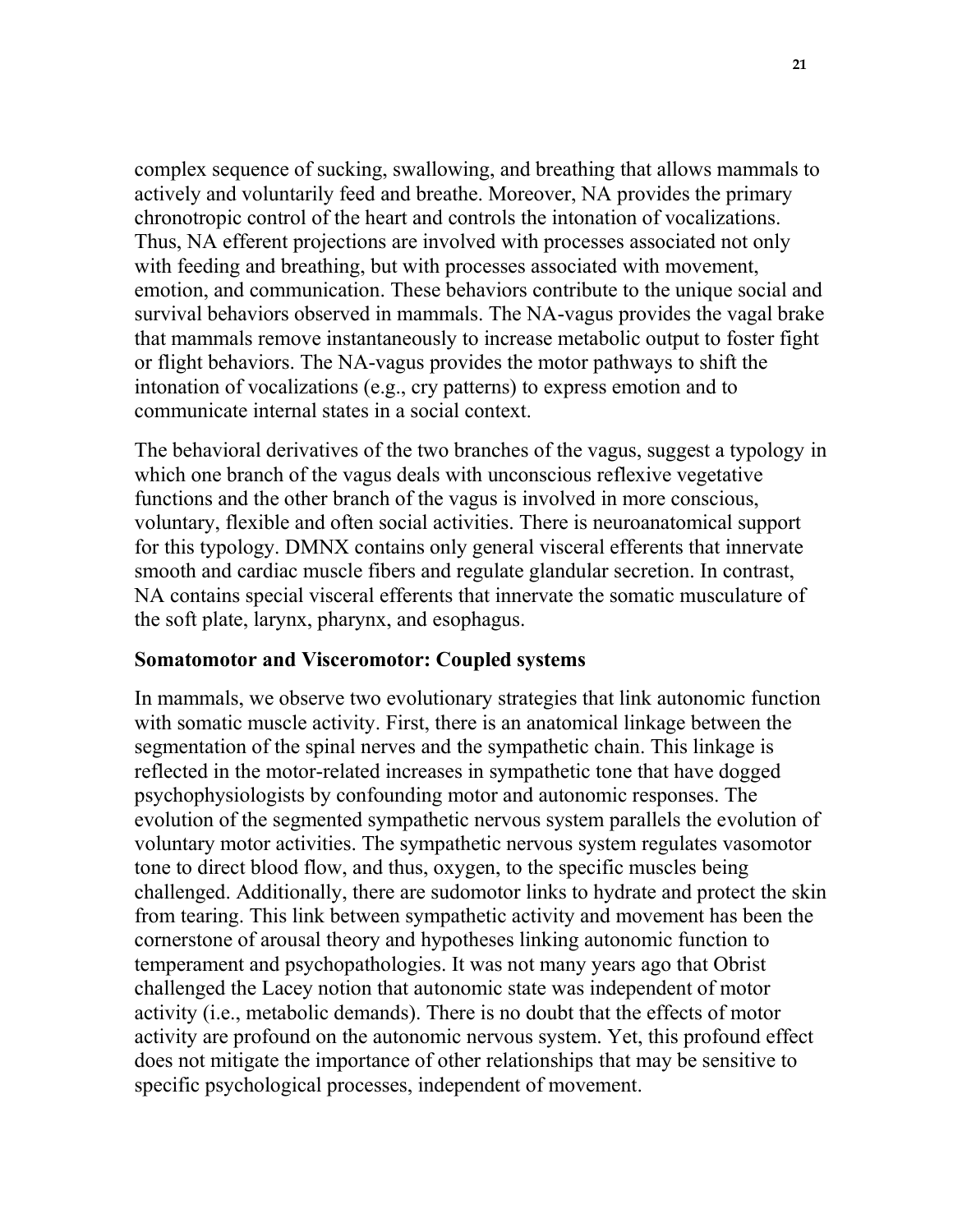complex sequence of sucking, swallowing, and breathing that allows mammals to actively and voluntarily feed and breathe. Moreover, NA provides the primary chronotropic control of the heart and controls the intonation of vocalizations. Thus, NA efferent projections are involved with processes associated not only with feeding and breathing, but with processes associated with movement, emotion, and communication. These behaviors contribute to the unique social and survival behaviors observed in mammals. The NA-vagus provides the vagal brake that mammals remove instantaneously to increase metabolic output to foster fight or flight behaviors. The NA-vagus provides the motor pathways to shift the intonation of vocalizations (e.g., cry patterns) to express emotion and to communicate internal states in a social context.

The behavioral derivatives of the two branches of the vagus, suggest a typology in which one branch of the vagus deals with unconscious reflexive vegetative functions and the other branch of the vagus is involved in more conscious, voluntary, flexible and often social activities. There is neuroanatomical support for this typology. DMNX contains only general visceral efferents that innervate smooth and cardiac muscle fibers and regulate glandular secretion. In contrast, NA contains special visceral efferents that innervate the somatic musculature of the soft plate, larynx, pharynx, and esophagus.

**Somatomotor and Visceromotor: Coupled systems**

In mammals, we observe two evolutionary strategies that link autonomic function with somatic muscle activity. First, there is an anatomical linkage between the segmentation of the spinal nerves and the sympathetic chain. This linkage is reflected in the motor-related increases in sympathetic tone that have dogged psychophysiologists by confounding motor and autonomic responses. The evolution of the segmented sympathetic nervous system parallels the evolution of voluntary motor activities. The sympathetic nervous system regulates vasomotor tone to direct blood flow, and thus, oxygen, to the specific muscles being challenged. Additionally, there are sudomotor links to hydrate and protect the skin from tearing. This link between sympathetic activity and movement has been the cornerstone of arousal theory and hypotheses linking autonomic function to temperament and psychopathologies. It was not many years ago that Obrist challenged the Lacey notion that autonomic state was independent of motor activity (i.e., metabolic demands). There is no doubt that the effects of motor activity are profound on the autonomic nervous system. Yet, this profound effect does not mitigate the importance of other relationships that may be sensitive to specific psychological processes, independent of movement.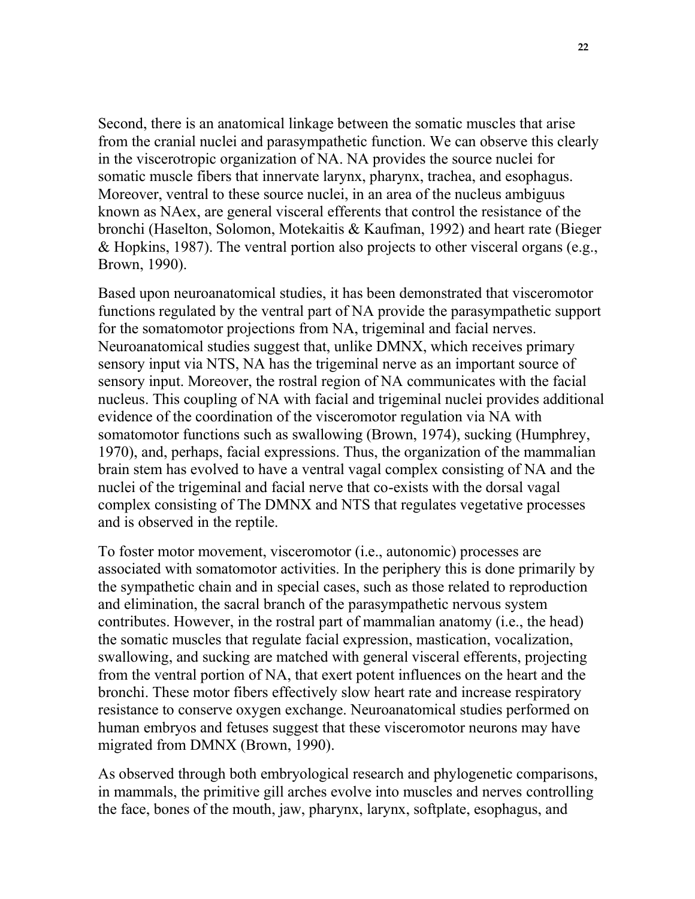Second, there is an anatomical linkage between the somatic muscles that arise from the cranial nuclei and parasympathetic function. We can observe this clearly in the viscerotropic organization of NA. NA provides the source nuclei for somatic muscle fibers that innervate larynx, pharynx, trachea, and esophagus. Moreover, ventral to these source nuclei, in an area of the nucleus ambiguus known as NAex, are general visceral efferents that control the resistance of the bronchi (Haselton, Solomon, Motekaitis & Kaufman, 1992) and heart rate (Bieger & Hopkins, 1987). The ventral portion also projects to other visceral organs (e.g., Brown, 1990).

Based upon neuroanatomical studies, it has been demonstrated that visceromotor functions regulated by the ventral part of NA provide the parasympathetic support for the somatomotor projections from NA, trigeminal and facial nerves. Neuroanatomical studies suggest that, unlike DMNX, which receives primary sensory input via NTS, NA has the trigeminal nerve as an important source of sensory input. Moreover, the rostral region of NA communicates with the facial nucleus. This coupling of NA with facial and trigeminal nuclei provides additional evidence of the coordination of the visceromotor regulation via NA with somatomotor functions such as swallowing (Brown, 1974), sucking (Humphrey, 1970), and, perhaps, facial expressions. Thus, the organization of the mammalian brain stem has evolved to have a ventral vagal complex consisting of NA and the nuclei of the trigeminal and facial nerve that co-exists with the dorsal vagal complex consisting of The DMNX and NTS that regulates vegetative processes and is observed in the reptile.

To foster motor movement, visceromotor (i.e., autonomic) processes are associated with somatomotor activities. In the periphery this is done primarily by the sympathetic chain and in special cases, such as those related to reproduction and elimination, the sacral branch of the parasympathetic nervous system contributes. However, in the rostral part of mammalian anatomy (i.e., the head) the somatic muscles that regulate facial expression, mastication, vocalization, swallowing, and sucking are matched with general visceral efferents, projecting from the ventral portion of NA, that exert potent influences on the heart and the bronchi. These motor fibers effectively slow heart rate and increase respiratory resistance to conserve oxygen exchange. Neuroanatomical studies performed on human embryos and fetuses suggest that these visceromotor neurons may have migrated from DMNX (Brown, 1990).

As observed through both embryological research and phylogenetic comparisons, in mammals, the primitive gill arches evolve into muscles and nerves controlling the face, bones of the mouth, jaw, pharynx, larynx, softplate, esophagus, and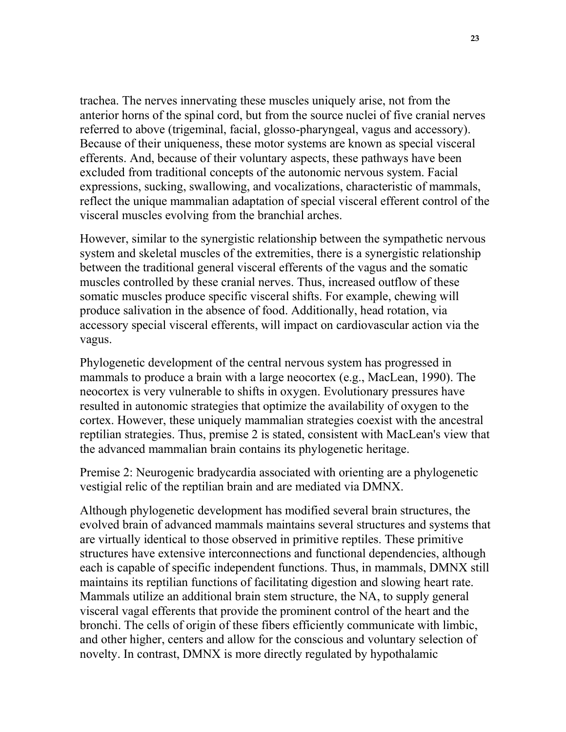trachea. The nerves innervating these muscles uniquely arise, not from the anterior horns of the spinal cord, but from the source nuclei of five cranial nerves referred to above (trigeminal, facial, glosso-pharyngeal, vagus and accessory). Because of their uniqueness, these motor systems are known as special visceral efferents. And, because of their voluntary aspects, these pathways have been excluded from traditional concepts of the autonomic nervous system. Facial expressions, sucking, swallowing, and vocalizations, characteristic of mammals, reflect the unique mammalian adaptation of special visceral efferent control of the visceral muscles evolving from the branchial arches.

However, similar to the synergistic relationship between the sympathetic nervous system and skeletal muscles of the extremities, there is a synergistic relationship between the traditional general visceral efferents of the vagus and the somatic muscles controlled by these cranial nerves. Thus, increased outflow of these somatic muscles produce specific visceral shifts. For example, chewing will produce salivation in the absence of food. Additionally, head rotation, via accessory special visceral efferents, will impact on cardiovascular action via the vagus.

Phylogenetic development of the central nervous system has progressed in mammals to produce a brain with a large neocortex (e.g., MacLean, 1990). The neocortex is very vulnerable to shifts in oxygen. Evolutionary pressures have resulted in autonomic strategies that optimize the availability of oxygen to the cortex. However, these uniquely mammalian strategies coexist with the ancestral reptilian strategies. Thus, premise 2 is stated, consistent with MacLean's view that the advanced mammalian brain contains its phylogenetic heritage.

Premise 2: Neurogenic bradycardia associated with orienting are a phylogenetic vestigial relic of the reptilian brain and are mediated via DMNX.

Although phylogenetic development has modified several brain structures, the evolved brain of advanced mammals maintains several structures and systems that are virtually identical to those observed in primitive reptiles. These primitive structures have extensive interconnections and functional dependencies, although each is capable of specific independent functions. Thus, in mammals, DMNX still maintains its reptilian functions of facilitating digestion and slowing heart rate. Mammals utilize an additional brain stem structure, the NA, to supply general visceral vagal efferents that provide the prominent control of the heart and the bronchi. The cells of origin of these fibers efficiently communicate with limbic, and other higher, centers and allow for the conscious and voluntary selection of novelty. In contrast, DMNX is more directly regulated by hypothalamic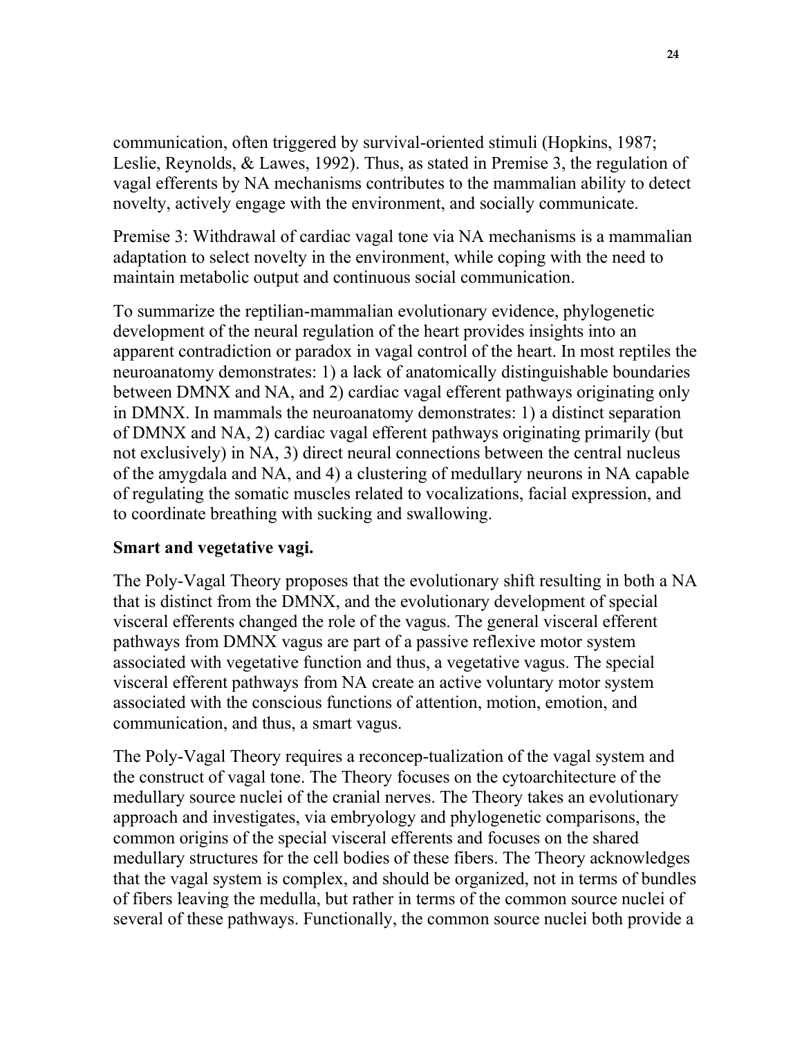communication, often triggered by survival-oriented stimuli (Hopkins, 1987; Leslie, Reynolds, & Lawes, 1992). Thus, as stated in Premise 3, the regulation of vagal efferents by NA mechanisms contributes to the mammalian ability to detect novelty, actively engage with the environment, and socially communicate.

Premise 3: Withdrawal of cardiac vagal tone via NA mechanisms is a mammalian adaptation to select novelty in the environment, while coping with the need to maintain metabolic output and continuous social communication.

To summarize the reptilian-mammalian evolutionary evidence, phylogenetic development of the neural regulation of the heart provides insights into an apparent contradiction or paradox in vagal control of the heart. In most reptiles the neuroanatomy demonstrates: 1) a lack of anatomically distinguishable boundaries between DMNX and NA, and 2) cardiac vagal efferent pathways originating only in DMNX. In mammals the neuroanatomy demonstrates: 1) a distinct separation of DMNX and NA, 2) cardiac vagal efferent pathways originating primarily (but not exclusively) in NA, 3) direct neural connections between the central nucleus of the amygdala and NA, and 4) a clustering of medullary neurons in NA capable of regulating the somatic muscles related to vocalizations, facial expression, and to coordinate breathing with sucking and swallowing.

**Smart and vegetative vagi.**

The Poly-Vagal Theory proposes that the evolutionary shift resulting in both a NA that is distinct from the DMNX, and the evolutionary development of special visceral efferents changed the role of the vagus. The general visceral efferent pathways from DMNX vagus are part of a passive reflexive motor system associated with vegetative function and thus, a vegetative vagus. The special visceral efferent pathways from NA create an active voluntary motor system associated with the conscious functions of attention, motion, emotion, and communication, and thus, a smart vagus.

The Poly-Vagal Theory requires a reconcep-tualization of the vagal system and the construct of vagal tone. The Theory focuses on the cytoarchitecture of the medullary source nuclei of the cranial nerves. The Theory takes an evolutionary approach and investigates, via embryology and phylogenetic comparisons, the common origins of the special visceral efferents and focuses on the shared medullary structures for the cell bodies of these fibers. The Theory acknowledges that the vagal system is complex, and should be organized, not in terms of bundles of fibers leaving the medulla, but rather in terms of the common source nuclei of several of these pathways. Functionally, the common source nuclei both provide a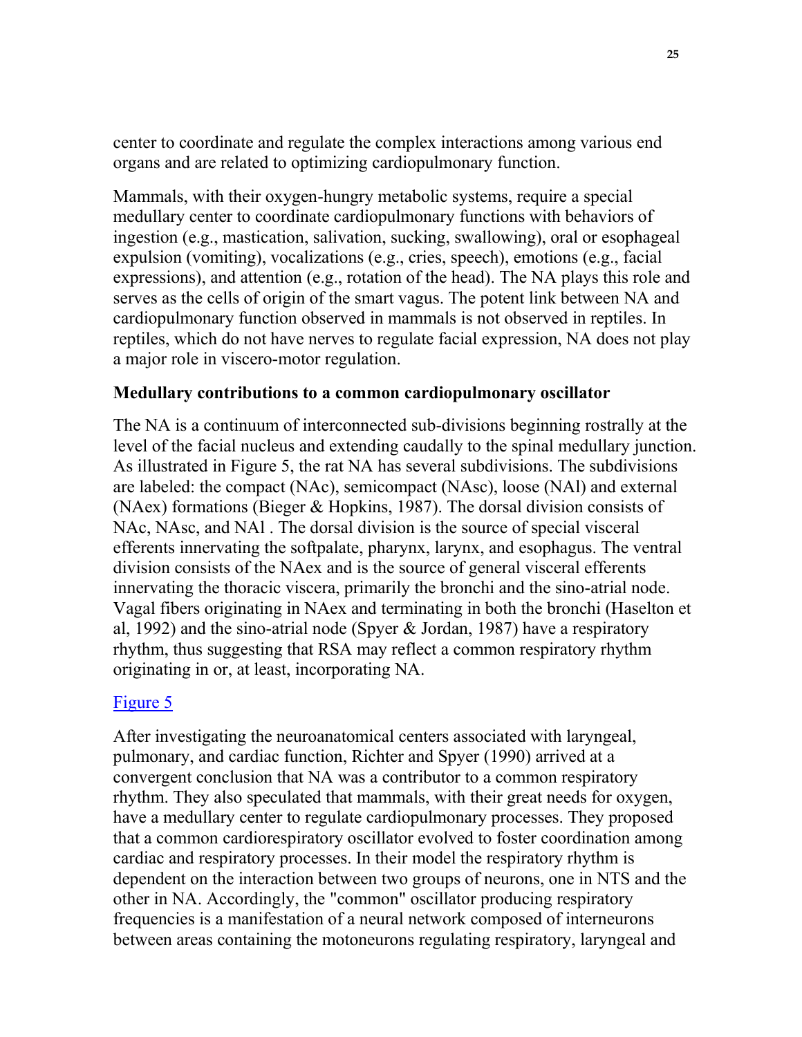center to coordinate and regulate the complex interactions among various end organs and are related to optimizing cardiopulmonary function.

Mammals, with their oxygen-hungry metabolic systems, require a special medullary center to coordinate cardiopulmonary functions with behaviors of ingestion (e.g., mastication, salivation, sucking, swallowing), oral or esophageal expulsion (vomiting), vocalizations (e.g., cries, speech), emotions (e.g., facial expressions), and attention (e.g., rotation of the head). The NA plays this role and serves as the cells of origin of the smart vagus. The potent link between NA and cardiopulmonary function observed in mammals is not observed in reptiles. In reptiles, which do not have nerves to regulate facial expression, NA does not play a major role in viscero-motor regulation.

**Medullary contributions to a common cardiopulmonary oscillator**

The NA is a continuum of interconnected sub-divisions beginning rostrally at the level of the facial nucleus and extending caudally to the spinal medullary junction. As illustrated in Figure 5, the rat NA has several subdivisions. The subdivisions are labeled: the compact (NAc), semicompact (NAsc), loose (NAl) and external (NAex) formations (Bieger & Hopkins, 1987). The dorsal division consists of NAc, NAsc, and NAl . The dorsal division is the source of special visceral efferents innervating the softpalate, pharynx, larynx, and esophagus. The ventral division consists of the NAex and is the source of general visceral efferents innervating the thoracic viscera, primarily the bronchi and the sino-atrial node. Vagal fibers originating in NAex and terminating in both the bronchi (Haselton et al, 1992) and the sino-atrial node (Spyer & Jordan, 1987) have a respiratory rhythm, thus suggesting that RSA may reflect a common respiratory rhythm originating in or, at least, incorporating NA.

Figure 5

After investigating the neuroanatomical centers associated with laryngeal, pulmonary, and cardiac function, Richter and Spyer (1990) arrived at a convergent conclusion that NA was a contributor to a common respiratory rhythm. They also speculated that mammals, with their great needs for oxygen, have a medullary center to regulate cardiopulmonary processes. They proposed that a common cardiorespiratory oscillator evolved to foster coordination among cardiac and respiratory processes. In their model the respiratory rhythm is dependent on the interaction between two groups of neurons, one in NTS and the other in NA. Accordingly, the "common" oscillator producing respiratory frequencies is a manifestation of a neural network composed of interneurons between areas containing the motoneurons regulating respiratory, laryngeal and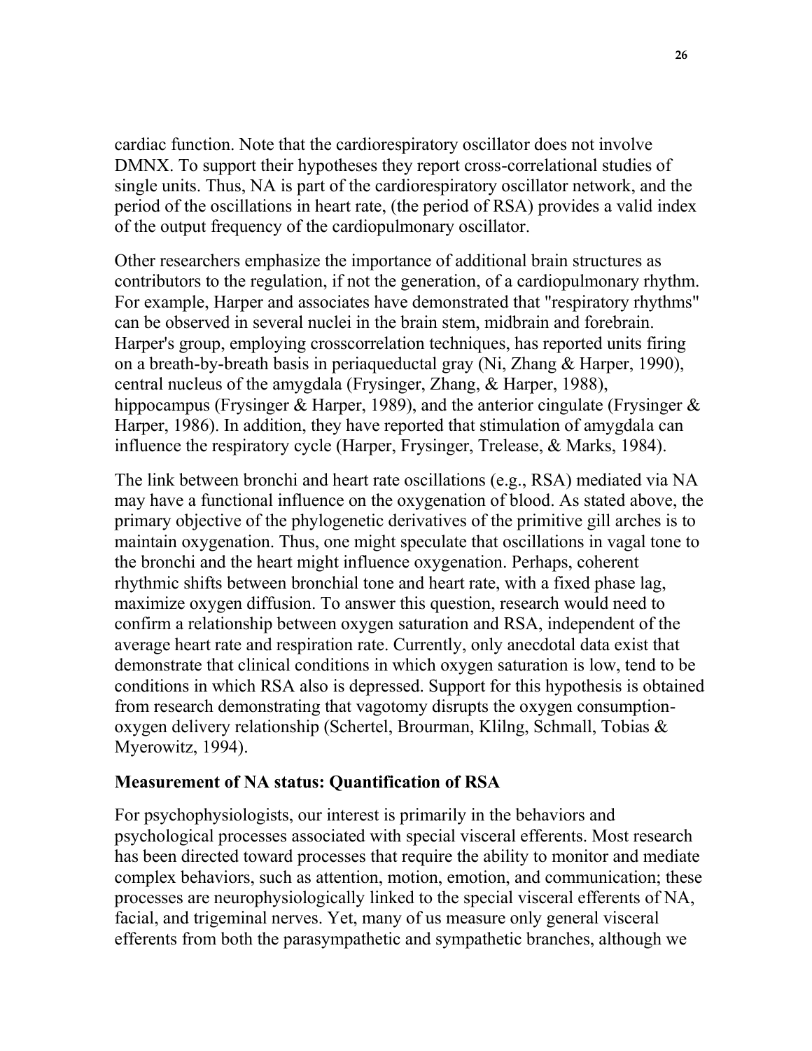cardiac function. Note that the cardiorespiratory oscillator does not involve DMNX. To support their hypotheses they report cross-correlational studies of single units. Thus, NA is part of the cardiorespiratory oscillator network, and the period of the oscillations in heart rate, (the period of RSA) provides a valid index of the output frequency of the cardiopulmonary oscillator.

Other researchers emphasize the importance of additional brain structures as contributors to the regulation, if not the generation, of a cardiopulmonary rhythm. For example, Harper and associates have demonstrated that "respiratory rhythms" can be observed in several nuclei in the brain stem, midbrain and forebrain. Harper's group, employing crosscorrelation techniques, has reported units firing on a breath-by-breath basis in periaqueductal gray (Ni, Zhang & Harper, 1990), central nucleus of the amygdala (Frysinger, Zhang, & Harper, 1988), hippocampus (Frysinger & Harper, 1989), and the anterior cingulate (Frysinger & Harper, 1986). In addition, they have reported that stimulation of amygdala can influence the respiratory cycle (Harper, Frysinger, Trelease, & Marks, 1984).

The link between bronchi and heart rate oscillations (e.g., RSA) mediated via NA may have a functional influence on the oxygenation of blood. As stated above, the primary objective of the phylogenetic derivatives of the primitive gill arches is to maintain oxygenation. Thus, one might speculate that oscillations in vagal tone to the bronchi and the heart might influence oxygenation. Perhaps, coherent rhythmic shifts between bronchial tone and heart rate, with a fixed phase lag, maximize oxygen diffusion. To answer this question, research would need to confirm a relationship between oxygen saturation and RSA, independent of the average heart rate and respiration rate. Currently, only anecdotal data exist that demonstrate that clinical conditions in which oxygen saturation is low, tend to be conditions in which RSA also is depressed. Support for this hypothesis is obtained from research demonstrating that vagotomy disrupts the oxygen consumption-oxygen delivery relationship (Schertel, Brourman, Klilng, Schmall, Tobias & Myerowitz, 1994).

### Measurement of NA status: Quantification of RSA

For psychophysiologists, our interest is primarily in the behaviors and psychological processes associated with special visceral efferents. Most research has been directed toward processes that require the ability to monitor and mediate complex behaviors, such as attention, motion, emotion, and communication; these processes are neurophysiologically linked to the special visceral efferents of NA, facial, and trigeminal nerves. Yet, many of us measure only general visceral efferents from both the parasympathetic and sympathetic branches, although we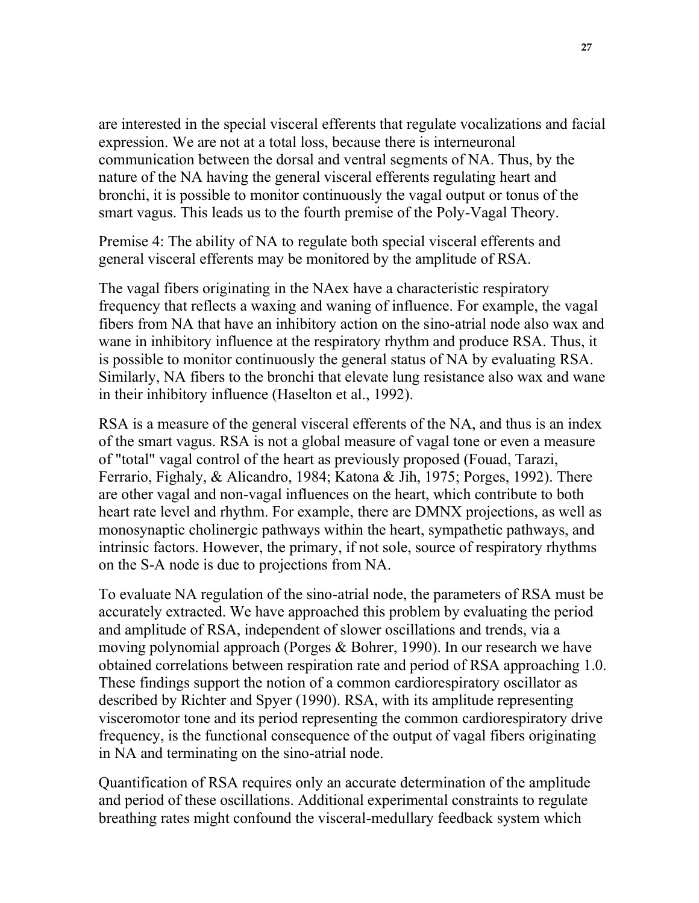are interested in the special visceral efferents that regulate vocalizations and facial expression. We are not at a total loss, because there is interneuronal communication between the dorsal and ventral segments of NA. Thus, by the nature of the NA having the general visceral efferents regulating heart and bronchi, it is possible to monitor continuously the vagal output or tonus of the smart vagus. This leads us to the fourth premise of the Poly-Vagal Theory.

Premise 4: The ability of NA to regulate both special visceral efferents and general visceral efferents may be monitored by the amplitude of RSA.

The vagal fibers originating in the NAex have a characteristic respiratory frequency that reflects a waxing and waning of influence. For example, the vagal fibers from NA that have an inhibitory action on the sino-atrial node also wax and wane in inhibitory influence at the respiratory rhythm and produce RSA. Thus, it is possible to monitor continuously the general status of NA by evaluating RSA. Similarly, NA fibers to the bronchi that elevate lung resistance also wax and wane in their inhibitory influence (Haselton et al., 1992).

RSA is a measure of the general visceral efferents of the NA, and thus is an index of the smart vagus. RSA is not a global measure of vagal tone or even a measure of "total" vagal control of the heart as previously proposed (Fouad, Tarazi, Ferrario, Fighaly, & Alicandro, 1984; Katona & Jih, 1975; Porges, 1992). There are other vagal and non-vagal influences on the heart, which contribute to both heart rate level and rhythm. For example, there are DMNX projections, as well as monosynaptic cholinergic pathways within the heart, sympathetic pathways, and intrinsic factors. However, the primary, if not sole, source of respiratory rhythms on the S-A node is due to projections from NA.

To evaluate NA regulation of the sino-atrial node, the parameters of RSA must be accurately extracted. We have approached this problem by evaluating the period and amplitude of RSA, independent of slower oscillations and trends, via a moving polynomial approach (Porges & Bohrer, 1990). In our research we have obtained correlations between respiration rate and period of RSA approaching 1.0. These findings support the notion of a common cardiorespiratory oscillator as described by Richter and Spyer (1990). RSA, with its amplitude representing visceromotor tone and its period representing the common cardiorespiratory drive frequency, is the functional consequence of the output of vagal fibers originating in NA and terminating on the sino-atrial node.

Quantification of RSA requires only an accurate determination of the amplitude and period of these oscillations. Additional experimental constraints to regulate breathing rates might confound the visceral-medullary feedback system which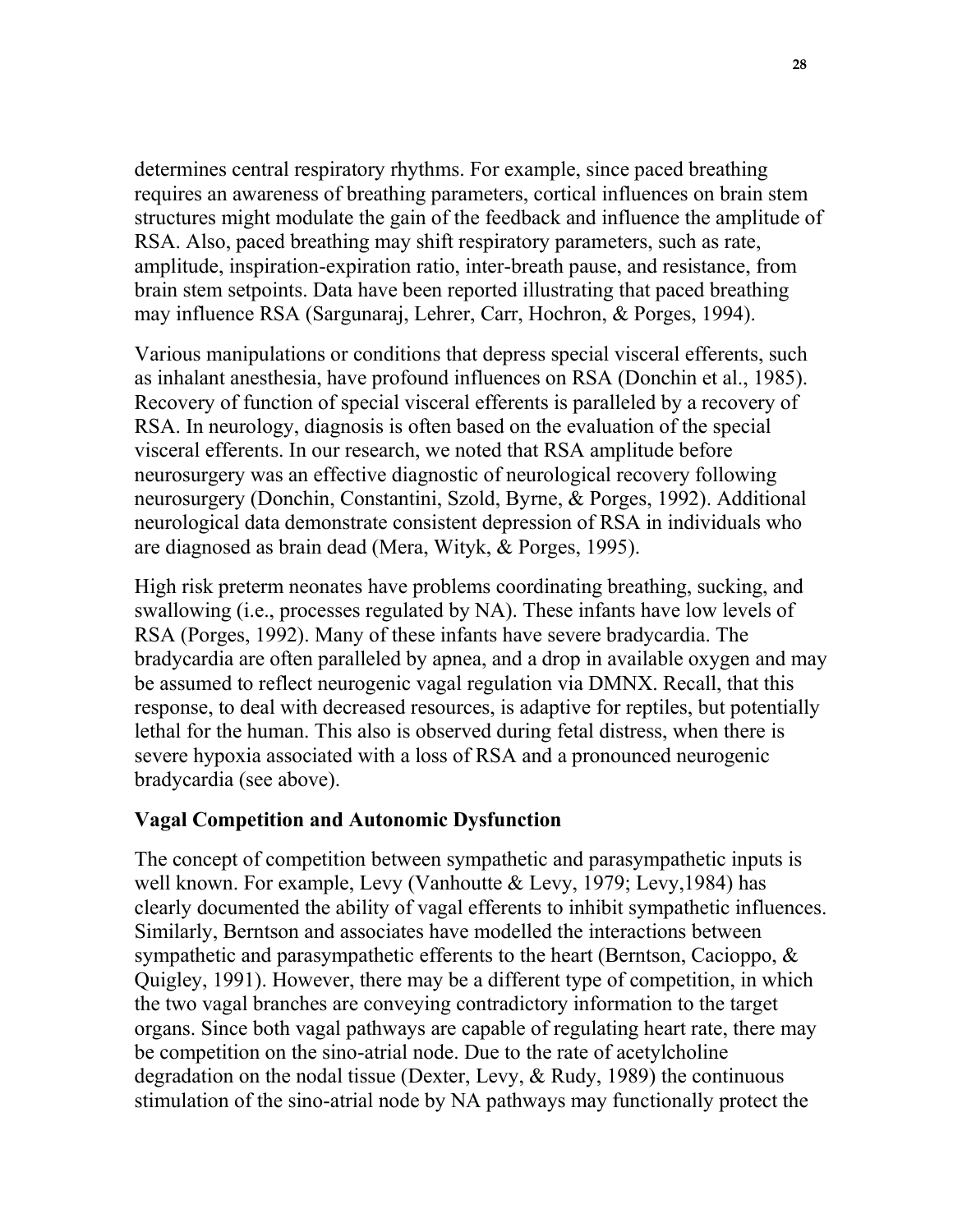determines central respiratory rhythms. For example, since paced breathing requires an awareness of breathing parameters, cortical influences on brain stem structures might modulate the gain of the feedback and influence the amplitude of RSA. Also, paced breathing may shift respiratory parameters, such as rate, amplitude, inspiration-expiration ratio, inter-breath pause, and resistance, from brain stem setpoints. Data have been reported illustrating that paced breathing may influence RSA (Sargunaraj, Lehrer, Carr, Hochron, & Porges, 1994).

Various manipulations or conditions that depress special visceral efferents, such as inhalant anesthesia, have profound influences on RSA (Donchin et al., 1985). Recovery of function of special visceral efferents is paralleled by a recovery of RSA. In neurology, diagnosis is often based on the evaluation of the special visceral efferents. In our research, we noted that RSA amplitude before neurosurgery was an effective diagnostic of neurological recovery following neurosurgery (Donchin, Constantini, Szold, Byrne, & Porges, 1992). Additional neurological data demonstrate consistent depression of RSA in individuals who are diagnosed as brain dead (Mera, Wityk, & Porges, 1995).

High risk preterm neonates have problems coordinating breathing, sucking, and swallowing (i.e., processes regulated by NA). These infants have low levels of RSA (Porges, 1992). Many of these infants have severe bradycardia. The bradycardia are often paralleled by apnea, and a drop in available oxygen and may be assumed to reflect neurogenic vagal regulation via DMNX. Recall, that this response, to deal with decreased resources, is adaptive for reptiles, but potentially lethal for the human. This also is observed during fetal distress, when there is severe hypoxia associated with a loss of RSA and a pronounced neurogenic bradycardia (see above).

## Vagal Competition and Autonomic Dysfunction

The concept of competition between sympathetic and parasympathetic inputs is well known. For example, Levy (Vanhoutte & Levy, 1979; Levy,1984) has clearly documented the ability of vagal efferents to inhibit sympathetic influences. Similarly, Berntson and associates have modelled the interactions between sympathetic and parasympathetic efferents to the heart (Berntson, Cacioppo, & Quigley, 1991). However, there may be a different type of competition, in which the two vagal branches are conveying contradictory information to the target organs. Since both vagal pathways are capable of regulating heart rate, there may be competition on the sino-atrial node. Due to the rate of acetylcholine degradation on the nodal tissue (Dexter, Levy, & Rudy, 1989) the continuous stimulation of the sino-atrial node by NA pathways may functionally protect the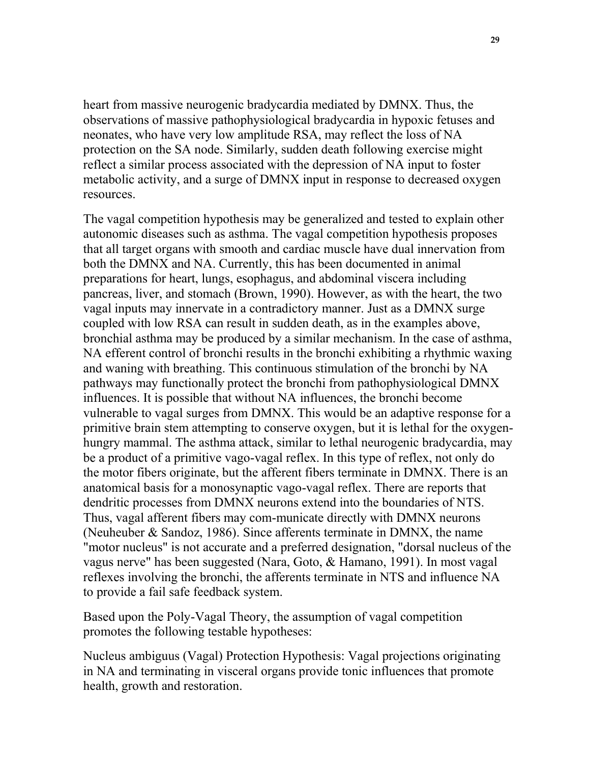heart from massive neurogenic bradycardia mediated by DMNX. Thus, the observations of massive pathophysiological bradycardia in hypoxic fetuses and neonates, who have very low amplitude RSA, may reflect the loss of NA protection on the SA node. Similarly, sudden death following exercise might reflect a similar process associated with the depression of NA input to foster metabolic activity, and a surge of DMNX input in response to decreased oxygen resources.

The vagal competition hypothesis may be generalized and tested to explain other autonomic diseases such as asthma. The vagal competition hypothesis proposes that all target organs with smooth and cardiac muscle have dual innervation from both the DMNX and NA. Currently, this has been documented in animal preparations for heart, lungs, esophagus, and abdominal viscera including pancreas, liver, and stomach (Brown, 1990). However, as with the heart, the two vagal inputs may innervate in a contradictory manner. Just as a DMNX surge coupled with low RSA can result in sudden death, as in the examples above, bronchial asthma may be produced by a similar mechanism. In the case of asthma, NA efferent control of bronchi results in the bronchi exhibiting a rhythmic waxing and waning with breathing. This continuous stimulation of the bronchi by NA pathways may functionally protect the bronchi from pathophysiological DMNX influences. It is possible that without NA influences, the bronchi become vulnerable to vagal surges from DMNX. This would be an adaptive response for a primitive brain stem attempting to conserve oxygen, but it is lethal for the oxygen-hungry mammal. The asthma attack, similar to lethal neurogenic bradycardia, may be a product of a primitive vago-vagal reflex. In this type of reflex, not only do the motor fibers originate, but the afferent fibers terminate in DMNX. There is an anatomical basis for a monosynaptic vago-vagal reflex. There are reports that dendritic processes from DMNX neurons extend into the boundaries of NTS. Thus, vagal afferent fibers may com-municate directly with DMNX neurons (Neuheuber & Sandoz, 1986). Since afferents terminate in DMNX, the name "motor nucleus" is not accurate and a preferred designation, "dorsal nucleus of the vagus nerve" has been suggested (Nara, Goto, & Hamano, 1991). In most vagal reflexes involving the bronchi, the afferents terminate in NTS and influence NA to provide a fail safe feedback system.

Based upon the Poly-Vagal Theory, the assumption of vagal competition promotes the following testable hypotheses:

Nucleus ambiguus (Vagal) Protection Hypothesis: Vagal projections originating in NA and terminating in visceral organs provide tonic influences that promote health, growth and restoration.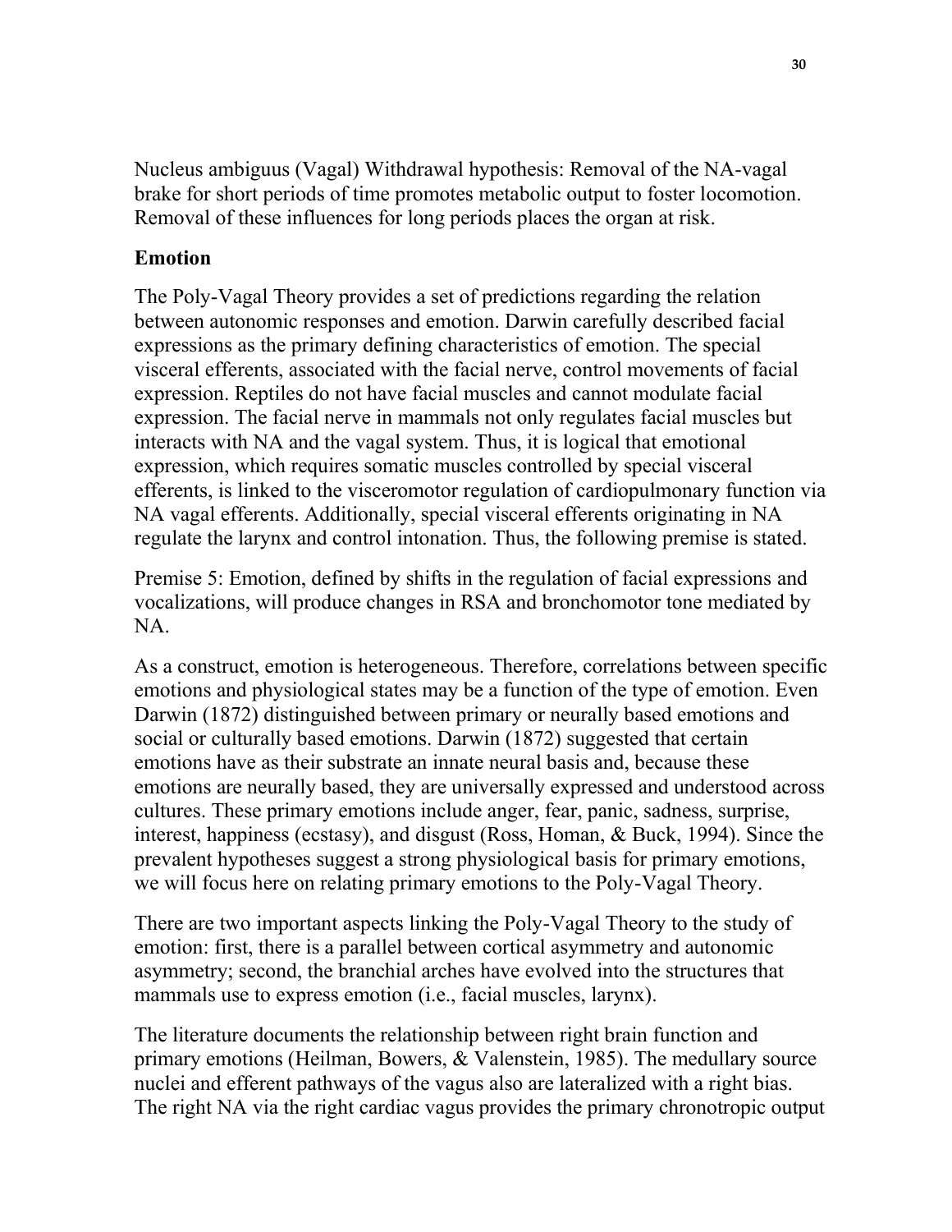Nucleus ambiguus (Vagal) Withdrawal hypothesis: Removal of the NA-vagal brake for short periods of time promotes metabolic output to foster locomotion. Removal of these influences for long periods places the organ at risk.

## Emotion

The Poly-Vagal Theory provides a set of predictions regarding the relation between autonomic responses and emotion. Darwin carefully described facial expressions as the primary defining characteristics of emotion. The special visceral efferents, associated with the facial nerve, control movements of facial expression. Reptiles do not have facial muscles and cannot modulate facial expression. The facial nerve in mammals not only regulates facial muscles but interacts with NA and the vagal system. Thus, it is logical that emotional expression, which requires somatic muscles controlled by special visceral efferents, is linked to the visceromotor regulation of cardiopulmonary function via NA vagal efferents. Additionally, special visceral efferents originating in NA regulate the larynx and control intonation. Thus, the following premise is stated.

Premise 5: Emotion, defined by shifts in the regulation of facial expressions and vocalizations, will produce changes in RSA and bronchomotor tone mediated by NA.

As a construct, emotion is heterogeneous. Therefore, correlations between specific emotions and physiological states may be a function of the type of emotion. Even Darwin (1872) distinguished between primary or neurally based emotions and social or culturally based emotions. Darwin (1872) suggested that certain emotions have as their substrate an innate neural basis and, because these emotions are neurally based, they are universally expressed and understood across cultures. These primary emotions include anger, fear, panic, sadness, surprise, interest, happiness (ecstasy), and disgust (Ross, Homan, & Buck, 1994). Since the prevalent hypotheses suggest a strong physiological basis for primary emotions, we will focus here on relating primary emotions to the Poly-Vagal Theory.

There are two important aspects linking the Poly-Vagal Theory to the study of emotion: first, there is a parallel between cortical asymmetry and autonomic asymmetry; second, the branchial arches have evolved into the structures that mammals use to express emotion (i.e., facial muscles, larynx).

The literature documents the relationship between right brain function and primary emotions (Heilman, Bowers, & Valenstein, 1985). The medullary source nuclei and efferent pathways of the vagus also are lateralized with a right bias. The right NA via the right cardiac vagus provides the primary chronotropic output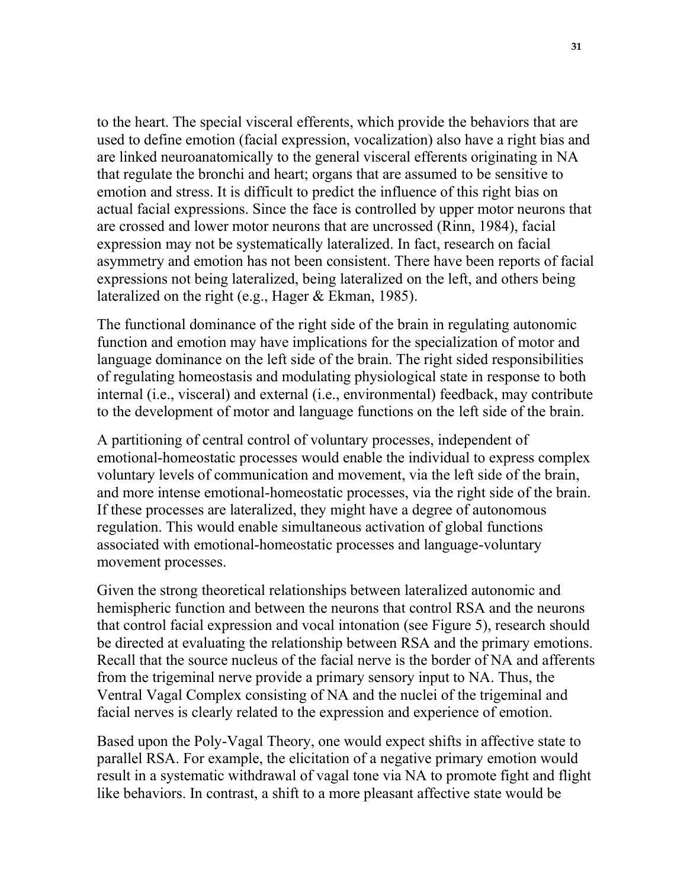to the heart. The special visceral efferents, which provide the behaviors that are used to define emotion (facial expression, vocalization) also have a right bias and are linked neuroanatomically to the general visceral efferents originating in NA that regulate the bronchi and heart; organs that are assumed to be sensitive to emotion and stress. It is difficult to predict the influence of this right bias on actual facial expressions. Since the face is controlled by upper motor neurons that are crossed and lower motor neurons that are uncrossed (Rinn, 1984), facial expression may not be systematically lateralized. In fact, research on facial asymmetry and emotion has not been consistent. There have been reports of facial expressions not being lateralized, being lateralized on the left, and others being lateralized on the right (e.g., Hager & Ekman, 1985).

The functional dominance of the right side of the brain in regulating autonomic function and emotion may have implications for the specialization of motor and language dominance on the left side of the brain. The right sided responsibilities of regulating homeostasis and modulating physiological state in response to both internal (i.e., visceral) and external (i.e., environmental) feedback, may contribute to the development of motor and language functions on the left side of the brain.

A partitioning of central control of voluntary processes, independent of emotional-homeostatic processes would enable the individual to express complex voluntary levels of communication and movement, via the left side of the brain, and more intense emotional-homeostatic processes, via the right side of the brain. If these processes are lateralized, they might have a degree of autonomous regulation. This would enable simultaneous activation of global functions associated with emotional-homeostatic processes and language-voluntary movement processes.

Given the strong theoretical relationships between lateralized autonomic and hemispheric function and between the neurons that control RSA and the neurons that control facial expression and vocal intonation (see Figure 5), research should be directed at evaluating the relationship between RSA and the primary emotions. Recall that the source nucleus of the facial nerve is the border of NA and afferents from the trigeminal nerve provide a primary sensory input to NA. Thus, the Ventral Vagal Complex consisting of NA and the nuclei of the trigeminal and facial nerves is clearly related to the expression and experience of emotion.

Based upon the Poly-Vagal Theory, one would expect shifts in affective state to parallel RSA. For example, the elicitation of a negative primary emotion would result in a systematic withdrawal of vagal tone via NA to promote fight and flight like behaviors. In contrast, a shift to a more pleasant affective state would be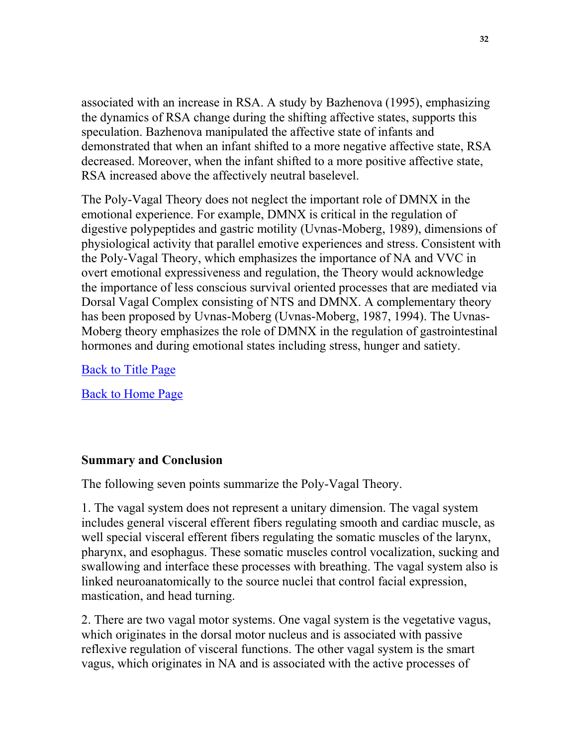associated with an increase in RSA. A study by Bazhenova (1995), emphasizing the dynamics of RSA change during the shifting affective states, supports this speculation. Bazhenova manipulated the affective state of infants and demonstrated that when an infant shifted to a more negative affective state, RSA decreased. Moreover, when the infant shifted to a more positive affective state, RSA increased above the affectively neutral baselevel.

The Poly-Vagal Theory does not neglect the important role of DMNX in the emotional experience. For example, DMNX is critical in the regulation of digestive polypeptides and gastric motility (Uvnas-Moberg, 1989), dimensions of physiological activity that parallel emotive experiences and stress. Consistent with the Poly-Vagal Theory, which emphasizes the importance of NA and VVC in overt emotional expressiveness and regulation, the Theory would acknowledge the importance of less conscious survival oriented processes that are mediated via Dorsal Vagal Complex consisting of NTS and DMNX. A complementary theory has been proposed by Uvnas-Moberg (Uvnas-Moberg, 1987, 1994). The Uvnas-Moberg theory emphasizes the role of DMNX in the regulation of gastrointestinal hormones and during emotional states including stress, hunger and satiety.

Back to Title Page

Back to Home Page

**Summary and Conclusion**

The following seven points summarize the Poly-Vagal Theory.

1. The vagal system does not represent a unitary dimension. The vagal system includes general visceral efferent fibers regulating smooth and cardiac muscle, as well special visceral efferent fibers regulating the somatic muscles of the larynx, pharynx, and esophagus. These somatic muscles control vocalization, sucking and swallowing and interface these processes with breathing. The vagal system also is linked neuroanatomically to the source nuclei that control facial expression, mastication, and head turning.

2. There are two vagal motor systems. One vagal system is the vegetative vagus, which originates in the dorsal motor nucleus and is associated with passive reflexive regulation of visceral functions. The other vagal system is the smart vagus, which originates in NA and is associated with the active processes of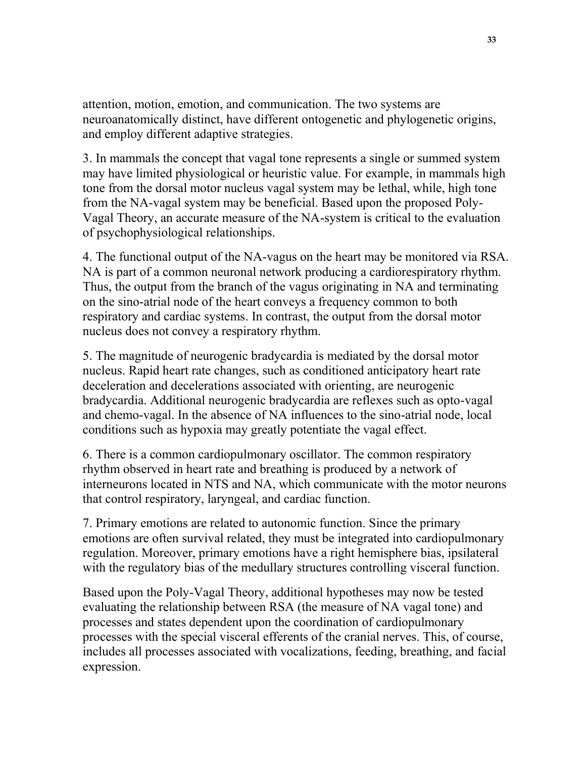attention, motion, emotion, and communication. The two systems are neuroanatomically distinct, have different ontogenetic and phylogenetic origins, and employ different adaptive strategies.

3. In mammals the concept that vagal tone represents a single or summed system may have limited physiological or heuristic value. For example, in mammals high tone from the dorsal motor nucleus vagal system may be lethal, while, high tone from the NA-vagal system may be beneficial. Based upon the proposed Poly-Vagal Theory, an accurate measure of the NA-system is critical to the evaluation of psychophysiological relationships.

4. The functional output of the NA-vagus on the heart may be monitored via RSA. NA is part of a common neuronal network producing a cardiorespiratory rhythm. Thus, the output from the branch of the vagus originating in NA and terminating on the sino-atrial node of the heart conveys a frequency common to both respiratory and cardiac systems. In contrast, the output from the dorsal motor nucleus does not convey a respiratory rhythm.

5. The magnitude of neurogenic bradycardia is mediated by the dorsal motor nucleus. Rapid heart rate changes, such as conditioned anticipatory heart rate deceleration and decelerations associated with orienting, are neurogenic bradycardia. Additional neurogenic bradycardia are reflexes such as opto-vagal and chemo-vagal. In the absence of NA influences to the sino-atrial node, local conditions such as hypoxia may greatly potentiate the vagal effect.

6. There is a common cardiopulmonary oscillator. The common respiratory rhythm observed in heart rate and breathing is produced by a network of interneurons located in NTS and NA, which communicate with the motor neurons that control respiratory, laryngeal, and cardiac function.

7. Primary emotions are related to autonomic function. Since the primary emotions are often survival related, they must be integrated into cardiopulmonary regulation. Moreover, primary emotions have a right hemisphere bias, ipsilateral with the regulatory bias of the medullary structures controlling visceral function.

Based upon the Poly-Vagal Theory, additional hypotheses may now be tested evaluating the relationship between RSA (the measure of NA vagal tone) and processes and states dependent upon the coordination of cardiopulmonary processes with the special visceral efferents of the cranial nerves. This, of course, includes all processes associated with vocalizations, feeding, breathing, and facial expression.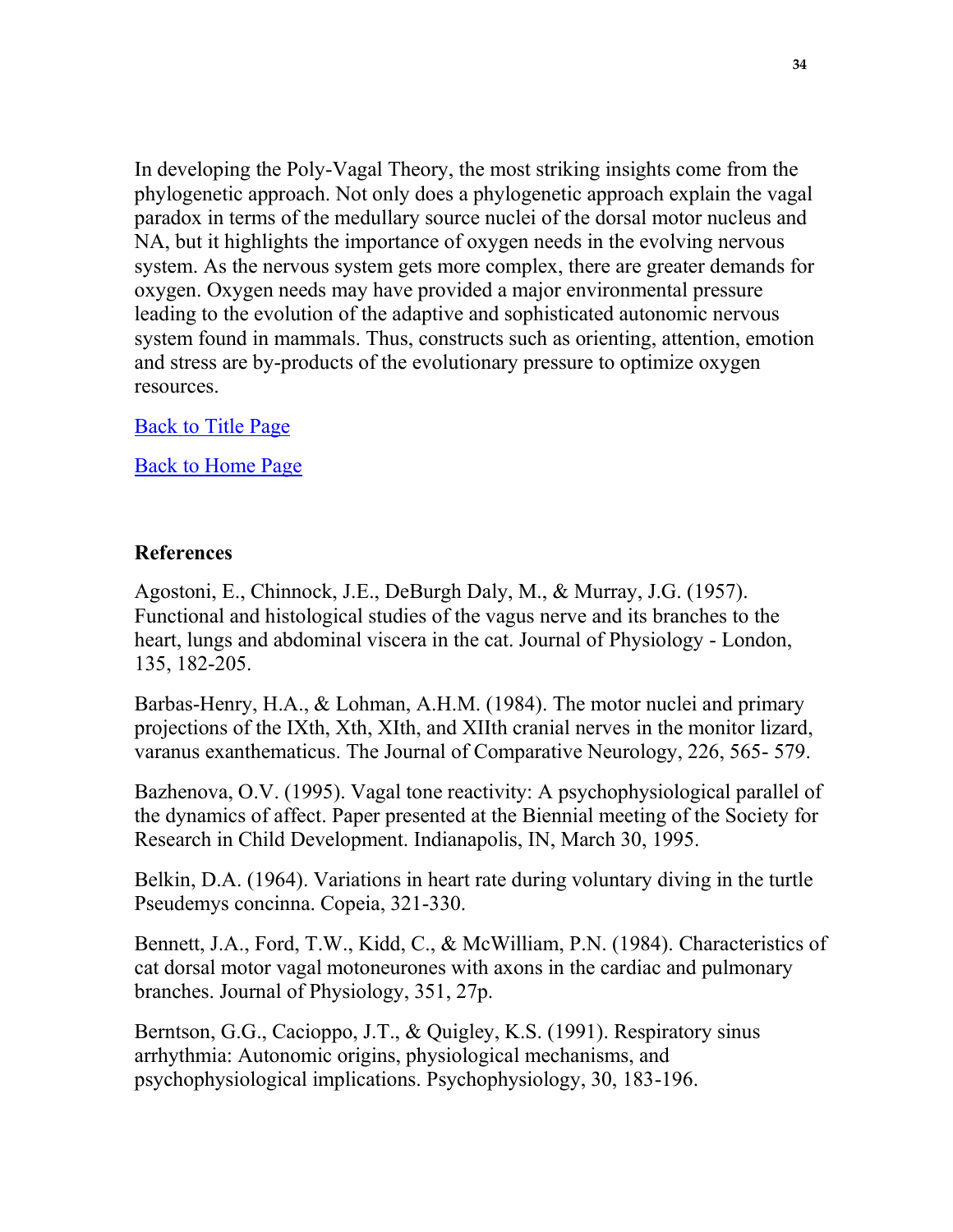In developing the Poly-Vagal Theory, the most striking insights come from the phylogenetic approach. Not only does a phylogenetic approach explain the vagal paradox in terms of the medullary source nuclei of the dorsal motor nucleus and NA, but it highlights the importance of oxygen needs in the evolving nervous system. As the nervous system gets more complex, there are greater demands for oxygen. Oxygen needs may have provided a major environmental pressure leading to the evolution of the adaptive and sophisticated autonomic nervous system found in mammals. Thus, constructs such as orienting, attention, emotion and stress are by-products of the evolutionary pressure to optimize oxygen resources.

Back to Title Page

Back to Home Page

## References

Agostoni, E., Chinnock, J.E., DeBurgh Daly, M., & Murray, J.G. (1957). Functional and histological studies of the vagus nerve and its branches to the heart, lungs and abdominal viscera in the cat. Journal of Physiology - London, 135, 182-205.

Barbas-Henry, H.A., & Lohman, A.H.M. (1984). The motor nuclei and primary projections of the IXth, Xth, XIth, and XIIth cranial nerves in the monitor lizard, varanus exanthematicus. The Journal of Comparative Neurology, 226, 565- 579.

Bazhenova, O.V. (1995). Vagal tone reactivity: A psychophysiological parallel of the dynamics of affect. Paper presented at the Biennial meeting of the Society for Research in Child Development. Indianapolis, IN, March 30, 1995.

Belkin, D.A. (1964). Variations in heart rate during voluntary diving in the turtle Pseudemys concinna. Copeia, 321-330.

Bennett, J.A., Ford, T.W., Kidd, C., & McWilliam, P.N. (1984). Characteristics of cat dorsal motor vagal motoneurones with axons in the cardiac and pulmonary branches. Journal of Physiology, 351, 27p.

Berntson, G.G., Cacioppo, J.T., & Quigley, K.S. (1991). Respiratory sinus arrhythmia: Autonomic origins, physiological mechanisms, and psychophysiological implications. Psychophysiology, 30, 183-196.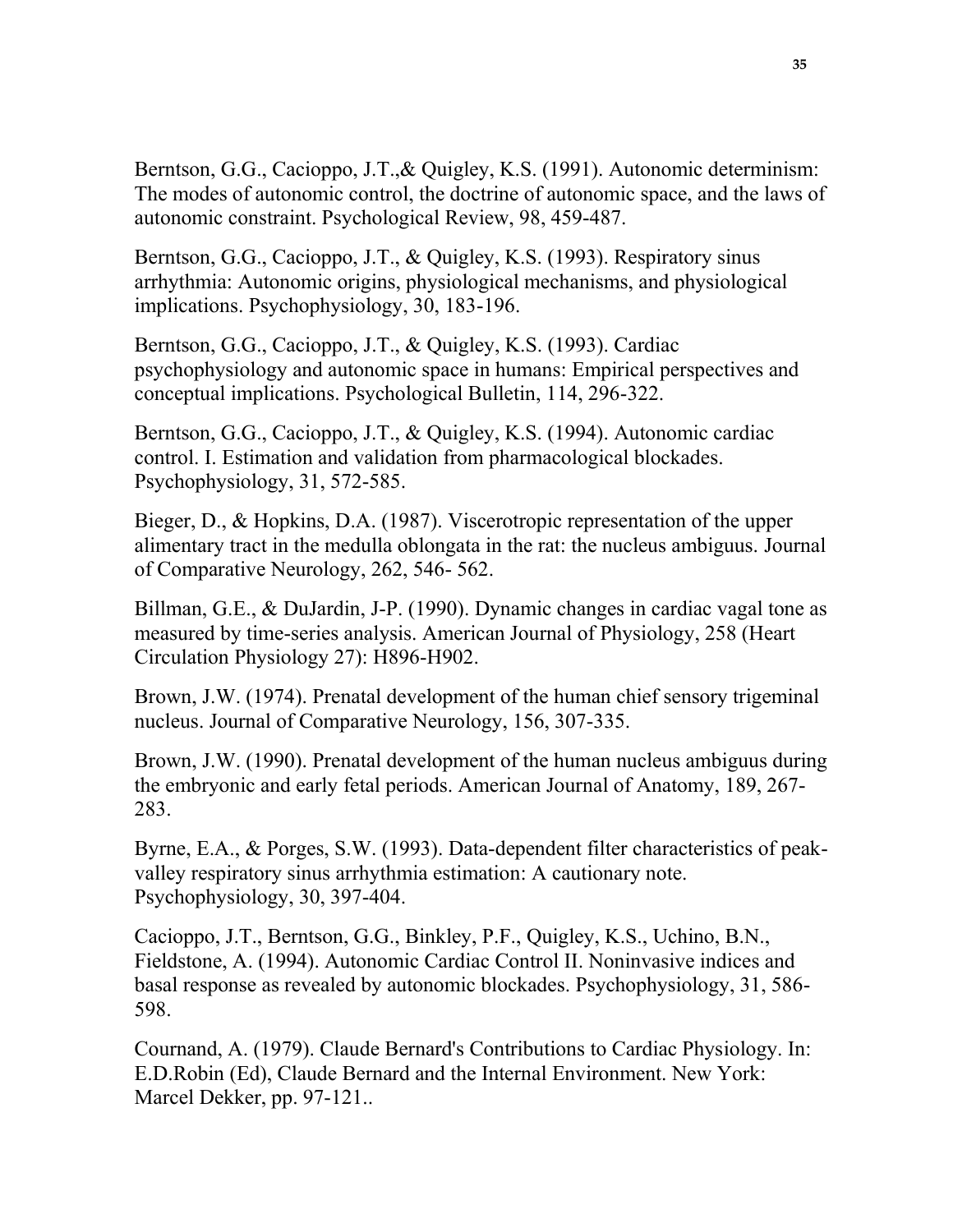Berntson, G.G., Cacioppo, J.T.,& Quigley, K.S. (1991). Autonomic determinism: The modes of autonomic control, the doctrine of autonomic space, and the laws of autonomic constraint. Psychological Review, 98, 459-487.

Berntson, G.G., Cacioppo, J.T., & Quigley, K.S. (1993). Respiratory sinus arrhythmia: Autonomic origins, physiological mechanisms, and physiological implications. Psychophysiology, 30, 183-196.

Berntson, G.G., Cacioppo, J.T., & Quigley, K.S. (1993). Cardiac psychophysiology and autonomic space in humans: Empirical perspectives and conceptual implications. Psychological Bulletin, 114, 296-322.

Berntson, G.G., Cacioppo, J.T., & Quigley, K.S. (1994). Autonomic cardiac control. I. Estimation and validation from pharmacological blockades. Psychophysiology, 31, 572-585.

Bieger, D., & Hopkins, D.A. (1987). Viscerotropic representation of the upper alimentary tract in the medulla oblongata in the rat: the nucleus ambiguus. Journal of Comparative Neurology, 262, 546- 562.

Billman, G.E., & DuJardin, J-P. (1990). Dynamic changes in cardiac vagal tone as measured by time-series analysis. American Journal of Physiology, 258 (Heart Circulation Physiology 27): H896-H902.

Brown, J.W. (1974). Prenatal development of the human chief sensory trigeminal nucleus. Journal of Comparative Neurology, 156, 307-335.

Brown, J.W. (1990). Prenatal development of the human nucleus ambiguus during the embryonic and early fetal periods. American Journal of Anatomy, 189, 267-283.

Byrne, E.A., & Porges, S.W. (1993). Data-dependent filter characteristics of peak-valley respiratory sinus arrhythmia estimation: A cautionary note. Psychophysiology, 30, 397-404.

Cacioppo, J.T., Berntson, G.G., Binkley, P.F., Quigley, K.S., Uchino, B.N., Fieldstone, A. (1994). Autonomic Cardiac Control II. Noninvasive indices and basal response as revealed by autonomic blockades. Psychophysiology, 31, 586-598.

Cournand, A. (1979). Claude Bernard's Contributions to Cardiac Physiology. In: E.D.Robin (Ed), Claude Bernard and the Internal Environment. New York: Marcel Dekker, pp. 97-121..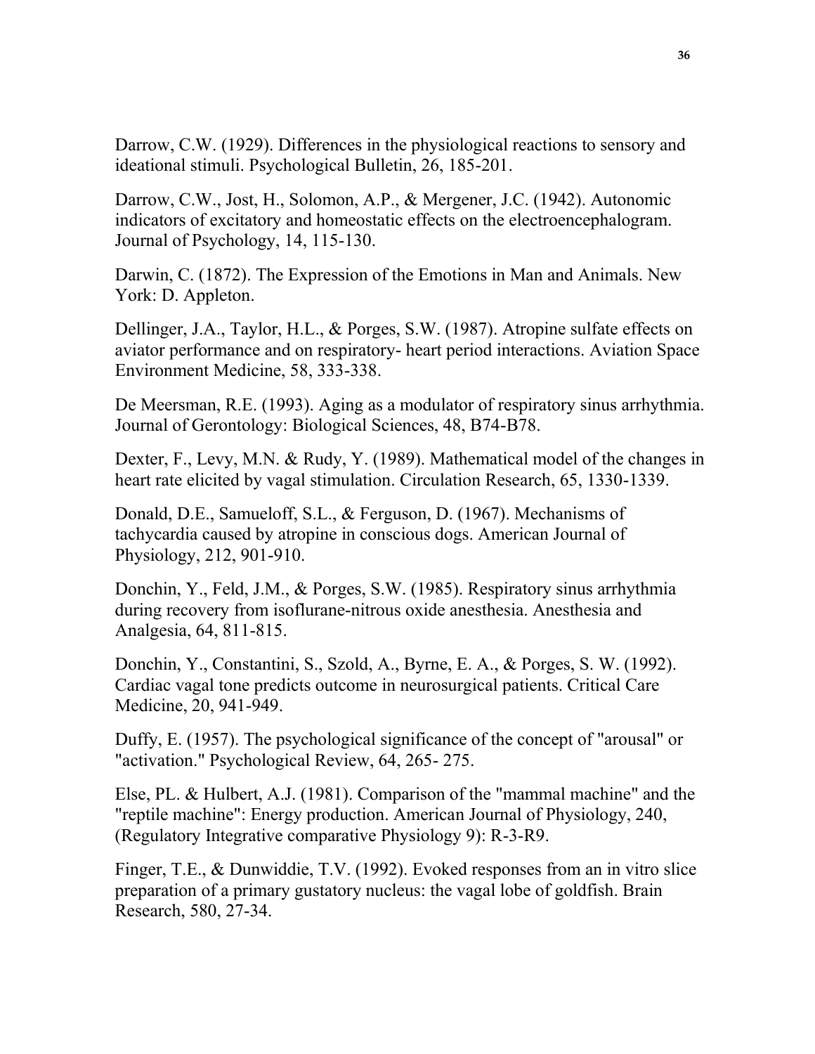Darrow, C.W. (1929). Differences in the physiological reactions to sensory and ideational stimuli. Psychological Bulletin, 26, 185-201.

Darrow, C.W., Jost, H., Solomon, A.P., & Mergener, J.C. (1942). Autonomic indicators of excitatory and homeostatic effects on the electroencephalogram. Journal of Psychology, 14, 115-130.

Darwin, C. (1872). The Expression of the Emotions in Man and Animals. New York: D. Appleton.

Dellinger, J.A., Taylor, H.L., & Porges, S.W. (1987). Atropine sulfate effects on aviator performance and on respiratory- heart period interactions. Aviation Space Environment Medicine, 58, 333-338.

De Meersman, R.E. (1993). Aging as a modulator of respiratory sinus arrhythmia. Journal of Gerontology: Biological Sciences, 48, B74-B78.

Dexter, F., Levy, M.N. & Rudy, Y. (1989). Mathematical model of the changes in heart rate elicited by vagal stimulation. Circulation Research, 65, 1330-1339.

Donald, D.E., Samueloff, S.L., & Ferguson, D. (1967). Mechanisms of tachycardia caused by atropine in conscious dogs. American Journal of Physiology, 212, 901-910.

Donchin, Y., Feld, J.M., & Porges, S.W. (1985). Respiratory sinus arrhythmia during recovery from isoflurane-nitrous oxide anesthesia. Anesthesia and Analgesia, 64, 811-815.

Donchin, Y., Constantini, S., Szold, A., Byrne, E. A., & Porges, S. W. (1992). Cardiac vagal tone predicts outcome in neurosurgical patients. Critical Care Medicine, 20, 941-949.

Duffy, E. (1957). The psychological significance of the concept of "arousal" or "activation." Psychological Review, 64, 265- 275.

Else, PL. & Hulbert, A.J. (1981). Comparison of the "mammal machine" and the "reptile machine": Energy production. American Journal of Physiology, 240, (Regulatory Integrative comparative Physiology 9): R-3-R9.

Finger, T.E., & Dunwiddie, T.V. (1992). Evoked responses from an in vitro slice preparation of a primary gustatory nucleus: the vagal lobe of goldfish. Brain Research, 580, 27-34.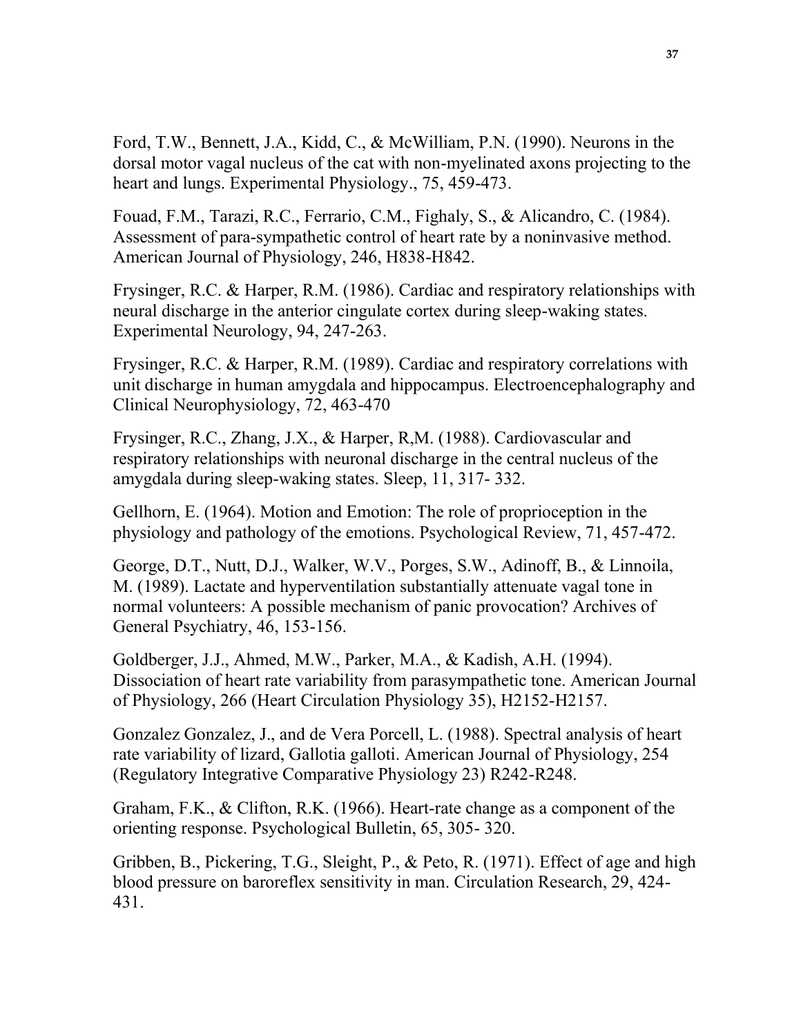Ford, T.W., Bennett, J.A., Kidd, C., & McWilliam, P.N. (1990). Neurons in the dorsal motor vagal nucleus of the cat with non-myelinated axons projecting to the heart and lungs. Experimental Physiology., 75, 459-473.

Fouad, F.M., Tarazi, R.C., Ferrario, C.M., Fighaly, S., & Alicandro, C. (1984). Assessment of para-sympathetic control of heart rate by a noninvasive method. American Journal of Physiology, 246, H838-H842.

Frysinger, R.C. & Harper, R.M. (1986). Cardiac and respiratory relationships with neural discharge in the anterior cingulate cortex during sleep-waking states. Experimental Neurology, 94, 247-263.

Frysinger, R.C. & Harper, R.M. (1989). Cardiac and respiratory correlations with unit discharge in human amygdala and hippocampus. Electroencephalography and Clinical Neurophysiology, 72, 463-470

Frysinger, R.C., Zhang, J.X., & Harper, R,M. (1988). Cardiovascular and respiratory relationships with neuronal discharge in the central nucleus of the amygdala during sleep-waking states. Sleep, 11, 317- 332.

Gellhorn, E. (1964). Motion and Emotion: The role of proprioception in the physiology and pathology of the emotions. Psychological Review, 71, 457-472.

George, D.T., Nutt, D.J., Walker, W.V., Porges, S.W., Adinoff, B., & Linnoila, M. (1989). Lactate and hyperventilation substantially attenuate vagal tone in normal volunteers: A possible mechanism of panic provocation? Archives of General Psychiatry, 46, 153-156.

Goldberger, J.J., Ahmed, M.W., Parker, M.A., & Kadish, A.H. (1994). Dissociation of heart rate variability from parasympathetic tone. American Journal of Physiology, 266 (Heart Circulation Physiology 35), H2152-H2157.

Gonzalez Gonzalez, J., and de Vera Porcell, L. (1988). Spectral analysis of heart rate variability of lizard, Gallotia galloti. American Journal of Physiology, 254 (Regulatory Integrative Comparative Physiology 23) R242-R248.

Graham, F.K., & Clifton, R.K. (1966). Heart-rate change as a component of the orienting response. Psychological Bulletin, 65, 305- 320.

Gribben, B., Pickering, T.G., Sleight, P., & Peto, R. (1971). Effect of age and high blood pressure on baroreflex sensitivity in man. Circulation Research, 29, 424-431.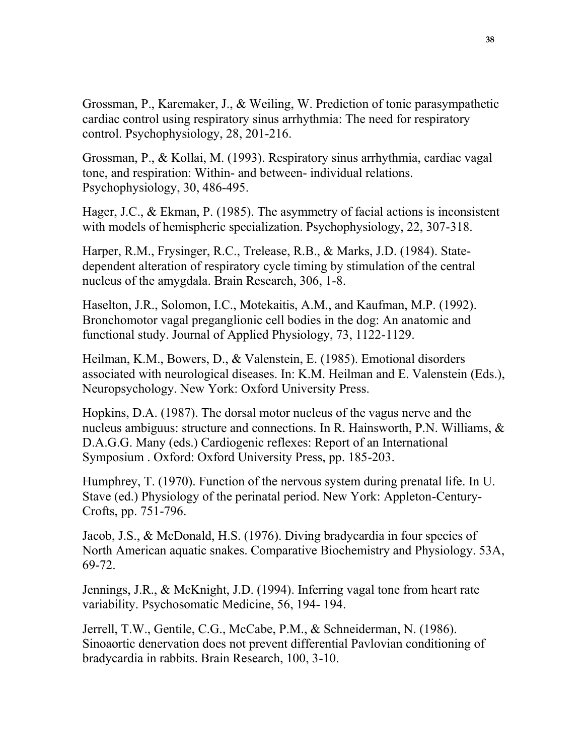Grossman, P., Karemaker, J., & Weiling, W. Prediction of tonic parasympathetic cardiac control using respiratory sinus arrhythmia: The need for respiratory control. Psychophysiology, 28, 201-216.

Grossman, P., & Kollai, M. (1993). Respiratory sinus arrhythmia, cardiac vagal tone, and respiration: Within- and between- individual relations. Psychophysiology, 30, 486-495.

Hager, J.C., & Ekman, P. (1985). The asymmetry of facial actions is inconsistent with models of hemispheric specialization. Psychophysiology, 22, 307-318.

Harper, R.M., Frysinger, R.C., Trelease, R.B., & Marks, J.D. (1984). State-dependent alteration of respiratory cycle timing by stimulation of the central nucleus of the amygdala. Brain Research, 306, 1-8.

Haselton, J.R., Solomon, I.C., Motekaitis, A.M., and Kaufman, M.P. (1992). Bronchomotor vagal preganglionic cell bodies in the dog: An anatomic and functional study. Journal of Applied Physiology, 73, 1122-1129.

Heilman, K.M., Bowers, D., & Valenstein, E. (1985). Emotional disorders associated with neurological diseases. In: K.M. Heilman and E. Valenstein (Eds.), Neuropsychology. New York: Oxford University Press.

Hopkins, D.A. (1987). The dorsal motor nucleus of the vagus nerve and the nucleus ambiguus: structure and connections. In R. Hainsworth, P.N. Williams, & D.A.G.G. Many (eds.) Cardiogenic reflexes: Report of an International Symposium . Oxford: Oxford University Press, pp. 185-203.

Humphrey, T. (1970). Function of the nervous system during prenatal life. In U. Stave (ed.) Physiology of the perinatal period. New York: Appleton-Century-Crofts, pp. 751-796.

Jacob, J.S., & McDonald, H.S. (1976). Diving bradycardia in four species of North American aquatic snakes. Comparative Biochemistry and Physiology. 53A, 69-72.

Jennings, J.R., & McKnight, J.D. (1994). Inferring vagal tone from heart rate variability. Psychosomatic Medicine, 56, 194- 194.

Jerrell, T.W., Gentile, C.G., McCabe, P.M., & Schneiderman, N. (1986). Sinoaortic denervation does not prevent differential Pavlovian conditioning of bradycardia in rabbits. Brain Research, 100, 3-10.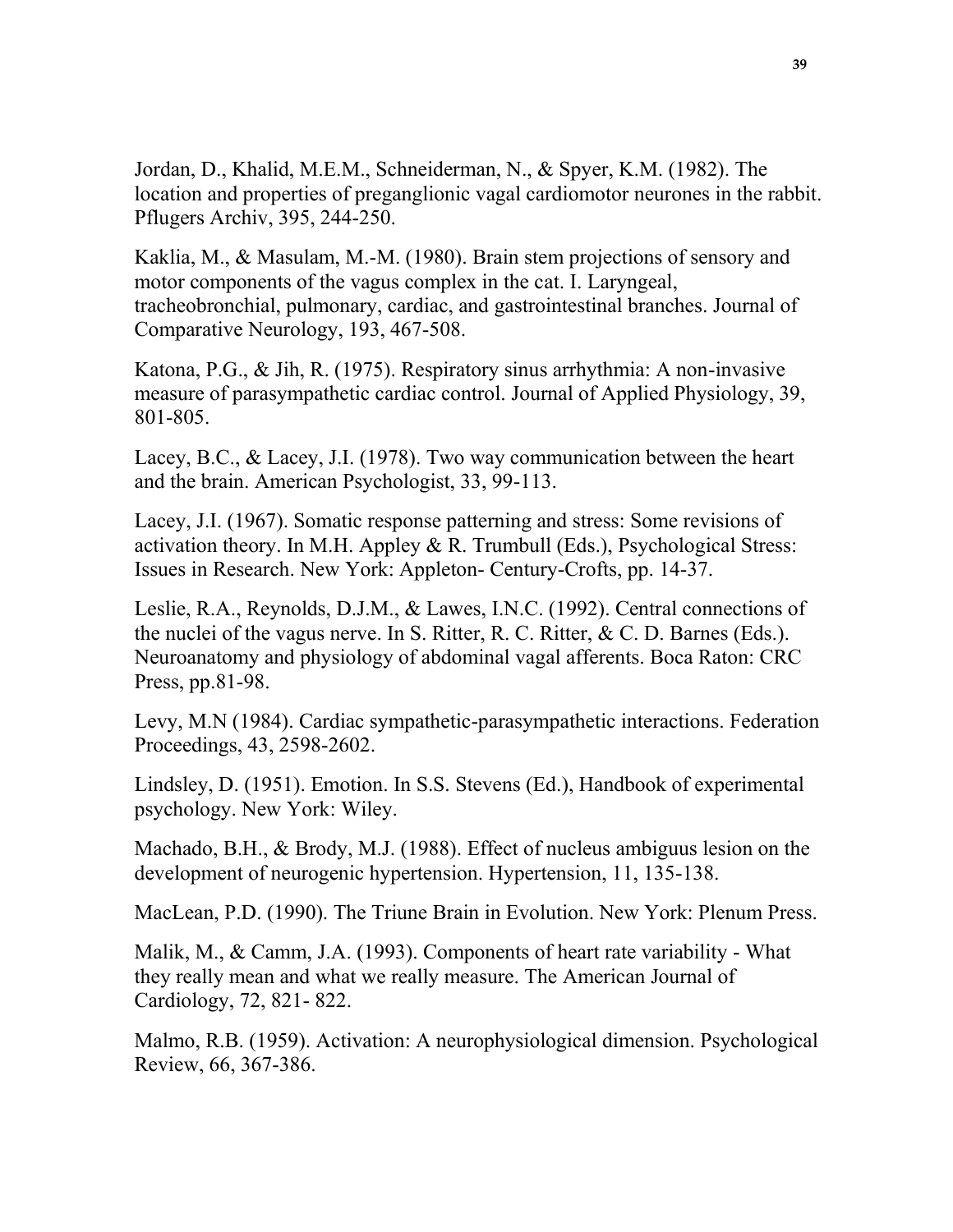Jordan, D., Khalid, M.E.M., Schneiderman, N., & Spyer, K.M. (1982). The location and properties of preganglionic vagal cardiomotor neurones in the rabbit. Pflugers Archiv, 395, 244-250.

Kaklia, M., & Masulam, M.-M. (1980). Brain stem projections of sensory and motor components of the vagus complex in the cat. I. Laryngeal, tracheobronchial, pulmonary, cardiac, and gastrointestinal branches. Journal of Comparative Neurology, 193, 467-508.

Katona, P.G., & Jih, R. (1975). Respiratory sinus arrhythmia: A non-invasive measure of parasympathetic cardiac control. Journal of Applied Physiology, 39, 801-805.

Lacey, B.C., & Lacey, J.I. (1978). Two way communication between the heart and the brain. American Psychologist, 33, 99-113.

Lacey, J.I. (1967). Somatic response patterning and stress: Some revisions of activation theory. In M.H. Appley & R. Trumbull (Eds.), Psychological Stress: Issues in Research. New York: Appleton- Century-Crofts, pp. 14-37.

Leslie, R.A., Reynolds, D.J.M., & Lawes, I.N.C. (1992). Central connections of the nuclei of the vagus nerve. In S. Ritter, R. C. Ritter, & C. D. Barnes (Eds.). Neuroanatomy and physiology of abdominal vagal afferents. Boca Raton: CRC Press, pp.81-98.

Levy, M.N (1984). Cardiac sympathetic-parasympathetic interactions. Federation Proceedings, 43, 2598-2602.

Lindsley, D. (1951). Emotion. In S.S. Stevens (Ed.), Handbook of experimental psychology. New York: Wiley.

Machado, B.H., & Brody, M.J. (1988). Effect of nucleus ambiguus lesion on the development of neurogenic hypertension. Hypertension, 11, 135-138.

MacLean, P.D. (1990). The Triune Brain in Evolution. New York: Plenum Press.

Malik, M., & Camm, J.A. (1993). Components of heart rate variability - What they really mean and what we really measure. The American Journal of Cardiology, 72, 821- 822.

Malmo, R.B. (1959). Activation: A neurophysiological dimension. Psychological Review, 66, 367-386.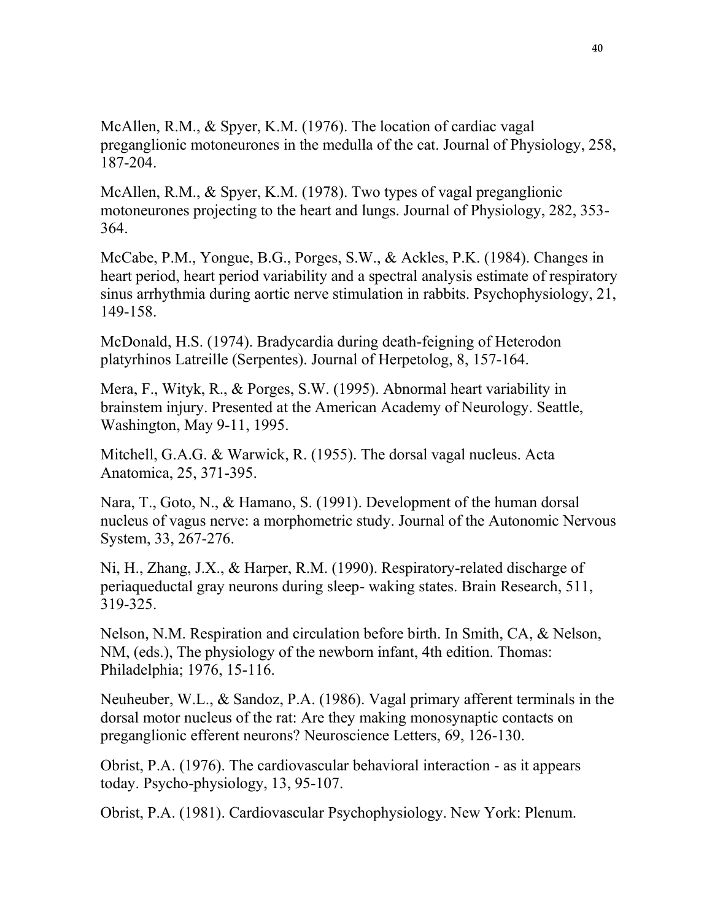McAllen, R.M., & Spyer, K.M. (1976). The location of cardiac vagal preganglionic motoneurones in the medulla of the cat. Journal of Physiology, 258, 187-204.

McAllen, R.M., & Spyer, K.M. (1978). Two types of vagal preganglionic motoneurones projecting to the heart and lungs. Journal of Physiology, 282, 353-364.

McCabe, P.M., Yongue, B.G., Porges, S.W., & Ackles, P.K. (1984). Changes in heart period, heart period variability and a spectral analysis estimate of respiratory sinus arrhythmia during aortic nerve stimulation in rabbits. Psychophysiology, 21, 149-158.

McDonald, H.S. (1974). Bradycardia during death-feigning of Heterodon platyrhinos Latreille (Serpentes). Journal of Herpetolog, 8, 157-164.

Mera, F., Wityk, R., & Porges, S.W. (1995). Abnormal heart variability in brainstem injury. Presented at the American Academy of Neurology. Seattle, Washington, May 9-11, 1995.

Mitchell, G.A.G. & Warwick, R. (1955). The dorsal vagal nucleus. Acta Anatomica, 25, 371-395.

Nara, T., Goto, N., & Hamano, S. (1991). Development of the human dorsal nucleus of vagus nerve: a morphometric study. Journal of the Autonomic Nervous System, 33, 267-276.

Ni, H., Zhang, J.X., & Harper, R.M. (1990). Respiratory-related discharge of periaqueductal gray neurons during sleep- waking states. Brain Research, 511, 319-325.

Nelson, N.M. Respiration and circulation before birth. In Smith, CA, & Nelson, NM, (eds.), The physiology of the newborn infant, 4th edition. Thomas: Philadelphia; 1976, 15-116.

Neuheuber, W.L., & Sandoz, P.A. (1986). Vagal primary afferent terminals in the dorsal motor nucleus of the rat: Are they making monosynaptic contacts on preganglionic efferent neurons? Neuroscience Letters, 69, 126-130.

Obrist, P.A. (1976). The cardiovascular behavioral interaction - as it appears today. Psycho-physiology, 13, 95-107.

Obrist, P.A. (1981). Cardiovascular Psychophysiology. New York: Plenum.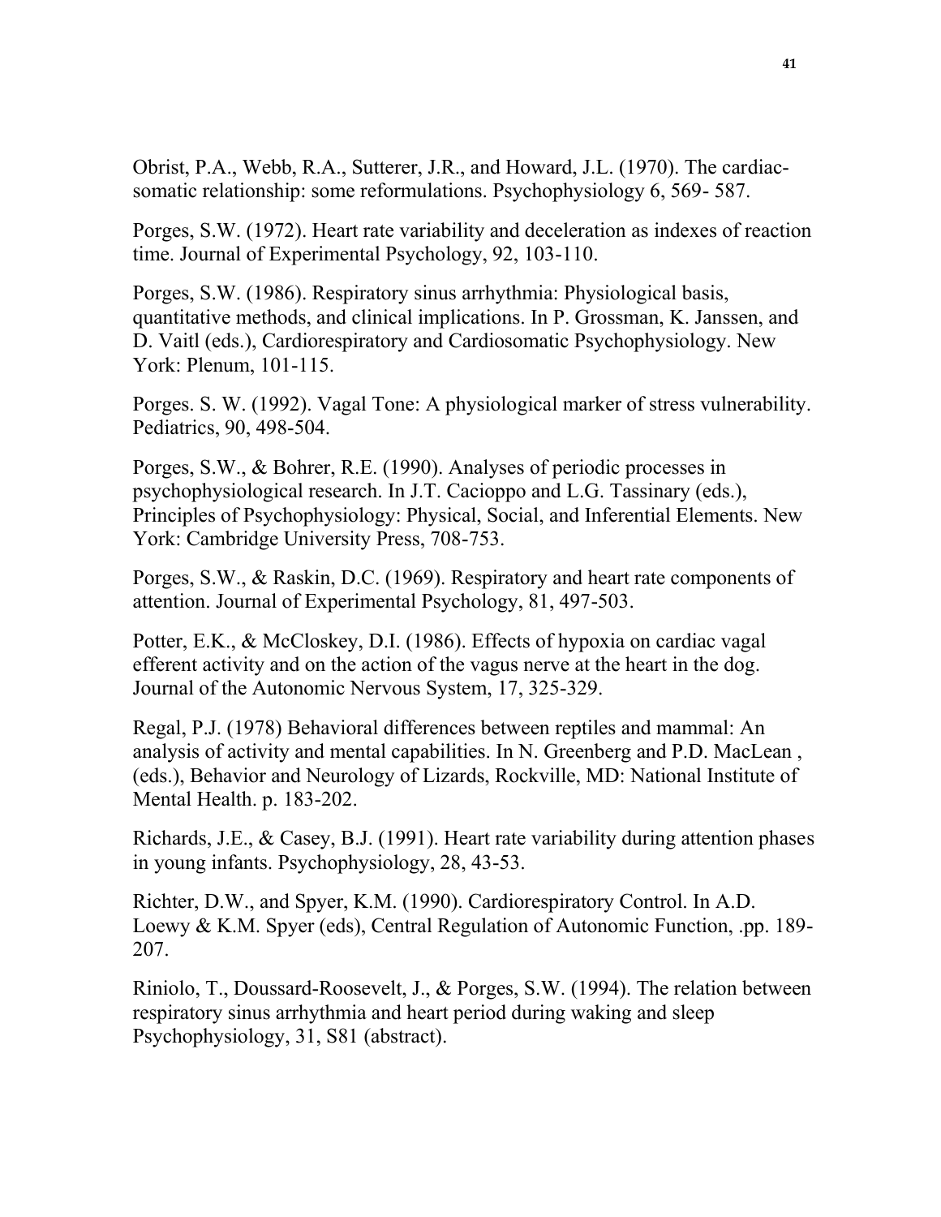Obrist, P.A., Webb, R.A., Sutterer, J.R., and Howard, J.L. (1970). The cardiac-somatic relationship: some reformulations. Psychophysiology 6, 569- 587.

Porges, S.W. (1972). Heart rate variability and deceleration as indexes of reaction time. Journal of Experimental Psychology, 92, 103-110.

Porges, S.W. (1986). Respiratory sinus arrhythmia: Physiological basis, quantitative methods, and clinical implications. In P. Grossman, K. Janssen, and D. Vaitl (eds.), Cardiorespiratory and Cardiosomatic Psychophysiology. New York: Plenum, 101-115.

Porges. S. W. (1992). Vagal Tone: A physiological marker of stress vulnerability. Pediatrics, 90, 498-504.

Porges, S.W., & Bohrer, R.E. (1990). Analyses of periodic processes in psychophysiological research. In J.T. Cacioppo and L.G. Tassinary (eds.), Principles of Psychophysiology: Physical, Social, and Inferential Elements. New York: Cambridge University Press, 708-753.

Porges, S.W., & Raskin, D.C. (1969). Respiratory and heart rate components of attention. Journal of Experimental Psychology, 81, 497-503.

Potter, E.K., & McCloskey, D.I. (1986). Effects of hypoxia on cardiac vagal efferent activity and on the action of the vagus nerve at the heart in the dog. Journal of the Autonomic Nervous System, 17, 325-329.

Regal, P.J. (1978) Behavioral differences between reptiles and mammal: An analysis of activity and mental capabilities. In N. Greenberg and P.D. MacLean , (eds.), Behavior and Neurology of Lizards, Rockville, MD: National Institute of Mental Health. p. 183-202.

Richards, J.E., & Casey, B.J. (1991). Heart rate variability during attention phases in young infants. Psychophysiology, 28, 43-53.

Richter, D.W., and Spyer, K.M. (1990). Cardiorespiratory Control. In A.D. Loewy & K.M. Spyer (eds), Central Regulation of Autonomic Function, .pp. 189-207.

Riniolo, T., Doussard-Roosevelt, J., & Porges, S.W. (1994). The relation between respiratory sinus arrhythmia and heart period during waking and sleep Psychophysiology, 31, S81 (abstract).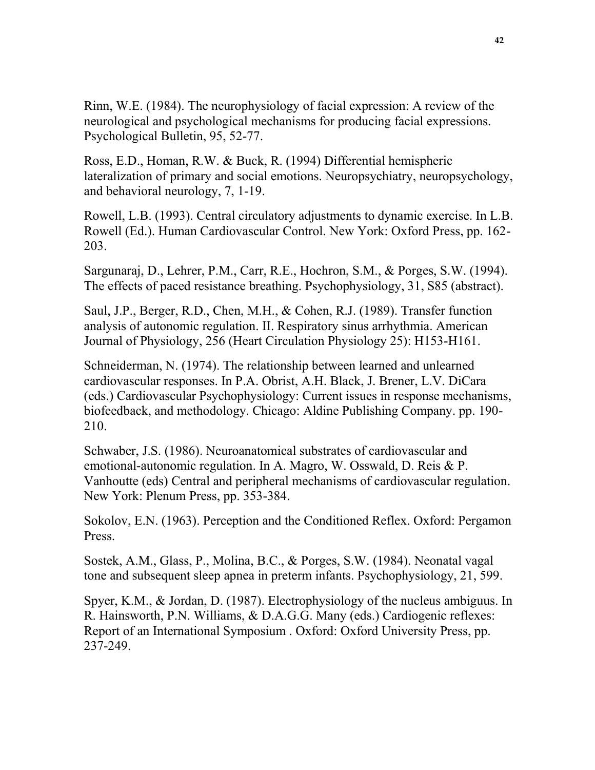Rinn, W.E. (1984). The neurophysiology of facial expression: A review of the neurological and psychological mechanisms for producing facial expressions. Psychological Bulletin, 95, 52-77.

Ross, E.D., Homan, R.W. & Buck, R. (1994) Differential hemispheric lateralization of primary and social emotions. Neuropsychiatry, neuropsychology, and behavioral neurology, 7, 1-19.

Rowell, L.B. (1993). Central circulatory adjustments to dynamic exercise. In L.B. Rowell (Ed.). Human Cardiovascular Control. New York: Oxford Press, pp. 162-203.

Sargunaraj, D., Lehrer, P.M., Carr, R.E., Hochron, S.M., & Porges, S.W. (1994). The effects of paced resistance breathing. Psychophysiology, 31, S85 (abstract).

Saul, J.P., Berger, R.D., Chen, M.H., & Cohen, R.J. (1989). Transfer function analysis of autonomic regulation. II. Respiratory sinus arrhythmia. American Journal of Physiology, 256 (Heart Circulation Physiology 25): H153-H161.

Schneiderman, N. (1974). The relationship between learned and unlearned cardiovascular responses. In P.A. Obrist, A.H. Black, J. Brener, L.V. DiCara (eds.) Cardiovascular Psychophysiology: Current issues in response mechanisms, biofeedback, and methodology. Chicago: Aldine Publishing Company. pp. 190-210.

Schwaber, J.S. (1986). Neuroanatomical substrates of cardiovascular and emotional-autonomic regulation. In A. Magro, W. Osswald, D. Reis & P. Vanhoutte (eds) Central and peripheral mechanisms of cardiovascular regulation. New York: Plenum Press, pp. 353-384.

Sokolov, E.N. (1963). Perception and the Conditioned Reflex. Oxford: Pergamon Press.

Sostek, A.M., Glass, P., Molina, B.C., & Porges, S.W. (1984). Neonatal vagal tone and subsequent sleep apnea in preterm infants. Psychophysiology, 21, 599.

Spyer, K.M., & Jordan, D. (1987). Electrophysiology of the nucleus ambiguus. In R. Hainsworth, P.N. Williams, & D.A.G.G. Many (eds.) Cardiogenic reflexes: Report of an International Symposium . Oxford: Oxford University Press, pp. 237-249.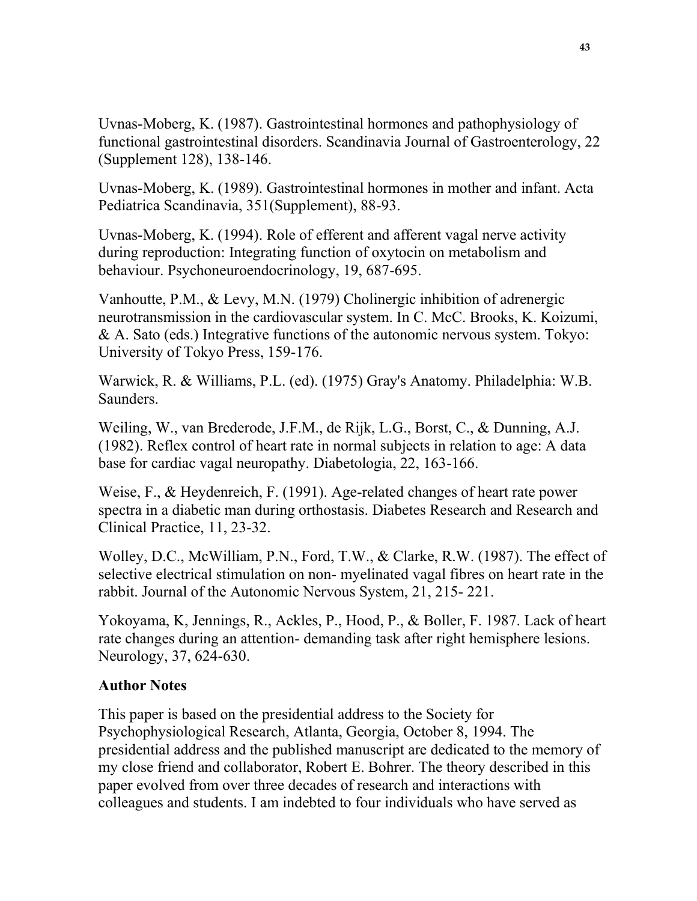Uvnas-Moberg, K. (1987). Gastrointestinal hormones and pathophysiology of functional gastrointestinal disorders. Scandinavia Journal of Gastroenterology, 22 (Supplement 128), 138-146.

Uvnas-Moberg, K. (1989). Gastrointestinal hormones in mother and infant. Acta Pediatrica Scandinavia, 351(Supplement), 88-93.

Uvnas-Moberg, K. (1994). Role of efferent and afferent vagal nerve activity during reproduction: Integrating function of oxytocin on metabolism and behaviour. Psychoneuroendocrinology, 19, 687-695.

Vanhoutte, P.M., & Levy, M.N. (1979) Cholinergic inhibition of adrenergic neurotransmission in the cardiovascular system. In C. McC. Brooks, K. Koizumi, & A. Sato (eds.) Integrative functions of the autonomic nervous system. Tokyo: University of Tokyo Press, 159-176.

Warwick, R. & Williams, P.L. (ed). (1975) Gray's Anatomy. Philadelphia: W.B. Saunders.

Weiling, W., van Brederode, J.F.M., de Rijk, L.G., Borst, C., & Dunning, A.J. (1982). Reflex control of heart rate in normal subjects in relation to age: A data base for cardiac vagal neuropathy. Diabetologia, 22, 163-166.

Weise, F., & Heydenreich, F. (1991). Age-related changes of heart rate power spectra in a diabetic man during orthostasis. Diabetes Research and Research and Clinical Practice, 11, 23-32.

Wolley, D.C., McWilliam, P.N., Ford, T.W., & Clarke, R.W. (1987). The effect of selective electrical stimulation on non- myelinated vagal fibres on heart rate in the rabbit. Journal of the Autonomic Nervous System, 21, 215- 221.

Yokoyama, K, Jennings, R., Ackles, P., Hood, P., & Boller, F. 1987. Lack of heart rate changes during an attention- demanding task after right hemisphere lesions. Neurology, 37, 624-630.

**Author Notes**

This paper is based on the presidential address to the Society for Psychophysiological Research, Atlanta, Georgia, October 8, 1994. The presidential address and the published manuscript are dedicated to the memory of my close friend and collaborator, Robert E. Bohrer. The theory described in this paper evolved from over three decades of research and interactions with colleagues and students. I am indebted to four individuals who have served as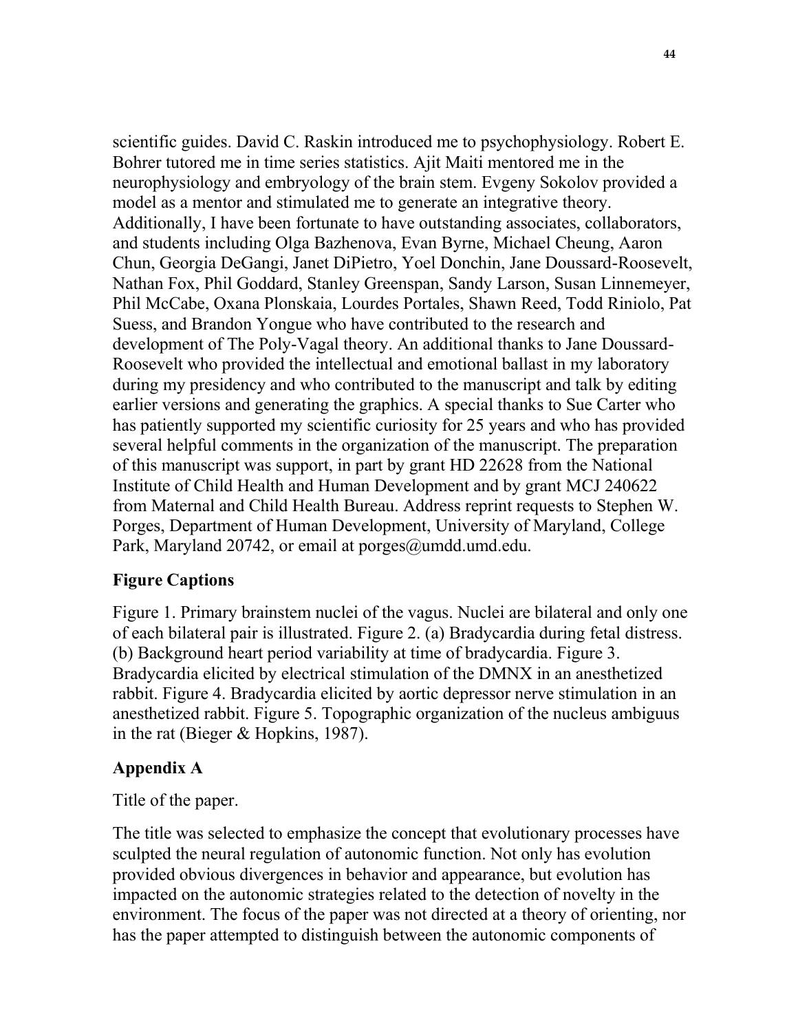scientific guides. David C. Raskin introduced me to psychophysiology. Robert E. Bohrer tutored me in time series statistics. Ajit Maiti mentored me in the neurophysiology and embryology of the brain stem. Evgeny Sokolov provided a model as a mentor and stimulated me to generate an integrative theory. Additionally, I have been fortunate to have outstanding associates, collaborators, and students including Olga Bazhenova, Evan Byrne, Michael Cheung, Aaron Chun, Georgia DeGangi, Janet DiPietro, Yoel Donchin, Jane Doussard-Roosevelt, Nathan Fox, Phil Goddard, Stanley Greenspan, Sandy Larson, Susan Linnemeyer, Phil McCabe, Oxana Plonskaia, Lourdes Portales, Shawn Reed, Todd Riniolo, Pat Suess, and Brandon Yongue who have contributed to the research and development of The Poly-Vagal theory. An additional thanks to Jane Doussard-Roosevelt who provided the intellectual and emotional ballast in my laboratory during my presidency and who contributed to the manuscript and talk by editing earlier versions and generating the graphics. A special thanks to Sue Carter who has patiently supported my scientific curiosity for 25 years and who has provided several helpful comments in the organization of the manuscript. The preparation of this manuscript was support, in part by grant HD 22628 from the National Institute of Child Health and Human Development and by grant MCJ 240622 from Maternal and Child Health Bureau. Address reprint requests to Stephen W. Porges, Department of Human Development, University of Maryland, College Park, Maryland 20742, or email at porges@umdd.umd.edu.

## Figure Captions

Figure 1. Primary brainstem nuclei of the vagus. Nuclei are bilateral and only one of each bilateral pair is illustrated. Figure 2. (a) Bradycardia during fetal distress. (b) Background heart period variability at time of bradycardia. Figure 3. Bradycardia elicited by electrical stimulation of the DMNX in an anesthetized rabbit. Figure 4. Bradycardia elicited by aortic depressor nerve stimulation in an anesthetized rabbit. Figure 5. Topographic organization of the nucleus ambiguus in the rat (Bieger & Hopkins, 1987).

## Appendix A

Title of the paper.

The title was selected to emphasize the concept that evolutionary processes have sculpted the neural regulation of autonomic function. Not only has evolution provided obvious divergences in behavior and appearance, but evolution has impacted on the autonomic strategies related to the detection of novelty in the environment. The focus of the paper was not directed at a theory of orienting, nor has the paper attempted to distinguish between the autonomic components of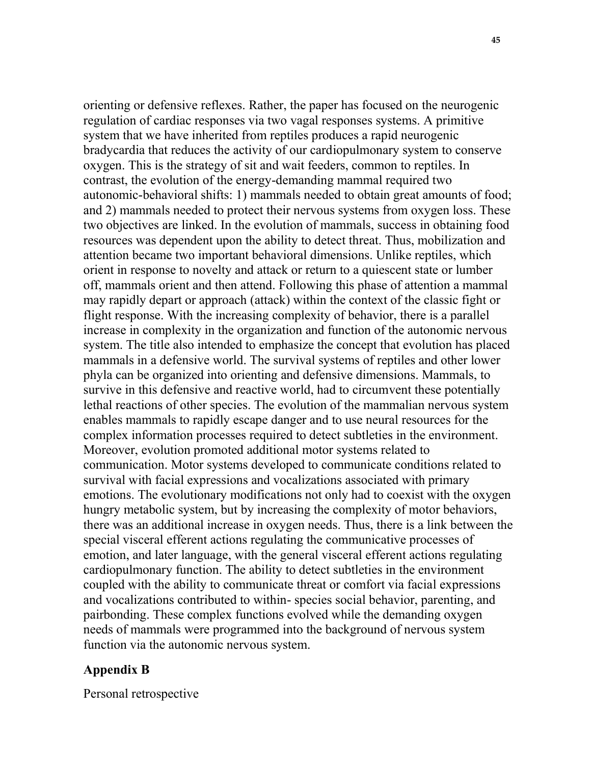orienting or defensive reflexes. Rather, the paper has focused on the neurogenic regulation of cardiac responses via two vagal responses systems. A primitive system that we have inherited from reptiles produces a rapid neurogenic bradycardia that reduces the activity of our cardiopulmonary system to conserve oxygen. This is the strategy of sit and wait feeders, common to reptiles. In contrast, the evolution of the energy-demanding mammal required two autonomic-behavioral shifts: 1) mammals needed to obtain great amounts of food; and 2) mammals needed to protect their nervous systems from oxygen loss. These two objectives are linked. In the evolution of mammals, success in obtaining food resources was dependent upon the ability to detect threat. Thus, mobilization and attention became two important behavioral dimensions. Unlike reptiles, which orient in response to novelty and attack or return to a quiescent state or lumber off, mammals orient and then attend. Following this phase of attention a mammal may rapidly depart or approach (attack) within the context of the classic fight or flight response. With the increasing complexity of behavior, there is a parallel increase in complexity in the organization and function of the autonomic nervous system. The title also intended to emphasize the concept that evolution has placed mammals in a defensive world. The survival systems of reptiles and other lower phyla can be organized into orienting and defensive dimensions. Mammals, to survive in this defensive and reactive world, had to circumvent these potentially lethal reactions of other species. The evolution of the mammalian nervous system enables mammals to rapidly escape danger and to use neural resources for the complex information processes required to detect subtleties in the environment. Moreover, evolution promoted additional motor systems related to communication. Motor systems developed to communicate conditions related to survival with facial expressions and vocalizations associated with primary emotions. The evolutionary modifications not only had to coexist with the oxygen hungry metabolic system, but by increasing the complexity of motor behaviors, there was an additional increase in oxygen needs. Thus, there is a link between the special visceral efferent actions regulating the communicative processes of emotion, and later language, with the general visceral efferent actions regulating cardiopulmonary function. The ability to detect subtleties in the environment coupled with the ability to communicate threat or comfort via facial expressions and vocalizations contributed to within- species social behavior, parenting, and pairbonding. These complex functions evolved while the demanding oxygen needs of mammals were programmed into the background of nervous system function via the autonomic nervous system.

## Appendix B

Personal retrospective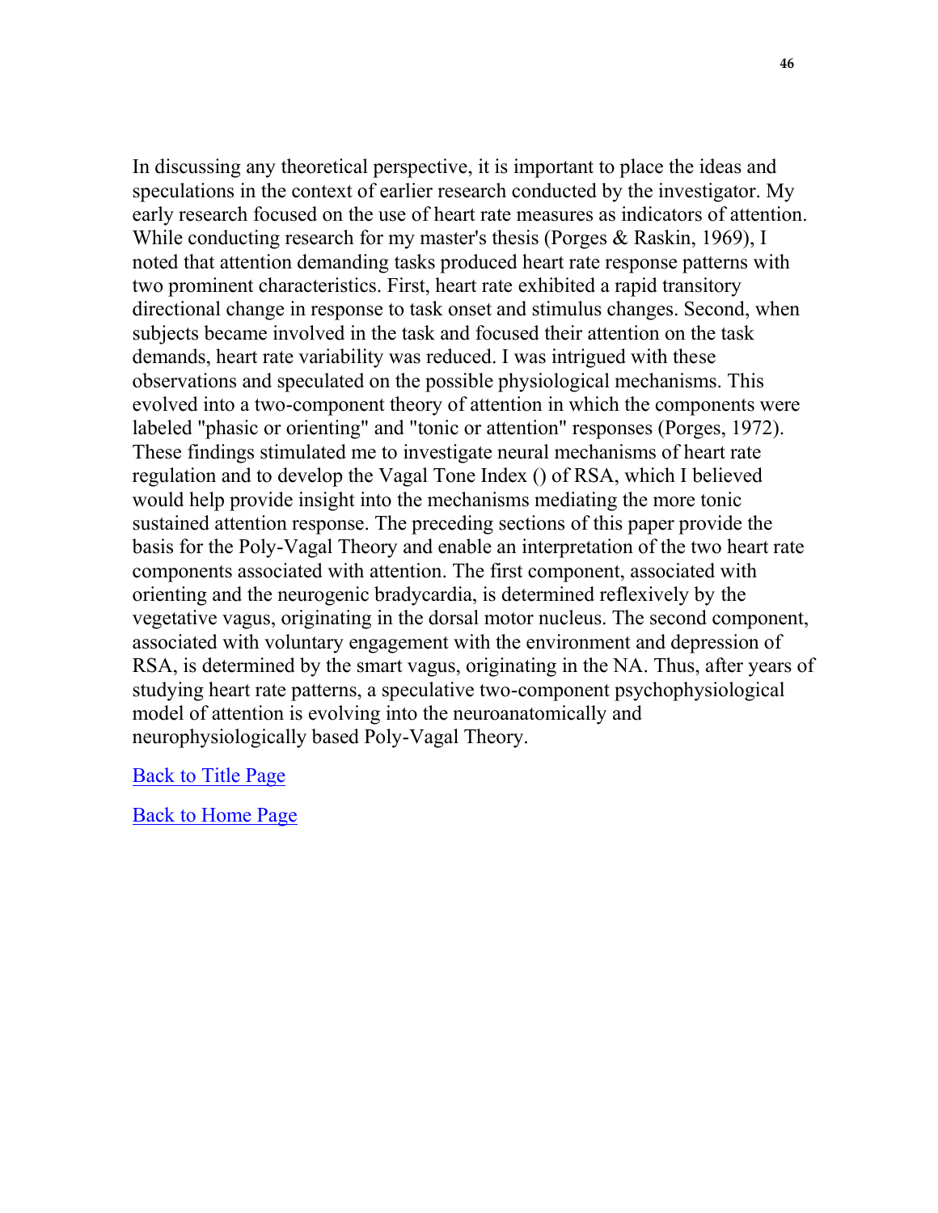In discussing any theoretical perspective, it is important to place the ideas and speculations in the context of earlier research conducted by the investigator. My early research focused on the use of heart rate measures as indicators of attention. While conducting research for my master's thesis (Porges & Raskin, 1969), I noted that attention demanding tasks produced heart rate response patterns with two prominent characteristics. First, heart rate exhibited a rapid transitory directional change in response to task onset and stimulus changes. Second, when subjects became involved in the task and focused their attention on the task demands, heart rate variability was reduced. I was intrigued with these observations and speculated on the possible physiological mechanisms. This evolved into a two-component theory of attention in which the components were labeled "phasic or orienting" and "tonic or attention" responses (Porges, 1972). These findings stimulated me to investigate neural mechanisms of heart rate regulation and to develop the Vagal Tone Index () of RSA, which I believed would help provide insight into the mechanisms mediating the more tonic sustained attention response. The preceding sections of this paper provide the basis for the Poly-Vagal Theory and enable an interpretation of the two heart rate components associated with attention. The first component, associated with orienting and the neurogenic bradycardia, is determined reflexively by the vegetative vagus, originating in the dorsal motor nucleus. The second component, associated with voluntary engagement with the environment and depression of RSA, is determined by the smart vagus, originating in the NA. Thus, after years of studying heart rate patterns, a speculative two-component psychophysiological model of attention is evolving into the neuroanatomically and neurophysiologically based Poly-Vagal Theory.

Back to Title Page

Back to Home Page